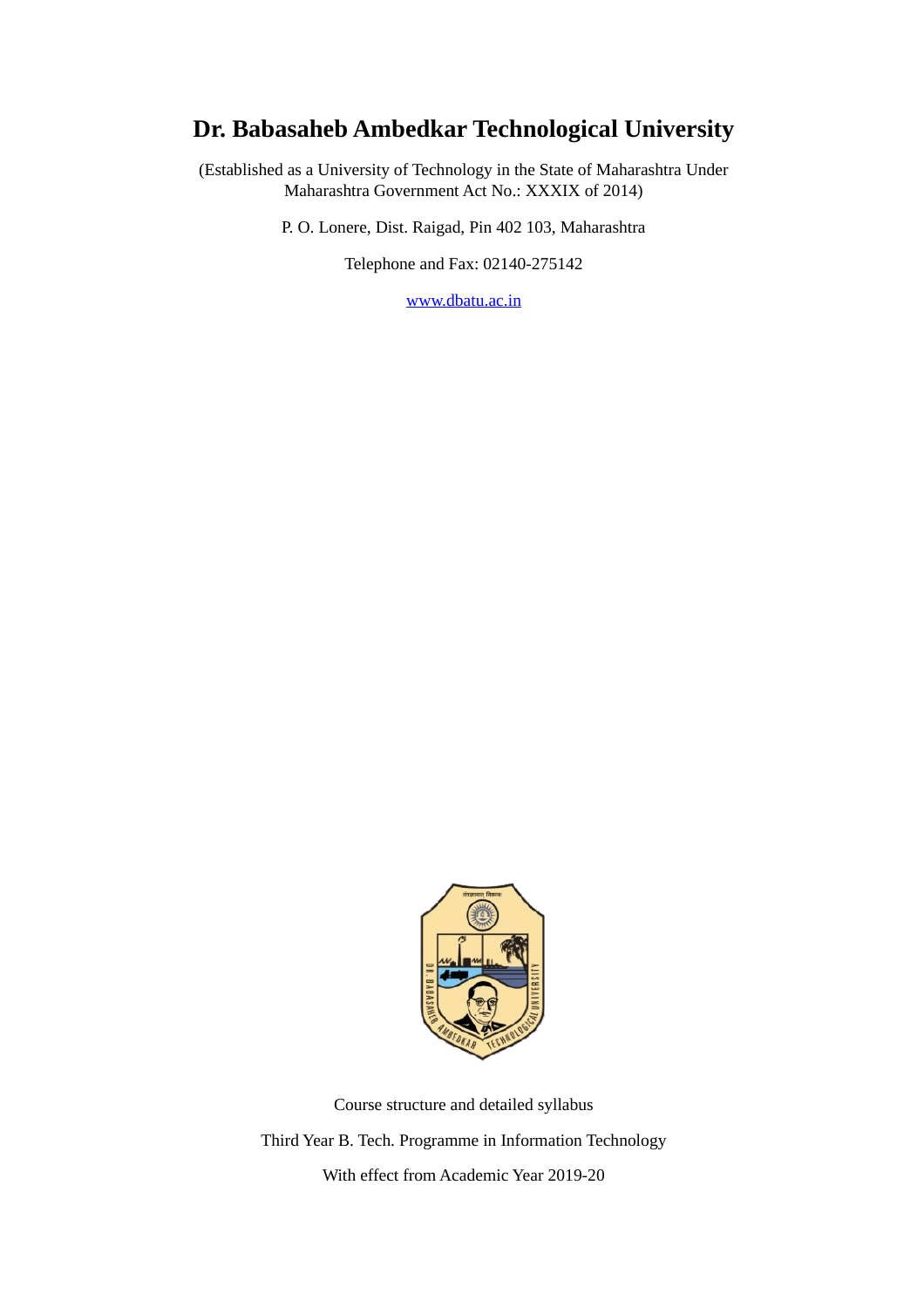# Dr. Babasaheb Ambedkar Technological University

(Established as a University of Technology in the State of Maharashtra Under Maharashtra Government Act No.: XXXIX of 2014)

P. O. Lonere, Dist. Raigad, Pin 402 103, Maharashtra

Telephone and Fax: 02140-275142

www.dbatu.ac.in

Course structure and detailed syllabus

Third Year B. Tech. Programme in Information Technology

With effect from Academic Year 2019-20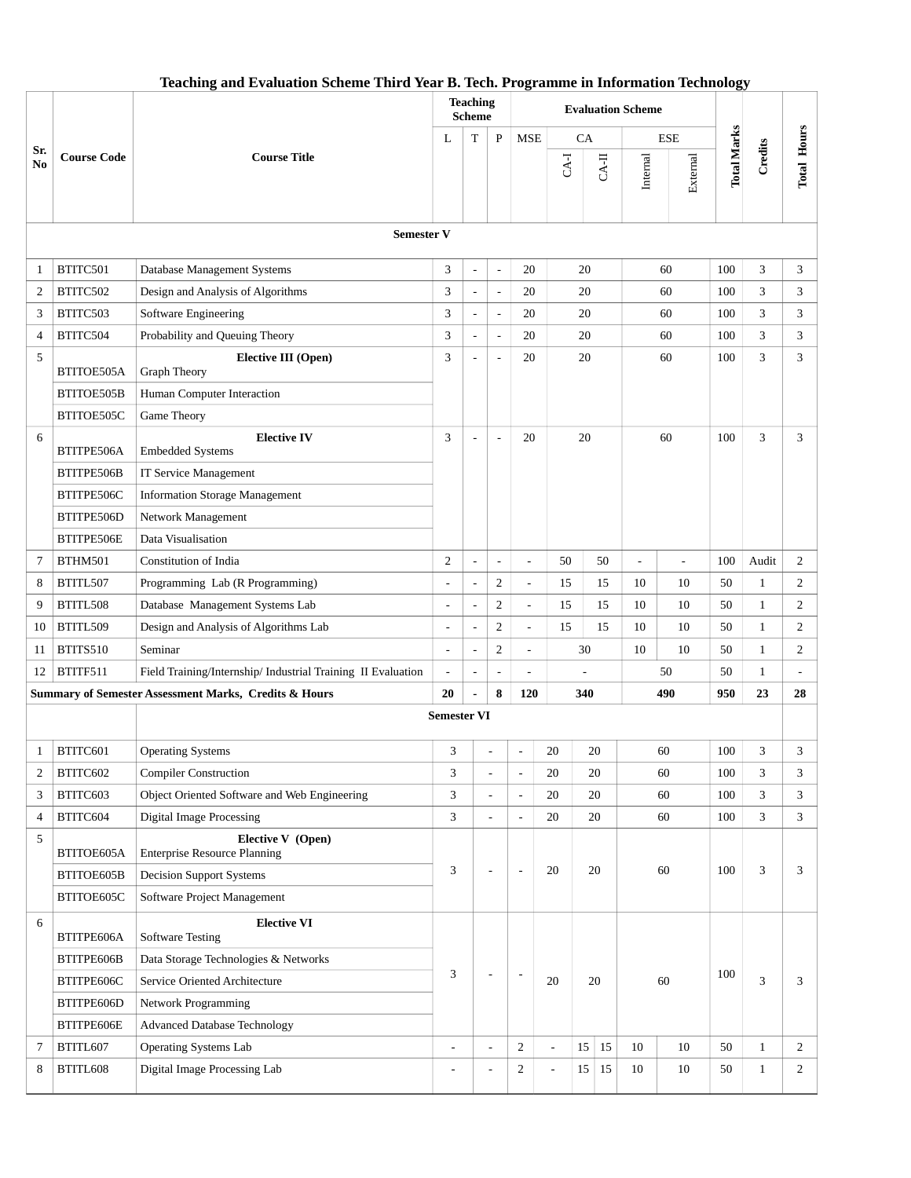# Teaching and Evaluation Scheme Third Year B. Tech. Programme in Information Technology

| Sr. No | Course Code | Course Title | Teaching Scheme | | | Evaluation Scheme | | | | | Total Marks | Credits | Total Hours |
|---|---|---|---|---|---|---|---|---|---|---|---|---|---|
| | | | L | T | P | MSE | CA | | ESE | | | | |
| | | | | | | | CA-I | CA-II | Internal | External | | | |
| **Semester V** | | | | | | | | | | | | | |
| 1 | BTITC501 | Database Management Systems | 3 | - | - | 20 | 20 | | 60 | | 100 | 3 | 3 |
| 2 | BTITC502 | Design and Analysis of Algorithms | 3 | - | - | 20 | 20 | | 60 | | 100 | 3 | 3 |
| 3 | BTITC503 | Software Engineering | 3 | - | - | 20 | 20 | | 60 | | 100 | 3 | 3 |
| 4 | BTITC504 | Probability and Queuing Theory | 3 | - | - | 20 | 20 | | 60 | | 100 | 3 | 3 |
| 5 | | **Elective III (Open)** | 3 | - | - | 20 | 20 | | 60 | | 100 | 3 | 3 |
| | BTITOE505A | Graph Theory | | | | | | | | | | | |
| | BTITOE505B | Human Computer Interaction | | | | | | | | | | | |
| | BTITOE505C | Game Theory | | | | | | | | | | | |
| 6 | | **Elective IV** | 3 | - | - | 20 | 20 | | 60 | | 100 | 3 | 3 |
| | BTITPE506A | Embedded Systems | | | | | | | | | | | |
| | BTITPE506B | IT Service Management | | | | | | | | | | | |
| | BTITPE506C | Information Storage Management | | | | | | | | | | | |
| | BTITPE506D | Network Management | | | | | | | | | | | |
| | BTITPE506E | Data Visualisation | | | | | | | | | | | |
| 7 | BTHM501 | Constitution of India | 2 | - | - | - | 50 | 50 | - | - | 100 | Audit | 2 |
| 8 | BTITL507 | Programming Lab (R Programming) | - | - | 2 | - | 15 | 15 | 10 | 10 | 50 | 1 | 2 |
| 9 | BTITL508 | Database Management Systems Lab | - | - | 2 | - | 15 | 15 | 10 | 10 | 50 | 1 | 2 |
| 10 | BTITL509 | Design and Analysis of Algorithms Lab | - | - | 2 | - | 15 | 15 | 10 | 10 | 50 | 1 | 2 |
| 11 | BTITS510 | Seminar | - | - | 2 | - | 30 | | 10 | 10 | 50 | 1 | 2 |
| 12 | BTITF511 | Field Training/Internship/ Industrial Training II Evaluation | - | - | - | - | - | | 50 | | 50 | 1 | - |
| **Summary of Semester Assessment Marks, Credits & Hours** | | | **20** | **-** | **8** | **120** | **340** | | **490** | | **950** | **23** | **28** |
| **Semester VI** | | | | | | | | | | | | | |
| 1 | BTITC601 | Operating Systems | 3 | - | - | 20 | 20 | | 60 | | 100 | 3 | 3 |
| 2 | BTITC602 | Compiler Construction | 3 | - | - | 20 | 20 | | 60 | | 100 | 3 | 3 |
| 3 | BTITC603 | Object Oriented Software and Web Engineering | 3 | - | - | 20 | 20 | | 60 | | 100 | 3 | 3 |
| 4 | BTITC604 | Digital Image Processing | 3 | - | - | 20 | 20 | | 60 | | 100 | 3 | 3 |
| 5 | | **Elective V (Open)** | 3 | - | - | 20 | 20 | | 60 | | 100 | 3 | 3 |
| | BTITOE605A | Enterprise Resource Planning | | | | | | | | | | | |
| | BTITOE605B | Decision Support Systems | | | | | | | | | | | |
| | BTITOE605C | Software Project Management | | | | | | | | | | | |
| 6 | | **Elective VI** | 3 | - | - | 20 | 20 | | 60 | | 100 | 3 | 3 |
| | BTITPE606A | Software Testing | | | | | | | | | | | |
| | BTITPE606B | Data Storage Technologies & Networks | | | | | | | | | | | |
| | BTITPE606C | Service Oriented Architecture | | | | | | | | | | | |
| | BTITPE606D | Network Programming | | | | | | | | | | | |
| | BTITPE606E | Advanced Database Technology | | | | | | | | | | | |
| 7 | BTITL607 | Operating Systems Lab | - | - | 2 | - | 15 | 15 | 10 | 10 | 50 | 1 | 2 |
| 8 | BTITL608 | Digital Image Processing Lab | - | - | 2 | - | 15 | 15 | 10 | 10 | 50 | 1 | 2 |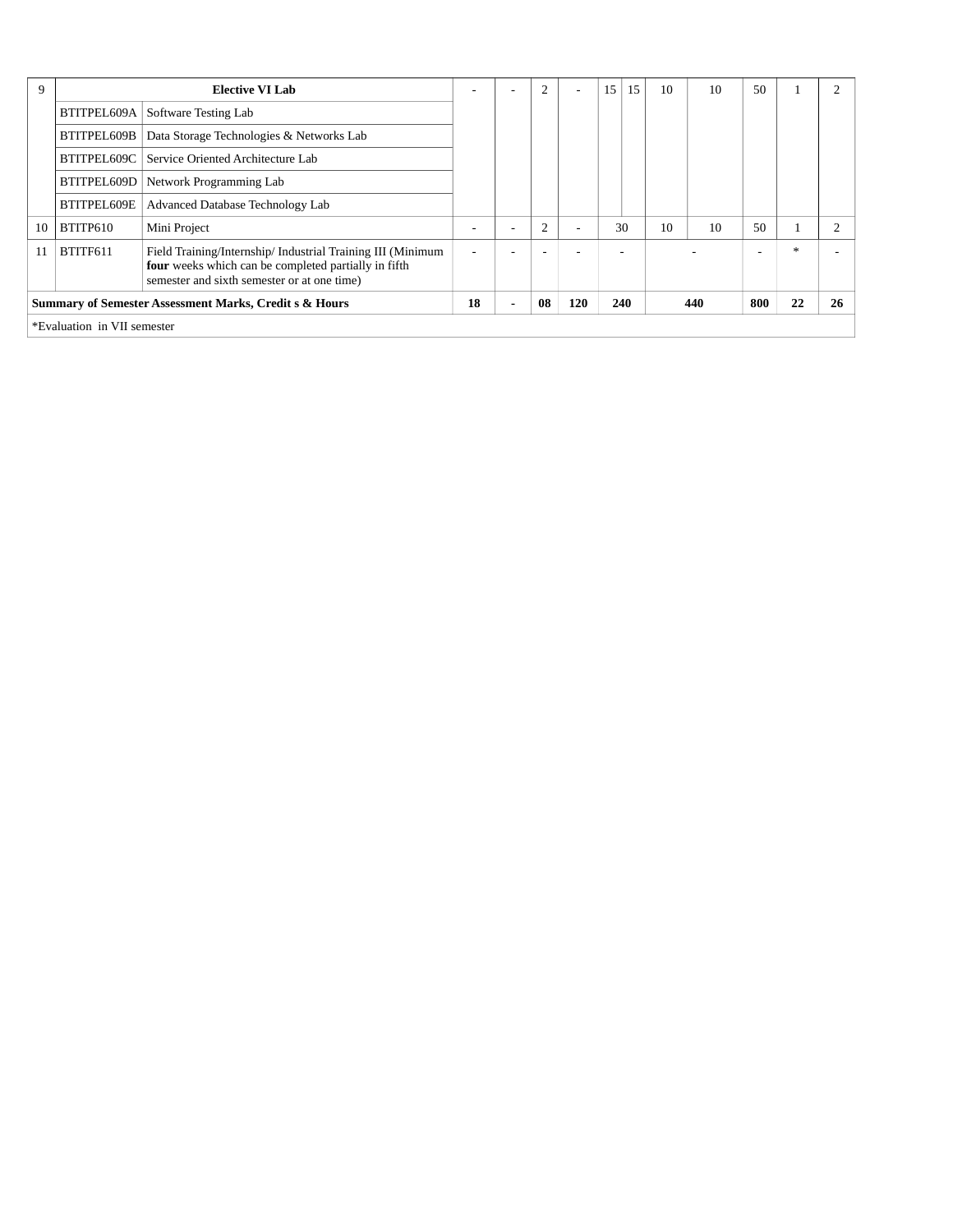| 9 | Elective VI Lab | | - | - | 2 | - | 15 | 15 | 10 | 10 | 50 | 1 | 2 |
|---|---|---|---|---|---|---|---|---|---|---|---|---|---|
| | BTITPEL609A | Software Testing Lab | | | | | | | | | | | |
| | BTITPEL609B | Data Storage Technologies & Networks Lab | | | | | | | | | | | |
| | BTITPEL609C | Service Oriented Architecture Lab | | | | | | | | | | | |
| | BTITPEL609D | Network Programming Lab | | | | | | | | | | | |
| | BTITPEL609E | Advanced Database Technology Lab | | | | | | | | | | | |
| 10 | BTITP610 | Mini Project | - | - | 2 | - | 30 | | 10 | 10 | 50 | 1 | 2 |
| 11 | BTITF611 | Field Training/Internship/ Industrial Training III (Minimum **four** weeks which can be completed partially in fifth semester and sixth semester or at one time) | - | - | - | - | - | | - | | - | * | - |
| **Summary of Semester Assessment Marks, Credit s & Hours** | | | **18** | **-** | **08** | **120** | **240** | | **440** | | **800** | **22** | **26** |
| *Evaluation in VII semester | | | | | | | | | | | | | |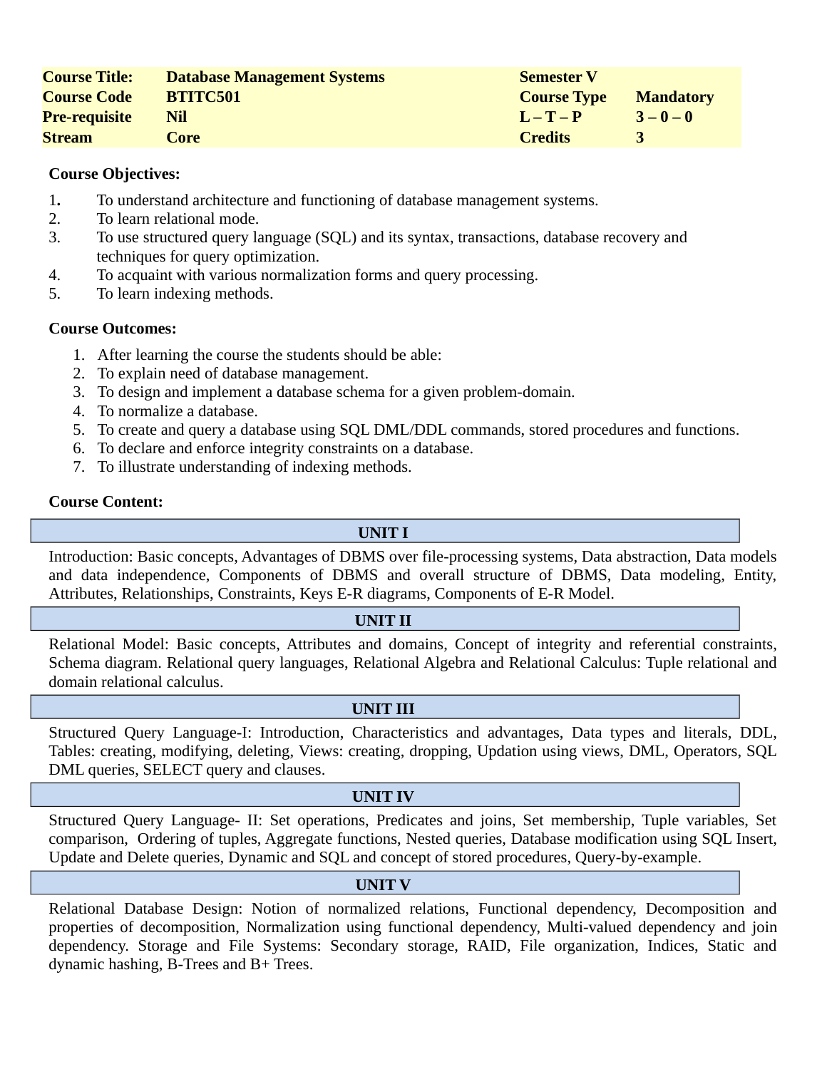| **Course Title:** | **Database Management Systems** | **Semester V** | |
|---|---|---|---|
| **Course Code** | **BTITC501** | **Course Type** | **Mandatory** |
| **Pre-requisite** | **Nil** | **L – T – P** | **3 – 0 – 0** |
| **Stream** | **Core** | **Credits** | **3** |

**Course Objectives:**

1. To understand architecture and functioning of database management systems.
2. To learn relational mode.
3. To use structured query language (SQL) and its syntax, transactions, database recovery and techniques for query optimization.
4. To acquaint with various normalization forms and query processing.
5. To learn indexing methods.

**Course Outcomes:**

1. After learning the course the students should be able:
2. To explain need of database management.
3. To design and implement a database schema for a given problem-domain.
4. To normalize a database.
5. To create and query a database using SQL DML/DDL commands, stored procedures and functions.
6. To declare and enforce integrity constraints on a database.
7. To illustrate understanding of indexing methods.

**Course Content:**

**UNIT I**

Introduction: Basic concepts, Advantages of DBMS over file-processing systems, Data abstraction, Data models and data independence, Components of DBMS and overall structure of DBMS, Data modeling, Entity, Attributes, Relationships, Constraints, Keys E-R diagrams, Components of E-R Model.

**UNIT II**

Relational Model: Basic concepts, Attributes and domains, Concept of integrity and referential constraints, Schema diagram. Relational query languages, Relational Algebra and Relational Calculus: Tuple relational and domain relational calculus.

**UNIT III**

Structured Query Language-I: Introduction, Characteristics and advantages, Data types and literals, DDL, Tables: creating, modifying, deleting, Views: creating, dropping, Updation using views, DML, Operators, SQL DML queries, SELECT query and clauses.

**UNIT IV**

Structured Query Language- II: Set operations, Predicates and joins, Set membership, Tuple variables, Set comparison, Ordering of tuples, Aggregate functions, Nested queries, Database modification using SQL Insert, Update and Delete queries, Dynamic and SQL and concept of stored procedures, Query-by-example.

**UNIT V**

Relational Database Design: Notion of normalized relations, Functional dependency, Decomposition and properties of decomposition, Normalization using functional dependency, Multi-valued dependency and join dependency. Storage and File Systems: Secondary storage, RAID, File organization, Indices, Static and dynamic hashing, B-Trees and B+ Trees.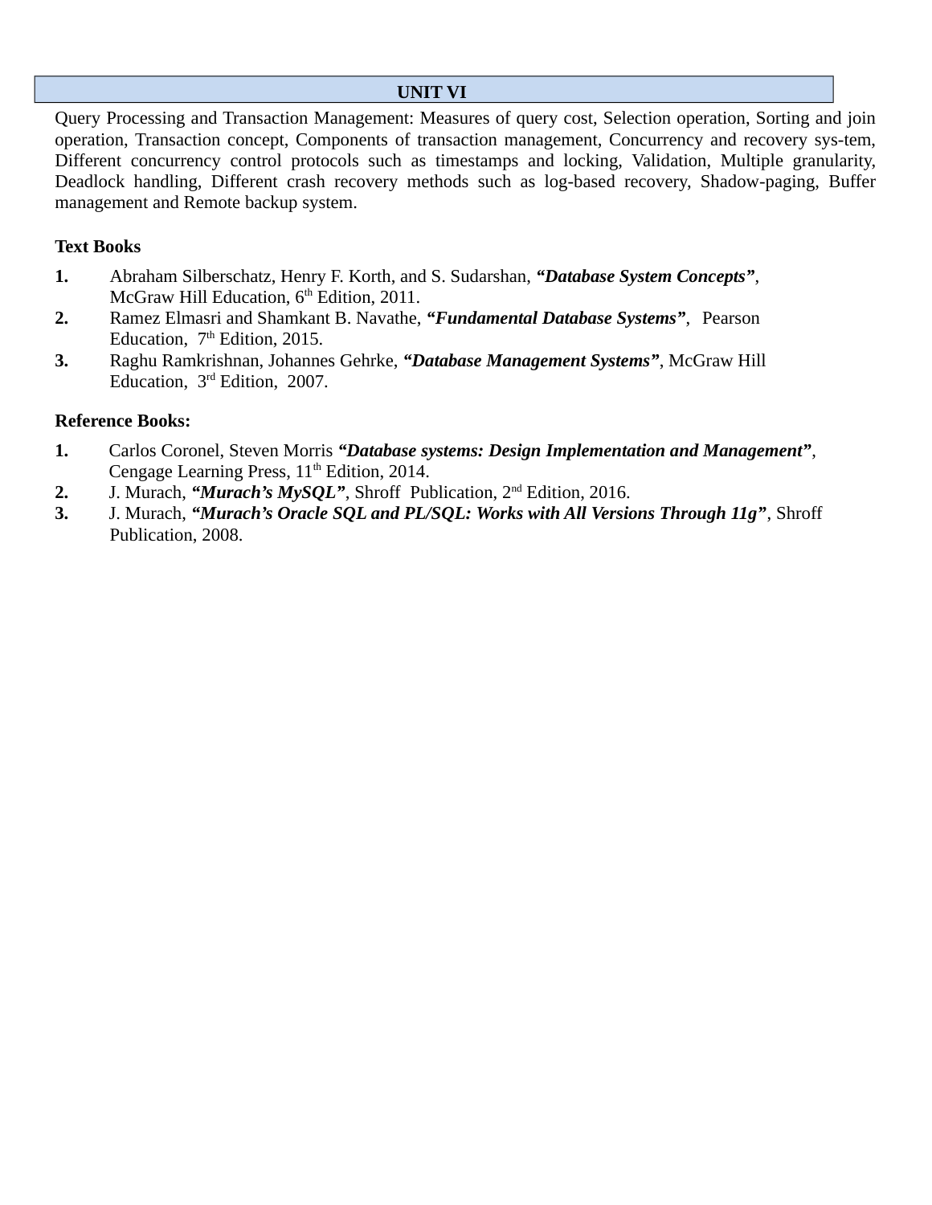## UNIT VI

Query Processing and Transaction Management: Measures of query cost, Selection operation, Sorting and join operation, Transaction concept, Components of transaction management, Concurrency and recovery sys-tem, Different concurrency control protocols such as timestamps and locking, Validation, Multiple granularity, Deadlock handling, Different crash recovery methods such as log-based recovery, Shadow-paging, Buffer management and Remote backup system.

**Text Books**

1. Abraham Silberschatz, Henry F. Korth, and S. Sudarshan, ***"Database System Concepts"***, McGraw Hill Education, 6th Edition, 2011.
2. Ramez Elmasri and Shamkant B. Navathe, ***"Fundamental Database Systems"***, Pearson Education, 7th Edition, 2015.
3. Raghu Ramkrishnan, Johannes Gehrke, ***"Database Management Systems"***, McGraw Hill Education, 3rd Edition, 2007.

**Reference Books:**

1. Carlos Coronel, Steven Morris ***"Database systems: Design Implementation and Management"***, Cengage Learning Press, 11th Edition, 2014.
2. J. Murach, ***"Murach's MySQL"***, Shroff Publication, 2nd Edition, 2016.
3. J. Murach, ***"Murach's Oracle SQL and PL/SQL: Works with All Versions Through 11g"***, Shroff Publication, 2008.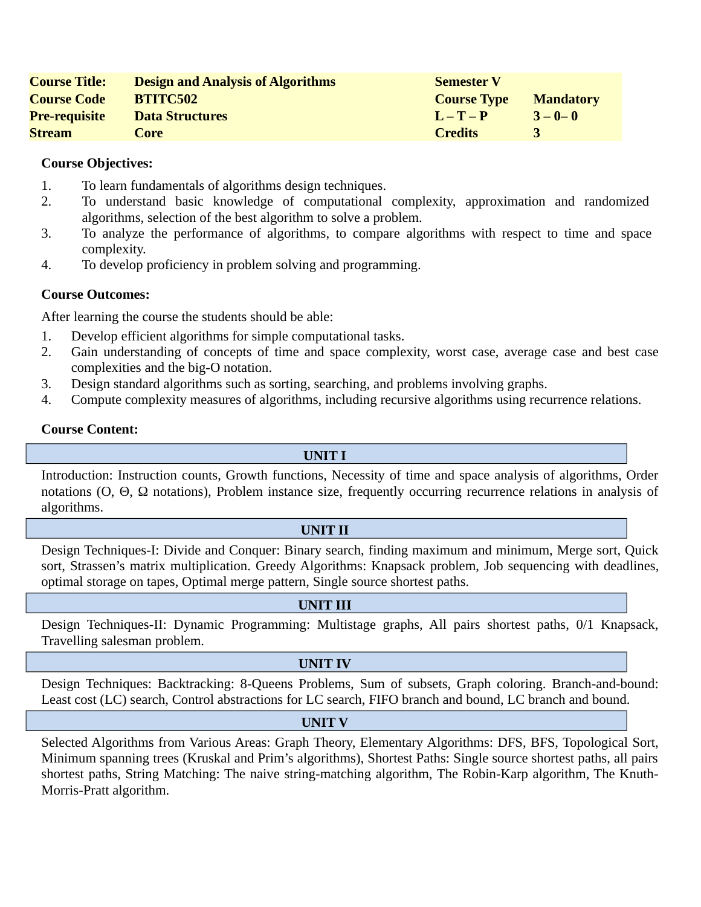| Course Title: | Design and Analysis of Algorithms | Semester V | |
|---|---|---|---|
| Course Code | BTITC502 | Course Type | Mandatory |
| Pre-requisite | Data Structures | L – T – P | 3 – 0– 0 |
| Stream | Core | Credits | 3 |

**Course Objectives:**

1. To learn fundamentals of algorithms design techniques.
2. To understand basic knowledge of computational complexity, approximation and randomized algorithms, selection of the best algorithm to solve a problem.
3. To analyze the performance of algorithms, to compare algorithms with respect to time and space complexity.
4. To develop proficiency in problem solving and programming.

**Course Outcomes:**

After learning the course the students should be able:

1. Develop efficient algorithms for simple computational tasks.
2. Gain understanding of concepts of time and space complexity, worst case, average case and best case complexities and the big-O notation.
3. Design standard algorithms such as sorting, searching, and problems involving graphs.
4. Compute complexity measures of algorithms, including recursive algorithms using recurrence relations.

**Course Content:**

**UNIT I**

Introduction: Instruction counts, Growth functions, Necessity of time and space analysis of algorithms, Order notations (O, Θ, Ω notations), Problem instance size, frequently occurring recurrence relations in analysis of algorithms.

**UNIT II**

Design Techniques-I: Divide and Conquer: Binary search, finding maximum and minimum, Merge sort, Quick sort, Strassen's matrix multiplication. Greedy Algorithms: Knapsack problem, Job sequencing with deadlines, optimal storage on tapes, Optimal merge pattern, Single source shortest paths.

**UNIT III**

Design Techniques-II: Dynamic Programming: Multistage graphs, All pairs shortest paths, 0/1 Knapsack, Travelling salesman problem.

**UNIT IV**

Design Techniques: Backtracking: 8-Queens Problems, Sum of subsets, Graph coloring. Branch-and-bound: Least cost (LC) search, Control abstractions for LC search, FIFO branch and bound, LC branch and bound.

**UNIT V**

Selected Algorithms from Various Areas: Graph Theory, Elementary Algorithms: DFS, BFS, Topological Sort, Minimum spanning trees (Kruskal and Prim's algorithms), Shortest Paths: Single source shortest paths, all pairs shortest paths, String Matching: The naive string-matching algorithm, The Robin-Karp algorithm, The Knuth-Morris-Pratt algorithm.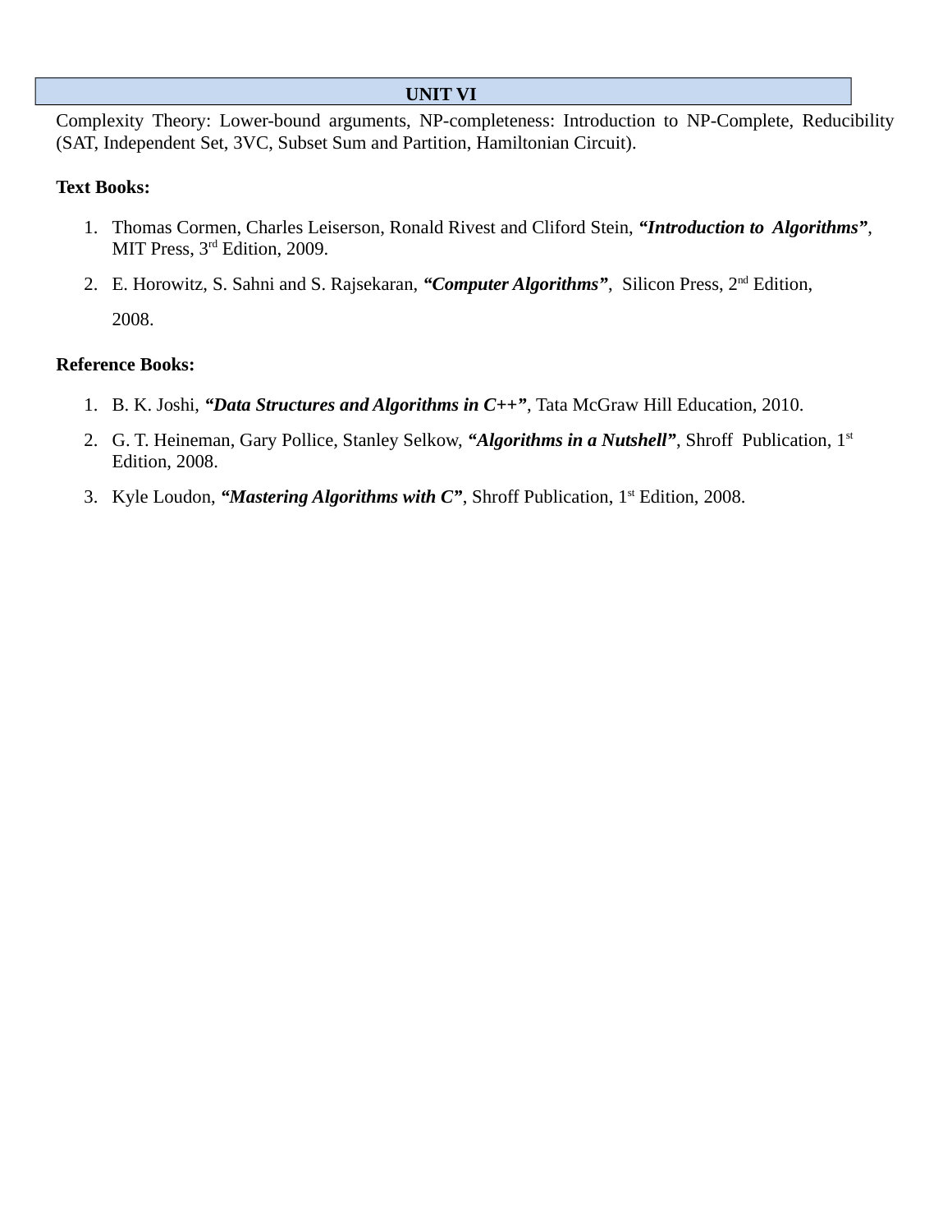## UNIT VI

Complexity Theory: Lower-bound arguments, NP-completeness: Introduction to NP-Complete, Reducibility (SAT, Independent Set, 3VC, Subset Sum and Partition, Hamiltonian Circuit).

**Text Books:**

1. Thomas Cormen, Charles Leiserson, Ronald Rivest and Cliford Stein, ***"Introduction to Algorithms"***, MIT Press, 3rd Edition, 2009.
2. E. Horowitz, S. Sahni and S. Rajsekaran, ***"Computer Algorithms"***, Silicon Press, 2nd Edition, 2008.

**Reference Books:**

1. B. K. Joshi, ***"Data Structures and Algorithms in C++"***, Tata McGraw Hill Education, 2010.
2. G. T. Heineman, Gary Pollice, Stanley Selkow, ***"Algorithms in a Nutshell"***, Shroff Publication, 1st Edition, 2008.
3. Kyle Loudon, ***"Mastering Algorithms with C"***, Shroff Publication, 1st Edition, 2008.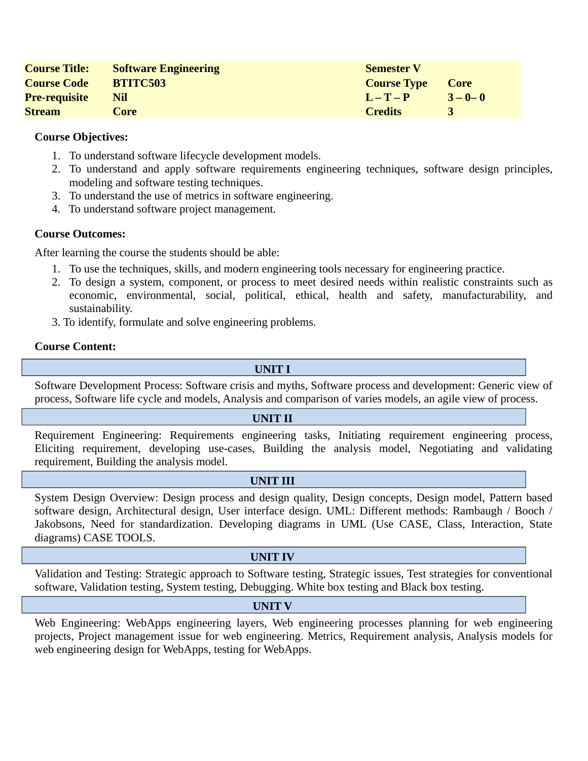| Course Title: | Software Engineering | Semester V | |
|---|---|---|---|
| Course Code | BTITC503 | Course Type | Core |
| Pre-requisite | Nil | L – T – P | 3 – 0– 0 |
| Stream | Core | Credits | 3 |

**Course Objectives:**

1. To understand software lifecycle development models.
2. To understand and apply software requirements engineering techniques, software design principles, modeling and software testing techniques.
3. To understand the use of metrics in software engineering.
4. To understand software project management.

**Course Outcomes:**

After learning the course the students should be able:

1. To use the techniques, skills, and modern engineering tools necessary for engineering practice.
2. To design a system, component, or process to meet desired needs within realistic constraints such as economic, environmental, social, political, ethical, health and safety, manufacturability, and sustainability.
3. To identify, formulate and solve engineering problems.

**Course Content:**

**UNIT I**

Software Development Process: Software crisis and myths, Software process and development: Generic view of process, Software life cycle and models, Analysis and comparison of varies models, an agile view of process.

**UNIT II**

Requirement Engineering: Requirements engineering tasks, Initiating requirement engineering process, Eliciting requirement, developing use-cases, Building the analysis model, Negotiating and validating requirement, Building the analysis model.

**UNIT III**

System Design Overview: Design process and design quality, Design concepts, Design model, Pattern based software design, Architectural design, User interface design. UML: Different methods: Rambaugh / Booch / Jakobsons, Need for standardization. Developing diagrams in UML (Use CASE, Class, Interaction, State diagrams) CASE TOOLS.

**UNIT IV**

Validation and Testing: Strategic approach to Software testing, Strategic issues, Test strategies for conventional software, Validation testing, System testing, Debugging. White box testing and Black box testing.

**UNIT V**

Web Engineering: WebApps engineering layers, Web engineering processes planning for web engineering projects, Project management issue for web engineering. Metrics, Requirement analysis, Analysis models for web engineering design for WebApps, testing for WebApps.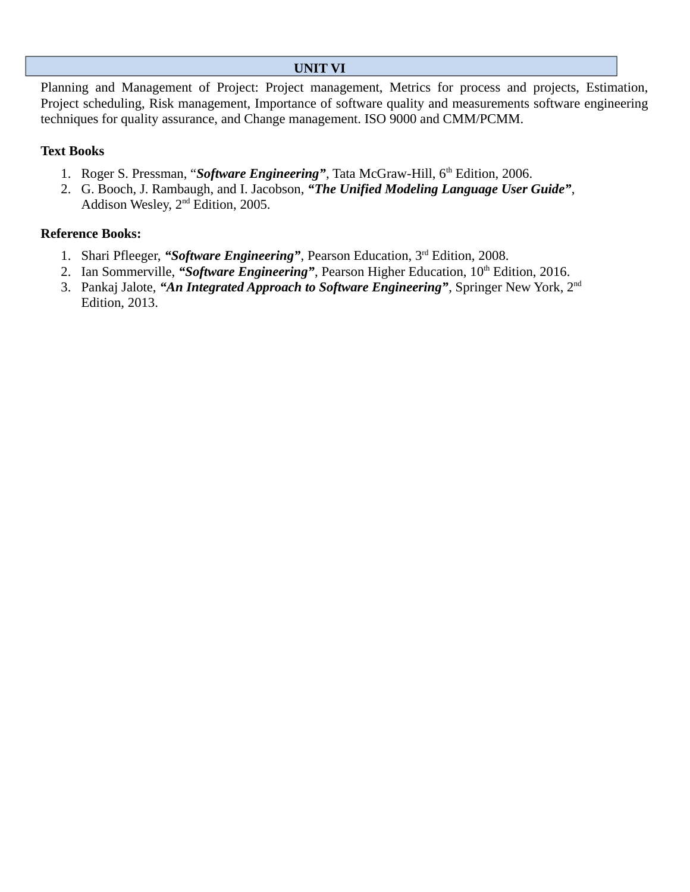## UNIT VI

Planning and Management of Project: Project management, Metrics for process and projects, Estimation, Project scheduling, Risk management, Importance of software quality and measurements software engineering techniques for quality assurance, and Change management. ISO 9000 and CMM/PCMM.

**Text Books**

1. Roger S. Pressman, "***Software Engineering***", Tata McGraw-Hill, 6th Edition, 2006.
2. G. Booch, J. Rambaugh, and I. Jacobson, ***"The Unified Modeling Language User Guide"***, Addison Wesley, 2nd Edition, 2005.

**Reference Books:**

1. Shari Pfleeger, ***"Software Engineering"***, Pearson Education, 3rd Edition, 2008.
2. Ian Sommerville, ***"Software Engineering"***, Pearson Higher Education, 10th Edition, 2016.
3. Pankaj Jalote, ***"An Integrated Approach to Software Engineering"***, Springer New York, 2nd Edition, 2013.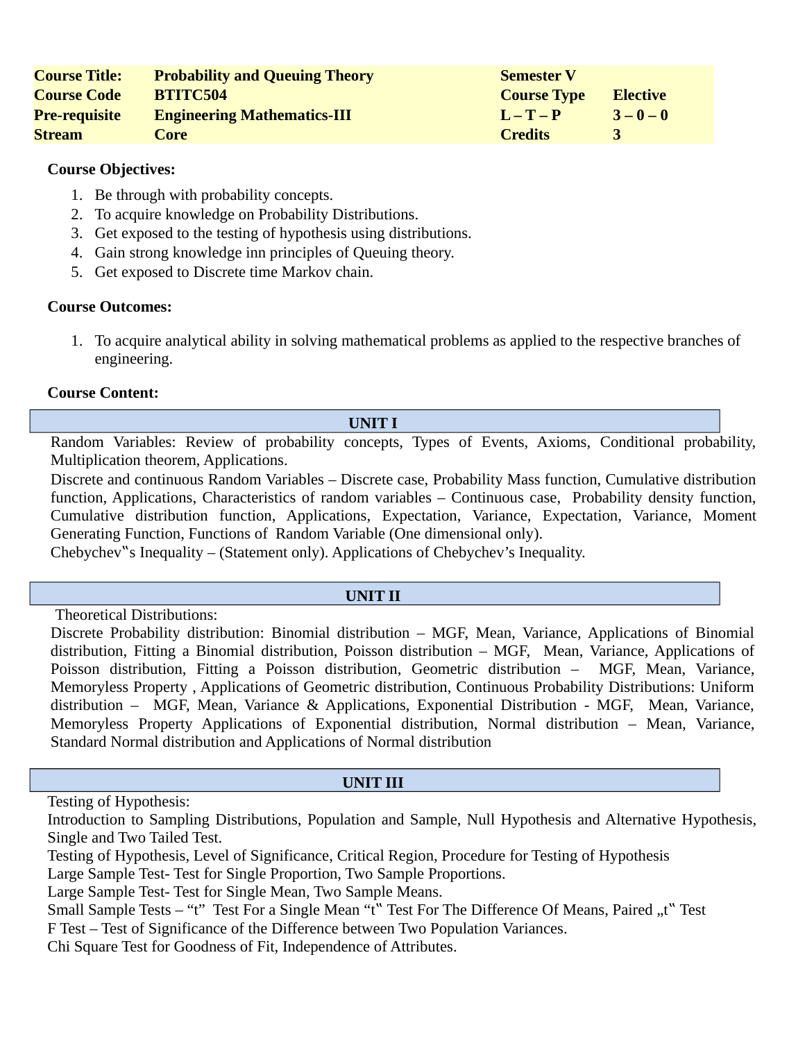| Course Title: | Probability and Queuing Theory | Semester V | |
|---|---|---|---|
| Course Code | BTITC504 | Course Type | Elective |
| Pre-requisite | Engineering Mathematics-III | L – T – P | 3 – 0 – 0 |
| Stream | Core | Credits | 3 |

**Course Objectives:**

1. Be through with probability concepts.
2. To acquire knowledge on Probability Distributions.
3. Get exposed to the testing of hypothesis using distributions.
4. Gain strong knowledge inn principles of Queuing theory.
5. Get exposed to Discrete time Markov chain.

**Course Outcomes:**

1. To acquire analytical ability in solving mathematical problems as applied to the respective branches of engineering.

**Course Content:**

### UNIT I

Random Variables: Review of probability concepts, Types of Events, Axioms, Conditional probability, Multiplication theorem, Applications.

Discrete and continuous Random Variables – Discrete case, Probability Mass function, Cumulative distribution function, Applications, Characteristics of random variables – Continuous case, Probability density function, Cumulative distribution function, Applications, Expectation, Variance, Expectation, Variance, Moment Generating Function, Functions of Random Variable (One dimensional only).

Chebychev‟s Inequality – (Statement only). Applications of Chebychev's Inequality.

### UNIT II

Theoretical Distributions:

Discrete Probability distribution: Binomial distribution – MGF, Mean, Variance, Applications of Binomial distribution, Fitting a Binomial distribution, Poisson distribution – MGF, Mean, Variance, Applications of Poisson distribution, Fitting a Poisson distribution, Geometric distribution – MGF, Mean, Variance, Memoryless Property , Applications of Geometric distribution, Continuous Probability Distributions: Uniform distribution – MGF, Mean, Variance & Applications, Exponential Distribution - MGF, Mean, Variance, Memoryless Property Applications of Exponential distribution, Normal distribution – Mean, Variance, Standard Normal distribution and Applications of Normal distribution

### UNIT III

Testing of Hypothesis:

Introduction to Sampling Distributions, Population and Sample, Null Hypothesis and Alternative Hypothesis, Single and Two Tailed Test.

Testing of Hypothesis, Level of Significance, Critical Region, Procedure for Testing of Hypothesis

Large Sample Test- Test for Single Proportion, Two Sample Proportions.

Large Sample Test- Test for Single Mean, Two Sample Means.

Small Sample Tests – "t" Test For a Single Mean "t‟ Test For The Difference Of Means, Paired „t‟ Test

F Test – Test of Significance of the Difference between Two Population Variances.

Chi Square Test for Goodness of Fit, Independence of Attributes.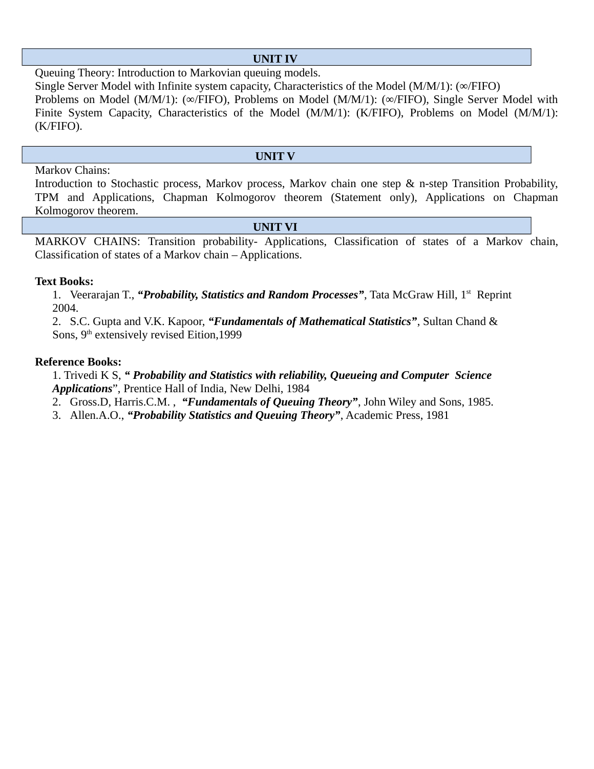## UNIT IV

Queuing Theory: Introduction to Markovian queuing models.
Single Server Model with Infinite system capacity, Characteristics of the Model (M/M/1): (∞/FIFO)
Problems on Model (M/M/1): (∞/FIFO), Problems on Model (M/M/1): (∞/FIFO), Single Server Model with Finite System Capacity, Characteristics of the Model (M/M/1): (K/FIFO), Problems on Model (M/M/1): (K/FIFO).

## UNIT V

Markov Chains:
Introduction to Stochastic process, Markov process, Markov chain one step & n-step Transition Probability, TPM and Applications, Chapman Kolmogorov theorem (Statement only), Applications on Chapman Kolmogorov theorem.

## UNIT VI

MARKOV CHAINS: Transition probability- Applications, Classification of states of a Markov chain, Classification of states of a Markov chain – Applications.

**Text Books:**

1. Veerarajan T., ***"Probability, Statistics and Random Processes"***, Tata McGraw Hill, 1st Reprint 2004.
2. S.C. Gupta and V.K. Kapoor, ***"Fundamentals of Mathematical Statistics"***, Sultan Chand & Sons, 9th extensively revised Eition,1999

**Reference Books:**

1. Trivedi K S, ***" Probability and Statistics with reliability, Queueing and Computer Science Applications***", Prentice Hall of India, New Delhi, 1984
2. Gross.D, Harris.C.M. , ***"Fundamentals of Queuing Theory"***, John Wiley and Sons, 1985.
3. Allen.A.O., ***"Probability Statistics and Queuing Theory"***, Academic Press, 1981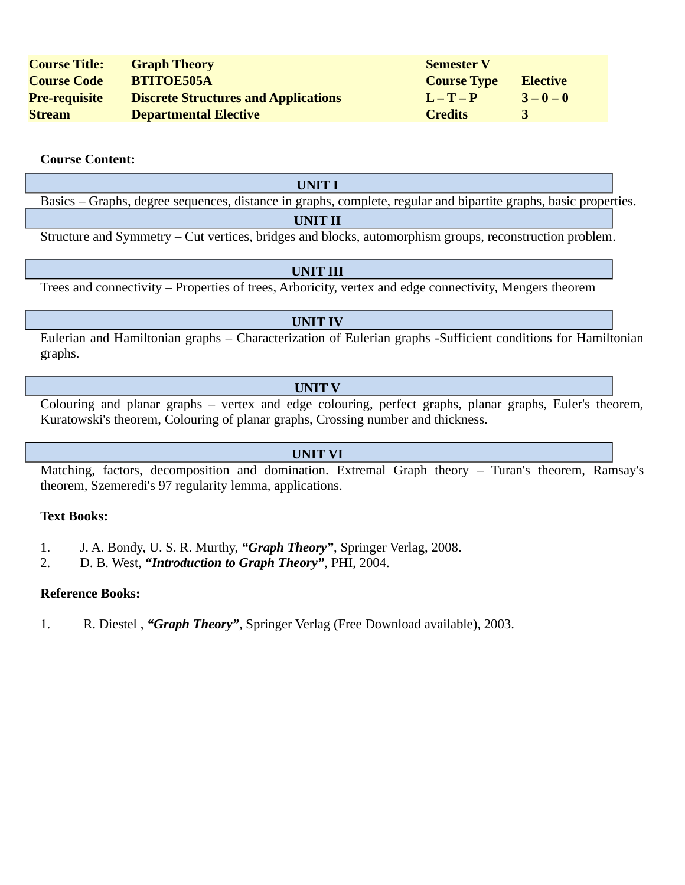| Course Title: | Graph Theory | Semester V | |
|---|---|---|---|
| Course Code | BTITOE505A | Course Type | Elective |
| Pre-requisite | Discrete Structures and Applications | L – T – P | 3 – 0 – 0 |
| Stream | Departmental Elective | Credits | 3 |

**Course Content:**

**UNIT I**

Basics – Graphs, degree sequences, distance in graphs, complete, regular and bipartite graphs, basic properties.

**UNIT II**

Structure and Symmetry – Cut vertices, bridges and blocks, automorphism groups, reconstruction problem.

**UNIT III**

Trees and connectivity – Properties of trees, Arboricity, vertex and edge connectivity, Mengers theorem

**UNIT IV**

Eulerian and Hamiltonian graphs – Characterization of Eulerian graphs -Sufficient conditions for Hamiltonian graphs.

**UNIT V**

Colouring and planar graphs – vertex and edge colouring, perfect graphs, planar graphs, Euler's theorem, Kuratowski's theorem, Colouring of planar graphs, Crossing number and thickness.

**UNIT VI**

Matching, factors, decomposition and domination. Extremal Graph theory – Turan's theorem, Ramsay's theorem, Szemeredi's 97 regularity lemma, applications.

**Text Books:**

1. J. A. Bondy, U. S. R. Murthy, ***"Graph Theory"***, Springer Verlag, 2008.
2. D. B. West, ***"Introduction to Graph Theory"***, PHI, 2004.

**Reference Books:**

1. R. Diestel , ***"Graph Theory"***, Springer Verlag (Free Download available), 2003.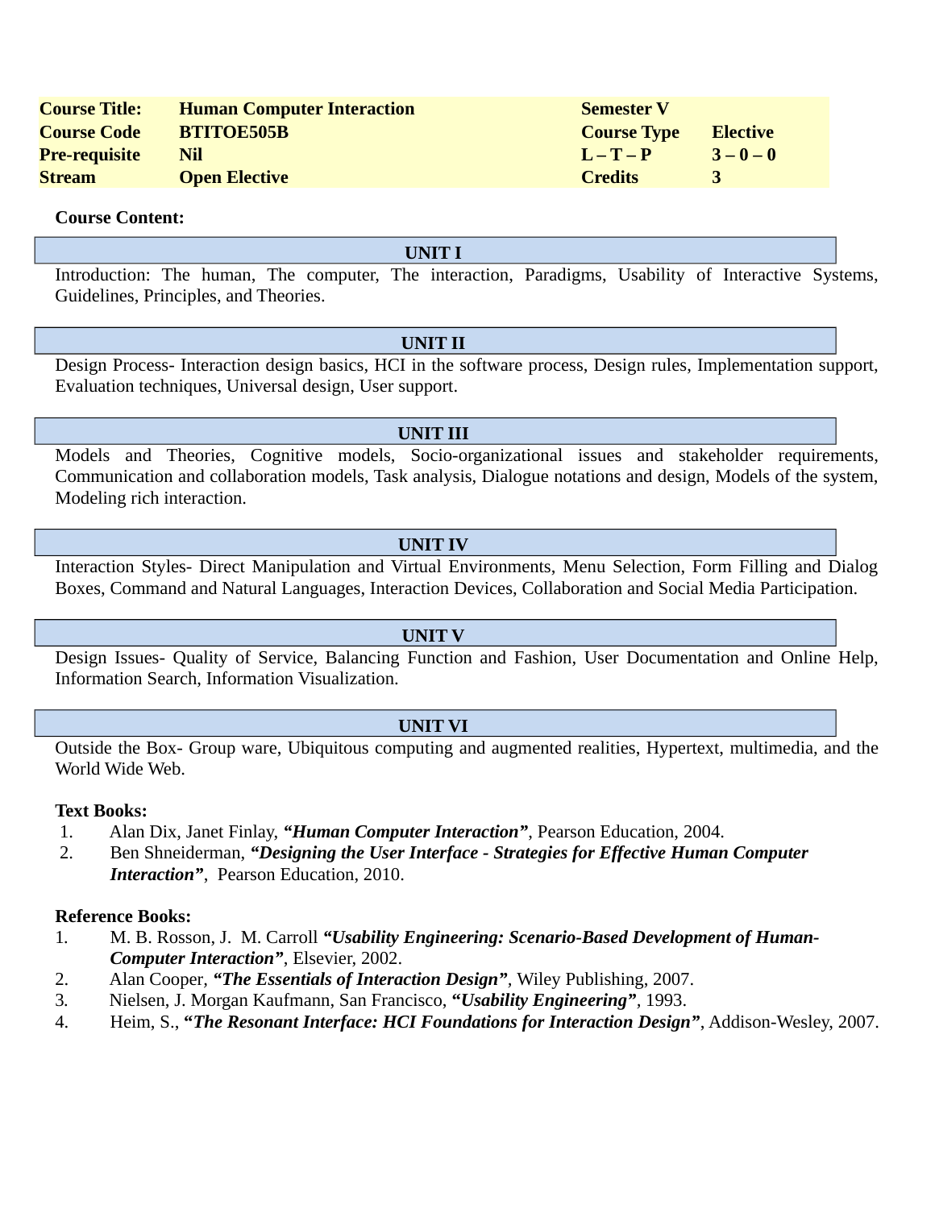| | | | |
|---|---|---|---|
| **Course Title:** | **Human Computer Interaction** | **Semester V** | |
| **Course Code** | **BTITOE505B** | **Course Type** | **Elective** |
| **Pre-requisite** | **Nil** | **L – T – P** | **3 – 0 – 0** |
| **Stream** | **Open Elective** | **Credits** | **3** |

**Course Content:**

**UNIT I**

Introduction: The human, The computer, The interaction, Paradigms, Usability of Interactive Systems, Guidelines, Principles, and Theories.

**UNIT II**

Design Process- Interaction design basics, HCI in the software process, Design rules, Implementation support, Evaluation techniques, Universal design, User support.

**UNIT III**

Models and Theories, Cognitive models, Socio-organizational issues and stakeholder requirements, Communication and collaboration models, Task analysis, Dialogue notations and design, Models of the system, Modeling rich interaction.

**UNIT IV**

Interaction Styles- Direct Manipulation and Virtual Environments, Menu Selection, Form Filling and Dialog Boxes, Command and Natural Languages, Interaction Devices, Collaboration and Social Media Participation.

**UNIT V**

Design Issues- Quality of Service, Balancing Function and Fashion, User Documentation and Online Help, Information Search, Information Visualization.

**UNIT VI**

Outside the Box- Group ware, Ubiquitous computing and augmented realities, Hypertext, multimedia, and the World Wide Web.

**Text Books:**

1. Alan Dix, Janet Finlay, ***"Human Computer Interaction"***, Pearson Education, 2004.
2. Ben Shneiderman, ***"Designing the User Interface - Strategies for Effective Human Computer Interaction"***, Pearson Education, 2010.

**Reference Books:**

1. M. B. Rosson, J. M. Carroll ***"Usability Engineering: Scenario-Based Development of Human-Computer Interaction"***, Elsevier, 2002.
2. Alan Cooper, ***"The Essentials of Interaction Design"***, Wiley Publishing, 2007.
3. Nielsen, J. Morgan Kaufmann, San Francisco, ***"Usability Engineering"***, 1993.
4. Heim, S., ***"The Resonant Interface: HCI Foundations for Interaction Design"***, Addison-Wesley, 2007.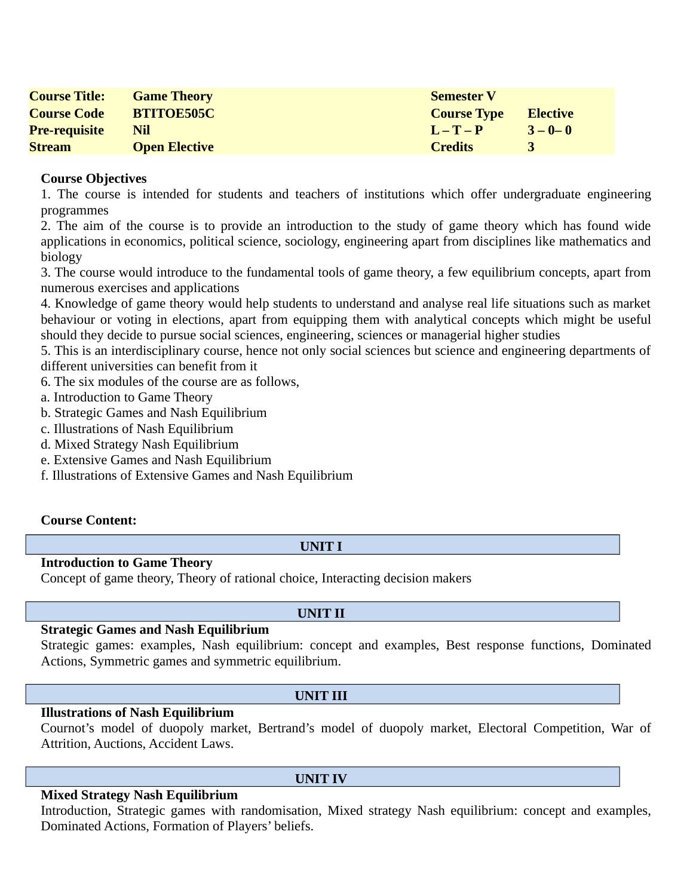| Course Title: | Game Theory | Semester V | |
|---|---|---|---|
| Course Code | BTITOE505C | Course Type | Elective |
| Pre-requisite | Nil | L – T – P | 3 – 0– 0 |
| Stream | Open Elective | Credits | 3 |

**Course Objectives**

1. The course is intended for students and teachers of institutions which offer undergraduate engineering programmes
2. The aim of the course is to provide an introduction to the study of game theory which has found wide applications in economics, political science, sociology, engineering apart from disciplines like mathematics and biology
3. The course would introduce to the fundamental tools of game theory, a few equilibrium concepts, apart from numerous exercises and applications
4. Knowledge of game theory would help students to understand and analyse real life situations such as market behaviour or voting in elections, apart from equipping them with analytical concepts which might be useful should they decide to pursue social sciences, engineering, sciences or managerial higher studies
5. This is an interdisciplinary course, hence not only social sciences but science and engineering departments of different universities can benefit from it
6. The six modules of the course are as follows,

a. Introduction to Game Theory
b. Strategic Games and Nash Equilibrium
c. Illustrations of Nash Equilibrium
d. Mixed Strategy Nash Equilibrium
e. Extensive Games and Nash Equilibrium
f. Illustrations of Extensive Games and Nash Equilibrium

**Course Content:**

**UNIT I**

**Introduction to Game Theory**

Concept of game theory, Theory of rational choice, Interacting decision makers

**UNIT II**

**Strategic Games and Nash Equilibrium**

Strategic games: examples, Nash equilibrium: concept and examples, Best response functions, Dominated Actions, Symmetric games and symmetric equilibrium.

**UNIT III**

**Illustrations of Nash Equilibrium**

Cournot's model of duopoly market, Bertrand's model of duopoly market, Electoral Competition, War of Attrition, Auctions, Accident Laws.

**UNIT IV**

**Mixed Strategy Nash Equilibrium**

Introduction, Strategic games with randomisation, Mixed strategy Nash equilibrium: concept and examples, Dominated Actions, Formation of Players' beliefs.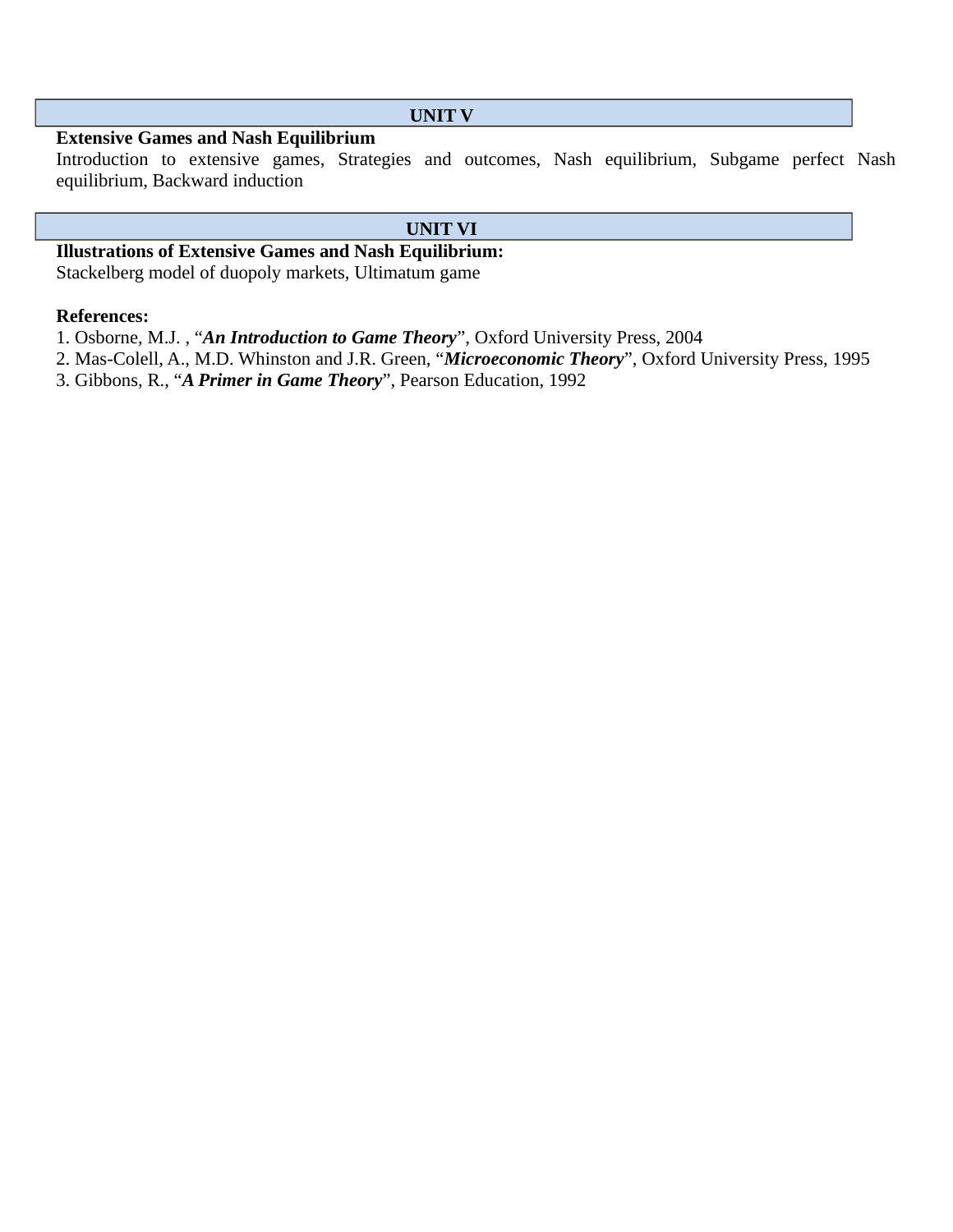## UNIT V

**Extensive Games and Nash Equilibrium**

Introduction to extensive games, Strategies and outcomes, Nash equilibrium, Subgame perfect Nash equilibrium, Backward induction

## UNIT VI

**Illustrations of Extensive Games and Nash Equilibrium:**

Stackelberg model of duopoly markets, Ultimatum game

**References:**

1. Osborne, M.J. , "***An Introduction to Game Theory***", Oxford University Press, 2004
2. Mas-Colell, A., M.D. Whinston and J.R. Green, "***Microeconomic Theory***", Oxford University Press, 1995
3. Gibbons, R., "***A Primer in Game Theory***", Pearson Education, 1992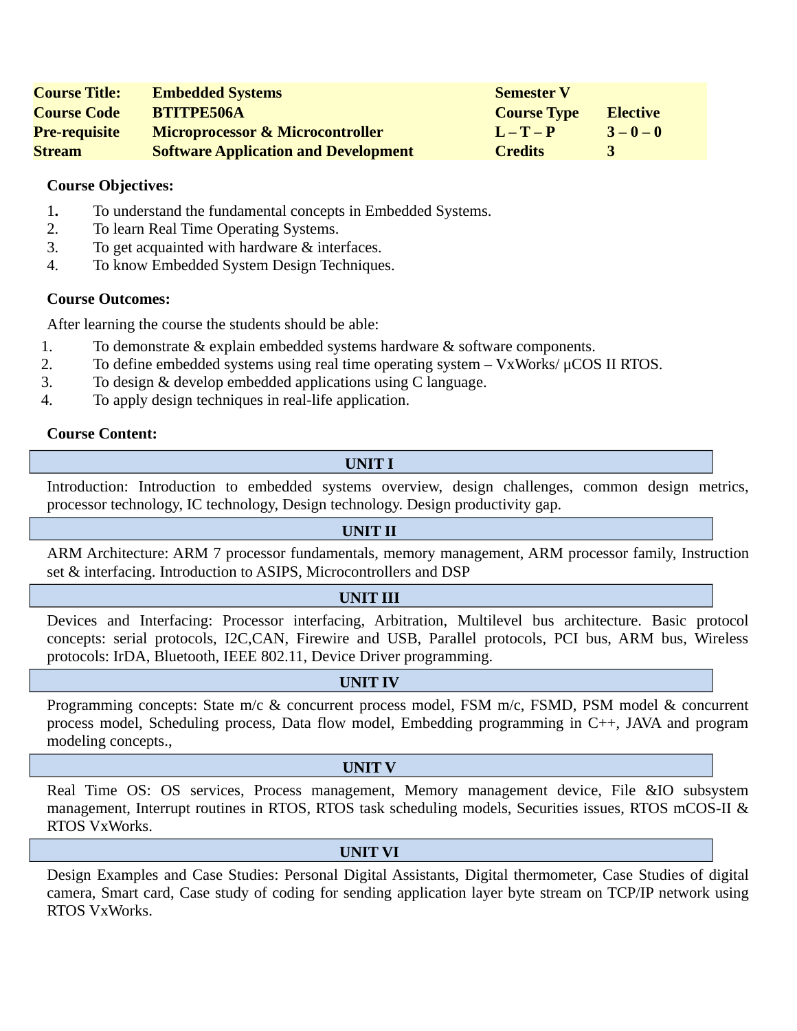| Course Title: | Embedded Systems | Semester V | |
|---|---|---|---|
| Course Code | BTITPE506A | Course Type | Elective |
| Pre-requisite | Microprocessor & Microcontroller | L – T – P | 3 – 0 – 0 |
| Stream | Software Application and Development | Credits | 3 |

**Course Objectives:**

1. To understand the fundamental concepts in Embedded Systems.
2. To learn Real Time Operating Systems.
3. To get acquainted with hardware & interfaces.
4. To know Embedded System Design Techniques.

**Course Outcomes:**

After learning the course the students should be able:

1. To demonstrate & explain embedded systems hardware & software components.
2. To define embedded systems using real time operating system – VxWorks/ μCOS II RTOS.
3. To design & develop embedded applications using C language.
4. To apply design techniques in real-life application.

**Course Content:**

### UNIT I

Introduction: Introduction to embedded systems overview, design challenges, common design metrics, processor technology, IC technology, Design technology. Design productivity gap.

### UNIT II

ARM Architecture: ARM 7 processor fundamentals, memory management, ARM processor family, Instruction set & interfacing. Introduction to ASIPS, Microcontrollers and DSP

### UNIT III

Devices and Interfacing: Processor interfacing, Arbitration, Multilevel bus architecture. Basic protocol concepts: serial protocols, I2C,CAN, Firewire and USB, Parallel protocols, PCI bus, ARM bus, Wireless protocols: IrDA, Bluetooth, IEEE 802.11, Device Driver programming.

### UNIT IV

Programming concepts: State m/c & concurrent process model, FSM m/c, FSMD, PSM model & concurrent process model, Scheduling process, Data flow model, Embedding programming in C++, JAVA and program modeling concepts.,

### UNIT V

Real Time OS: OS services, Process management, Memory management device, File &IO subsystem management, Interrupt routines in RTOS, RTOS task scheduling models, Securities issues, RTOS mCOS-II & RTOS VxWorks.

### UNIT VI

Design Examples and Case Studies: Personal Digital Assistants, Digital thermometer, Case Studies of digital camera, Smart card, Case study of coding for sending application layer byte stream on TCP/IP network using RTOS VxWorks.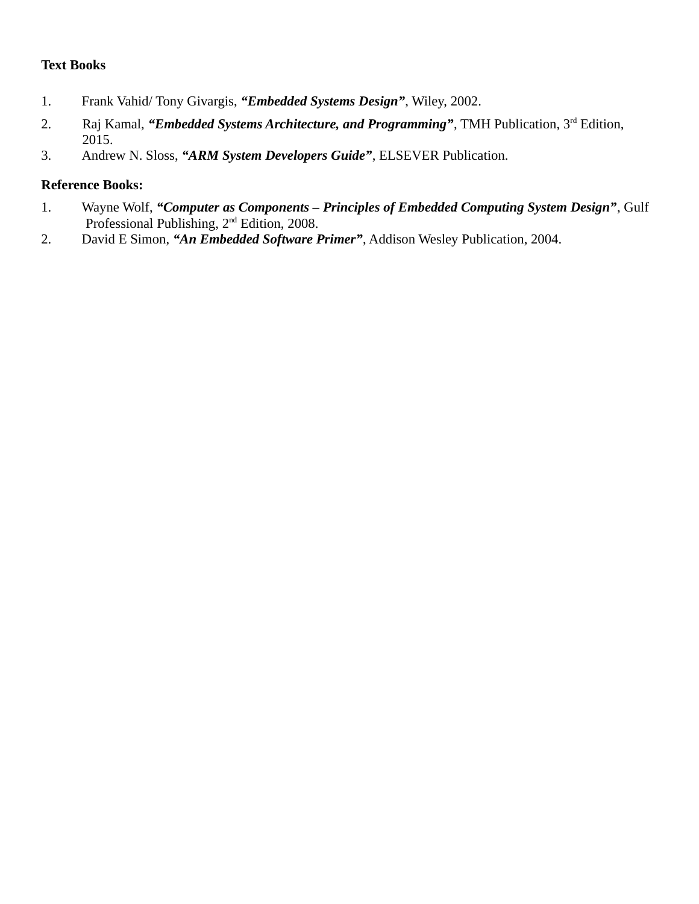**Text Books**

1. Frank Vahid/ Tony Givargis, ***"Embedded Systems Design"***, Wiley, 2002.
2. Raj Kamal, ***"Embedded Systems Architecture, and Programming"***, TMH Publication, 3rd Edition, 2015.
3. Andrew N. Sloss, ***"ARM System Developers Guide"***, ELSEVER Publication.

**Reference Books:**

1. Wayne Wolf, ***"Computer as Components – Principles of Embedded Computing System Design"***, Gulf Professional Publishing, 2nd Edition, 2008.
2. David E Simon, ***"An Embedded Software Primer"***, Addison Wesley Publication, 2004.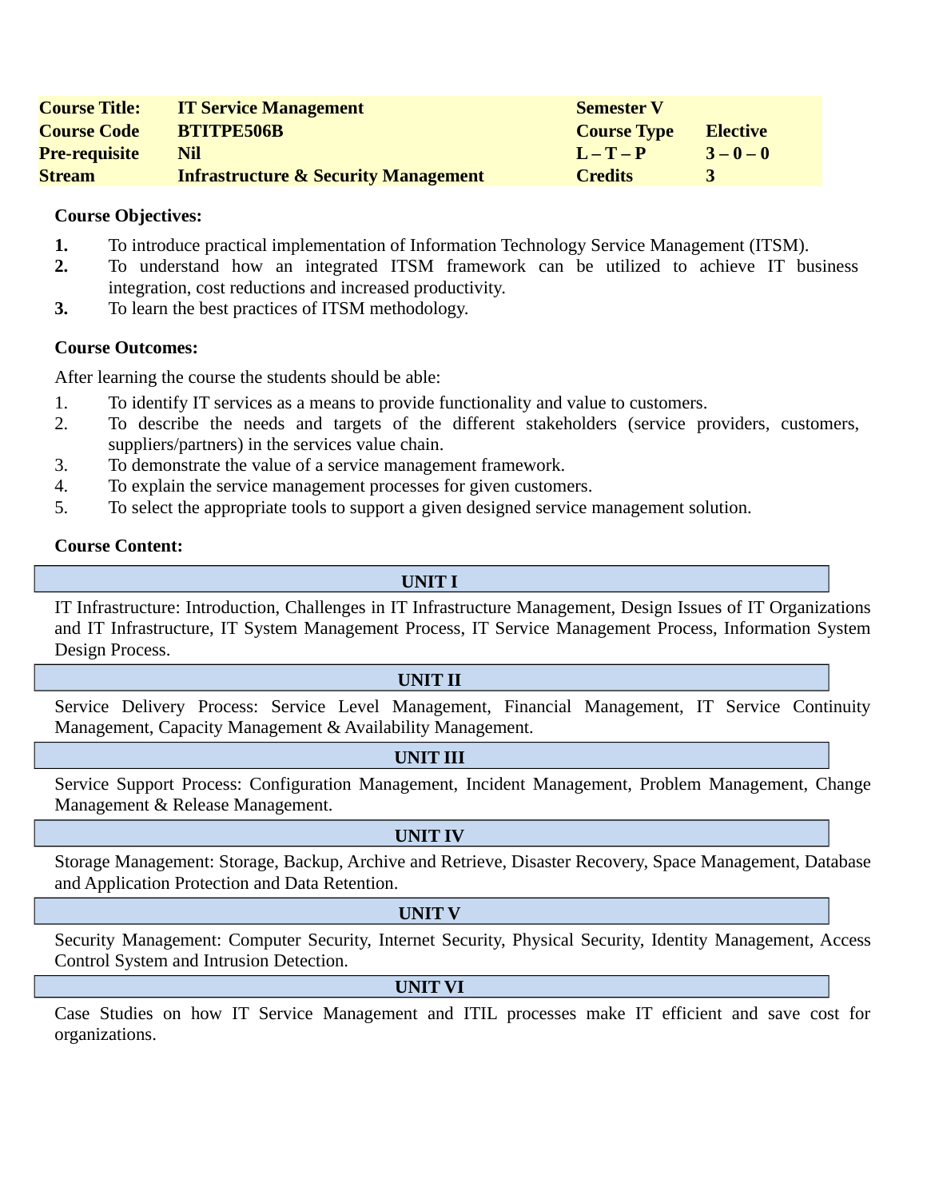| **Course Title:** | **IT Service Management** | **Semester V** | |
|---|---|---|---|
| **Course Code** | **BTITPE506B** | **Course Type** | **Elective** |
| **Pre-requisite** | **Nil** | **L – T – P** | **3 – 0 – 0** |
| **Stream** | **Infrastructure & Security Management** | **Credits** | **3** |

**Course Objectives:**

1. To introduce practical implementation of Information Technology Service Management (ITSM).
2. To understand how an integrated ITSM framework can be utilized to achieve IT business integration, cost reductions and increased productivity.
3. To learn the best practices of ITSM methodology.

**Course Outcomes:**

After learning the course the students should be able:

1. To identify IT services as a means to provide functionality and value to customers.
2. To describe the needs and targets of the different stakeholders (service providers, customers, suppliers/partners) in the services value chain.
3. To demonstrate the value of a service management framework.
4. To explain the service management processes for given customers.
5. To select the appropriate tools to support a given designed service management solution.

**Course Content:**

**UNIT I**

IT Infrastructure: Introduction, Challenges in IT Infrastructure Management, Design Issues of IT Organizations and IT Infrastructure, IT System Management Process, IT Service Management Process, Information System Design Process.

**UNIT II**

Service Delivery Process: Service Level Management, Financial Management, IT Service Continuity Management, Capacity Management & Availability Management.

**UNIT III**

Service Support Process: Configuration Management, Incident Management, Problem Management, Change Management & Release Management.

**UNIT IV**

Storage Management: Storage, Backup, Archive and Retrieve, Disaster Recovery, Space Management, Database and Application Protection and Data Retention.

**UNIT V**

Security Management: Computer Security, Internet Security, Physical Security, Identity Management, Access Control System and Intrusion Detection.

**UNIT VI**

Case Studies on how IT Service Management and ITIL processes make IT efficient and save cost for organizations.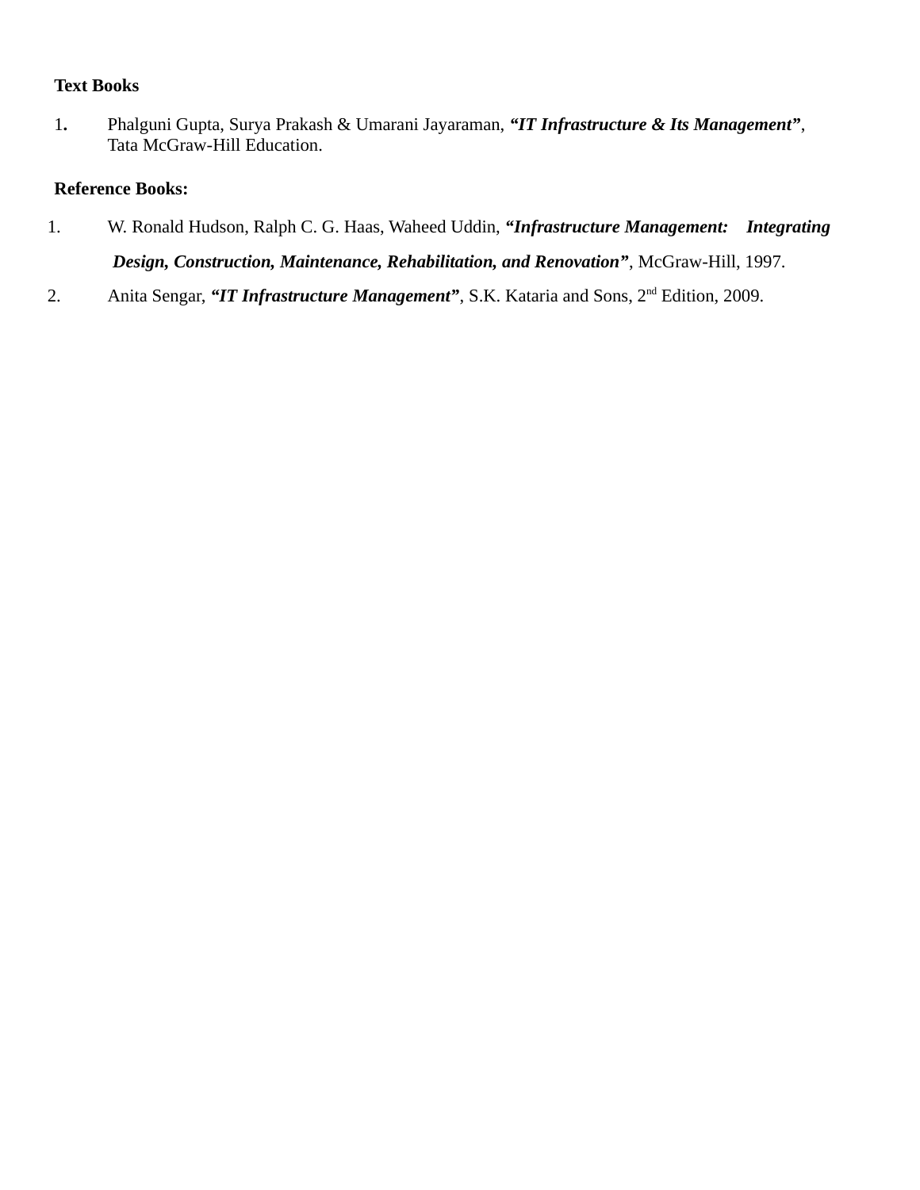**Text Books**

1. Phalguni Gupta, Surya Prakash & Umarani Jayaraman, ***"IT Infrastructure & Its Management"***, Tata McGraw-Hill Education.

**Reference Books:**

1. W. Ronald Hudson, Ralph C. G. Haas, Waheed Uddin, ***"Infrastructure Management: Integrating Design, Construction, Maintenance, Rehabilitation, and Renovation"***, McGraw-Hill, 1997.
2. Anita Sengar, ***"IT Infrastructure Management"***, S.K. Kataria and Sons, 2nd Edition, 2009.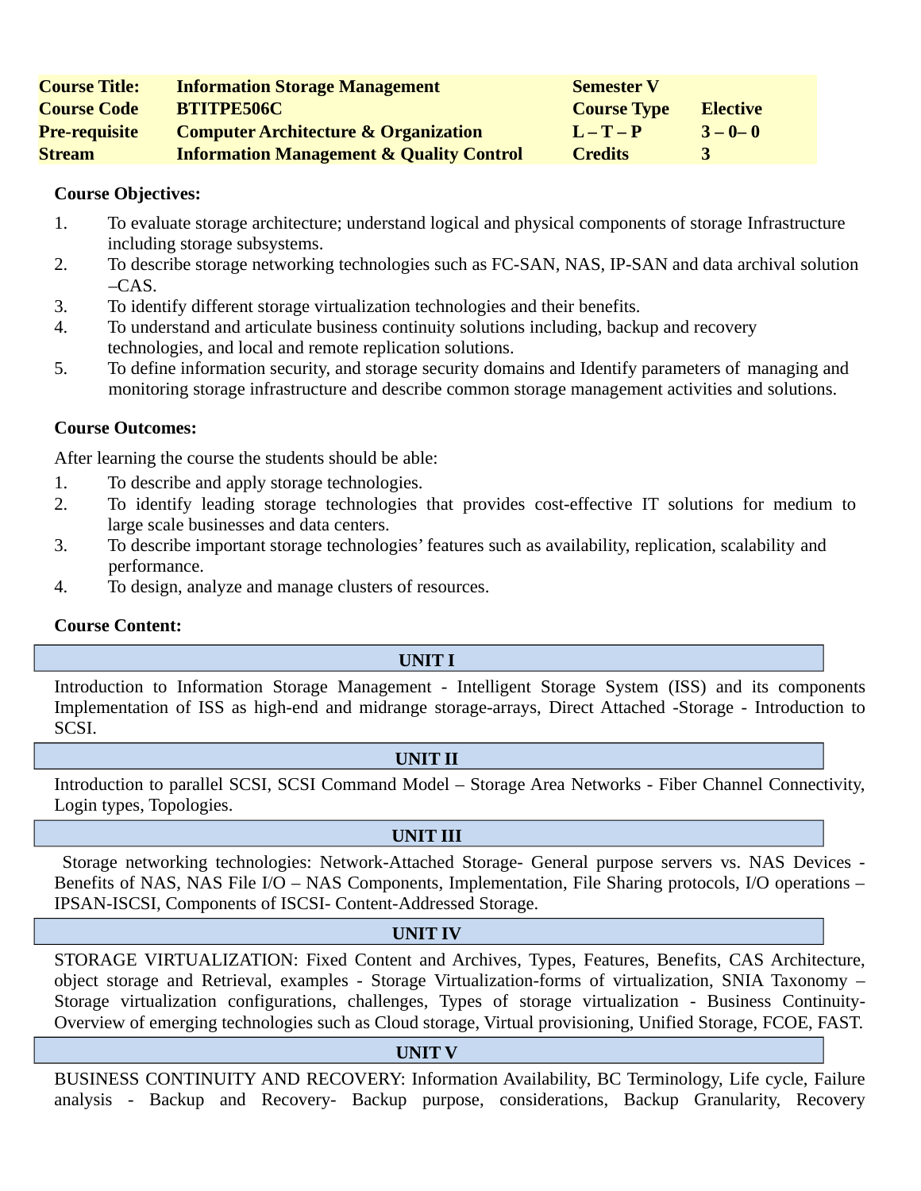| **Course Title:** | **Information Storage Management** | **Semester V** | |
|---|---|---|---|
| **Course Code** | **BTITPE506C** | **Course Type** | **Elective** |
| **Pre-requisite** | **Computer Architecture & Organization** | **L – T – P** | **3 – 0– 0** |
| **Stream** | **Information Management & Quality Control** | **Credits** | **3** |

**Course Objectives:**

1. To evaluate storage architecture; understand logical and physical components of storage Infrastructure including storage subsystems.
2. To describe storage networking technologies such as FC-SAN, NAS, IP-SAN and data archival solution –CAS.
3. To identify different storage virtualization technologies and their benefits.
4. To understand and articulate business continuity solutions including, backup and recovery technologies, and local and remote replication solutions.
5. To define information security, and storage security domains and Identify parameters of managing and monitoring storage infrastructure and describe common storage management activities and solutions.

**Course Outcomes:**

After learning the course the students should be able:

1. To describe and apply storage technologies.
2. To identify leading storage technologies that provides cost-effective IT solutions for medium to large scale businesses and data centers.
3. To describe important storage technologies' features such as availability, replication, scalability and performance.
4. To design, analyze and manage clusters of resources.

**Course Content:**

**UNIT I**

Introduction to Information Storage Management - Intelligent Storage System (ISS) and its components Implementation of ISS as high-end and midrange storage-arrays, Direct Attached -Storage - Introduction to SCSI.

**UNIT II**

Introduction to parallel SCSI, SCSI Command Model – Storage Area Networks - Fiber Channel Connectivity, Login types, Topologies.

**UNIT III**

Storage networking technologies: Network-Attached Storage- General purpose servers vs. NAS Devices - Benefits of NAS, NAS File I/O – NAS Components, Implementation, File Sharing protocols, I/O operations – IPSAN-ISCSI, Components of ISCSI- Content-Addressed Storage.

**UNIT IV**

STORAGE VIRTUALIZATION: Fixed Content and Archives, Types, Features, Benefits, CAS Architecture, object storage and Retrieval, examples - Storage Virtualization-forms of virtualization, SNIA Taxonomy – Storage virtualization configurations, challenges, Types of storage virtualization - Business Continuity-Overview of emerging technologies such as Cloud storage, Virtual provisioning, Unified Storage, FCOE, FAST.

**UNIT V**

BUSINESS CONTINUITY AND RECOVERY: Information Availability, BC Terminology, Life cycle, Failure analysis - Backup and Recovery- Backup purpose, considerations, Backup Granularity, Recovery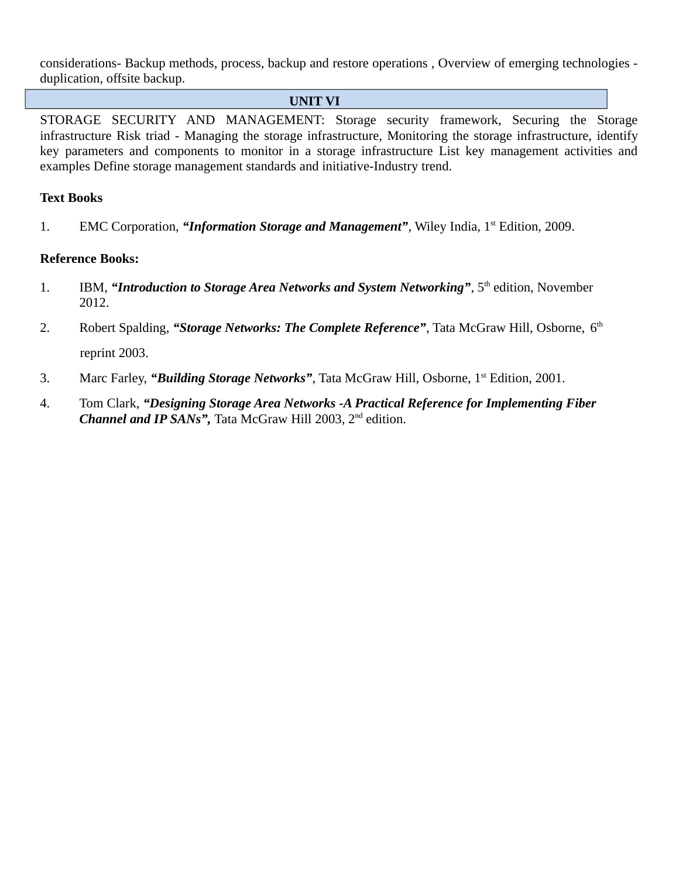considerations- Backup methods, process, backup and restore operations , Overview of emerging technologies - duplication, offsite backup.

## UNIT VI

STORAGE SECURITY AND MANAGEMENT: Storage security framework, Securing the Storage infrastructure Risk triad - Managing the storage infrastructure, Monitoring the storage infrastructure, identify key parameters and components to monitor in a storage infrastructure List key management activities and examples Define storage management standards and initiative-Industry trend.

**Text Books**

1. EMC Corporation, ***"Information Storage and Management"***, Wiley India, 1st Edition, 2009.

**Reference Books:**

1. IBM, ***"Introduction to Storage Area Networks and System Networking"***, 5th edition, November 2012.
2. Robert Spalding, ***"Storage Networks: The Complete Reference"***, Tata McGraw Hill, Osborne, 6th reprint 2003.
3. Marc Farley, ***"Building Storage Networks"***, Tata McGraw Hill, Osborne, 1st Edition, 2001.
4. Tom Clark, ***"Designing Storage Area Networks -A Practical Reference for Implementing Fiber Channel and IP SANs",*** Tata McGraw Hill 2003, 2nd edition.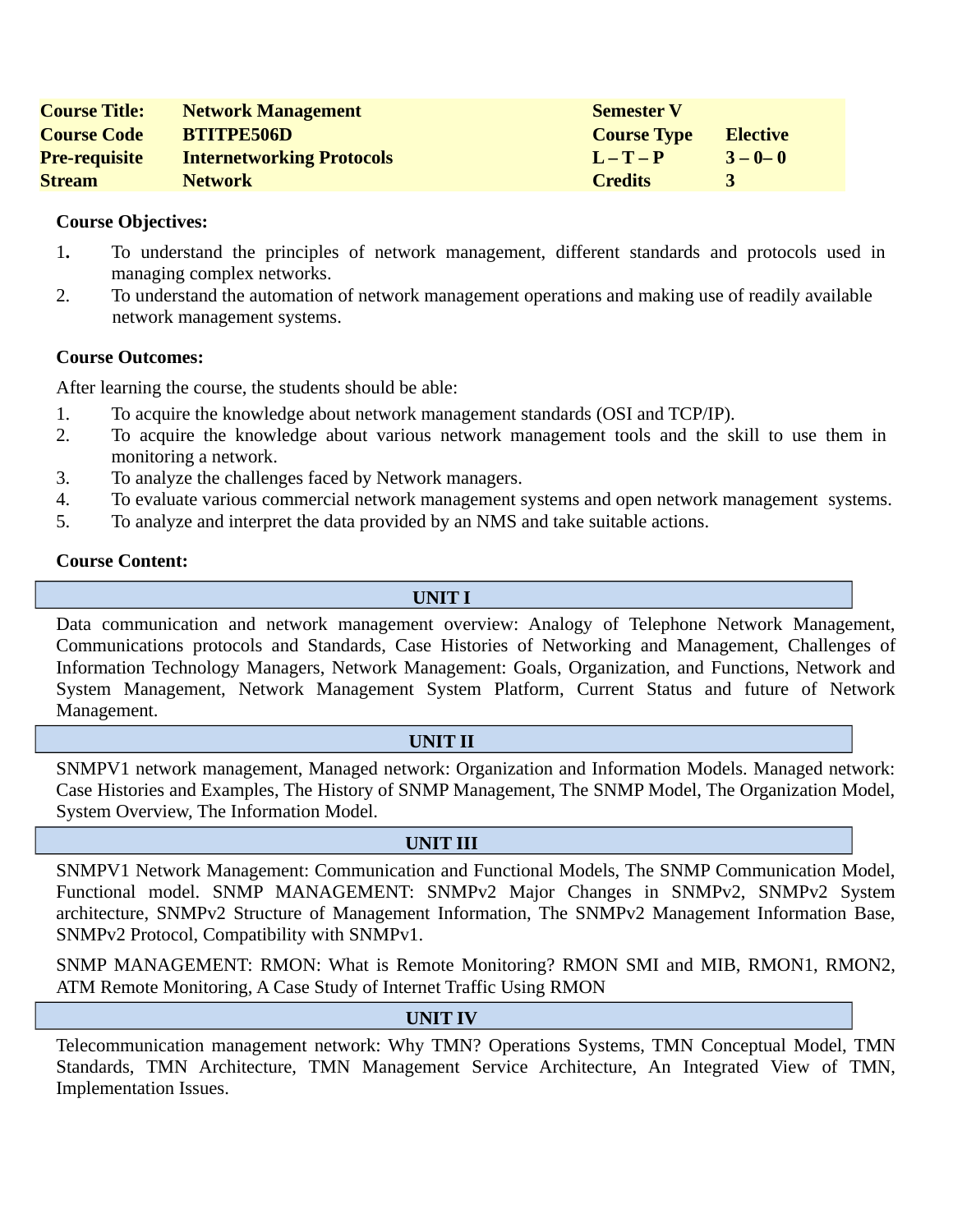| | | | |
|---|---|---|---|
| **Course Title:** | **Network Management** | **Semester V** | |
| **Course Code** | **BTITPE506D** | **Course Type** | **Elective** |
| **Pre-requisite** | **Internetworking Protocols** | **L – T – P** | **3 – 0– 0** |
| **Stream** | **Network** | **Credits** | **3** |

**Course Objectives:**

1. To understand the principles of network management, different standards and protocols used in managing complex networks.
2. To understand the automation of network management operations and making use of readily available network management systems.

**Course Outcomes:**

After learning the course, the students should be able:

1. To acquire the knowledge about network management standards (OSI and TCP/IP).
2. To acquire the knowledge about various network management tools and the skill to use them in monitoring a network.
3. To analyze the challenges faced by Network managers.
4. To evaluate various commercial network management systems and open network management systems.
5. To analyze and interpret the data provided by an NMS and take suitable actions.

**Course Content:**

**UNIT I**

Data communication and network management overview: Analogy of Telephone Network Management, Communications protocols and Standards, Case Histories of Networking and Management, Challenges of Information Technology Managers, Network Management: Goals, Organization, and Functions, Network and System Management, Network Management System Platform, Current Status and future of Network Management.

**UNIT II**

SNMPV1 network management, Managed network: Organization and Information Models. Managed network: Case Histories and Examples, The History of SNMP Management, The SNMP Model, The Organization Model, System Overview, The Information Model.

**UNIT III**

SNMPV1 Network Management: Communication and Functional Models, The SNMP Communication Model, Functional model. SNMP MANAGEMENT: SNMPv2 Major Changes in SNMPv2, SNMPv2 System architecture, SNMPv2 Structure of Management Information, The SNMPv2 Management Information Base, SNMPv2 Protocol, Compatibility with SNMPv1.

SNMP MANAGEMENT: RMON: What is Remote Monitoring? RMON SMI and MIB, RMON1, RMON2, ATM Remote Monitoring, A Case Study of Internet Traffic Using RMON

**UNIT IV**

Telecommunication management network: Why TMN? Operations Systems, TMN Conceptual Model, TMN Standards, TMN Architecture, TMN Management Service Architecture, An Integrated View of TMN, Implementation Issues.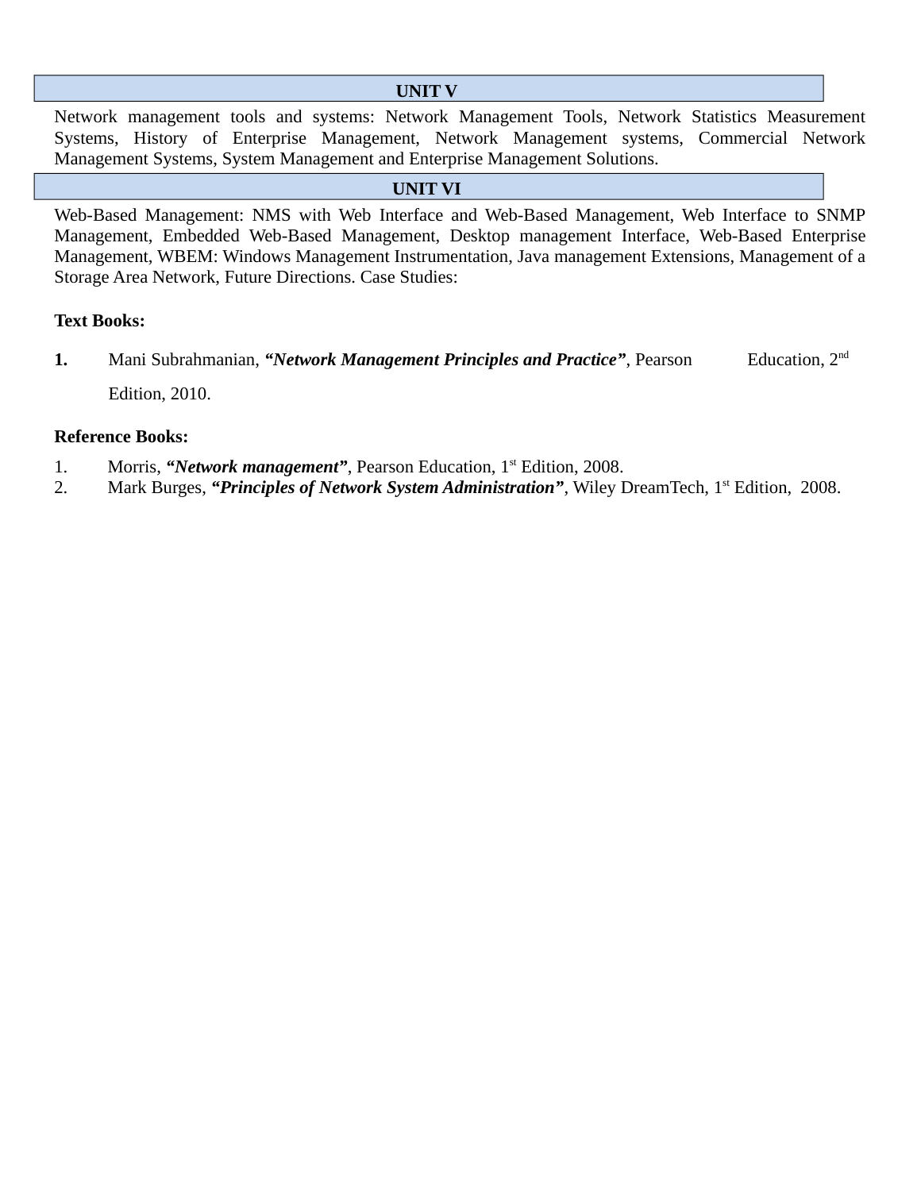## UNIT V

Network management tools and systems: Network Management Tools, Network Statistics Measurement Systems, History of Enterprise Management, Network Management systems, Commercial Network Management Systems, System Management and Enterprise Management Solutions.

## UNIT VI

Web-Based Management: NMS with Web Interface and Web-Based Management, Web Interface to SNMP Management, Embedded Web-Based Management, Desktop management Interface, Web-Based Enterprise Management, WBEM: Windows Management Instrumentation, Java management Extensions, Management of a Storage Area Network, Future Directions. Case Studies:

**Text Books:**

1. Mani Subrahmanian, ***"Network Management Principles and Practice"***, Pearson Education, 2nd Edition, 2010.

**Reference Books:**

1. Morris, ***"Network management"***, Pearson Education, 1st Edition, 2008.
2. Mark Burges, ***"Principles of Network System Administration"***, Wiley DreamTech, 1st Edition, 2008.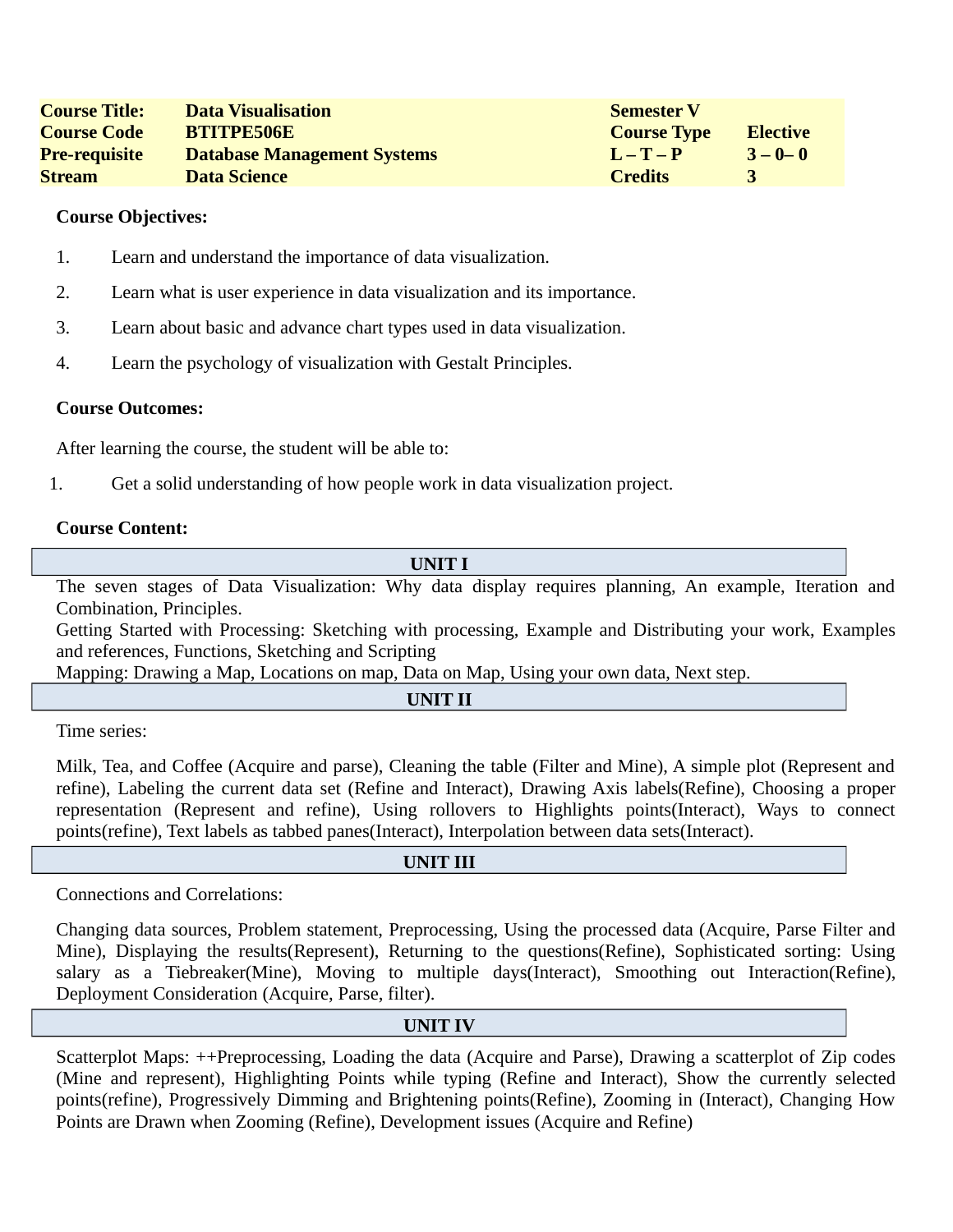| Course Title: | Data Visualisation | Semester V | |
|---|---|---|---|
| Course Code | BTITPE506E | Course Type | Elective |
| Pre-requisite | Database Management Systems | L – T – P | 3 – 0– 0 |
| Stream | Data Science | Credits | 3 |

**Course Objectives:**

1. Learn and understand the importance of data visualization.
2. Learn what is user experience in data visualization and its importance.
3. Learn about basic and advance chart types used in data visualization.
4. Learn the psychology of visualization with Gestalt Principles.

**Course Outcomes:**

After learning the course, the student will be able to:

1. Get a solid understanding of how people work in data visualization project.

**Course Content:**

**UNIT I**

The seven stages of Data Visualization: Why data display requires planning, An example, Iteration and Combination, Principles.
Getting Started with Processing: Sketching with processing, Example and Distributing your work, Examples and references, Functions, Sketching and Scripting
Mapping: Drawing a Map, Locations on map, Data on Map, Using your own data, Next step.

**UNIT II**

Time series:

Milk, Tea, and Coffee (Acquire and parse), Cleaning the table (Filter and Mine), A simple plot (Represent and refine), Labeling the current data set (Refine and Interact), Drawing Axis labels(Refine), Choosing a proper representation (Represent and refine), Using rollovers to Highlights points(Interact), Ways to connect points(refine), Text labels as tabbed panes(Interact), Interpolation between data sets(Interact).

**UNIT III**

Connections and Correlations:

Changing data sources, Problem statement, Preprocessing, Using the processed data (Acquire, Parse Filter and Mine), Displaying the results(Represent), Returning to the questions(Refine), Sophisticated sorting: Using salary as a Tiebreaker(Mine), Moving to multiple days(Interact), Smoothing out Interaction(Refine), Deployment Consideration (Acquire, Parse, filter).

**UNIT IV**

Scatterplot Maps: ++Preprocessing, Loading the data (Acquire and Parse), Drawing a scatterplot of Zip codes (Mine and represent), Highlighting Points while typing (Refine and Interact), Show the currently selected points(refine), Progressively Dimming and Brightening points(Refine), Zooming in (Interact), Changing How Points are Drawn when Zooming (Refine), Development issues (Acquire and Refine)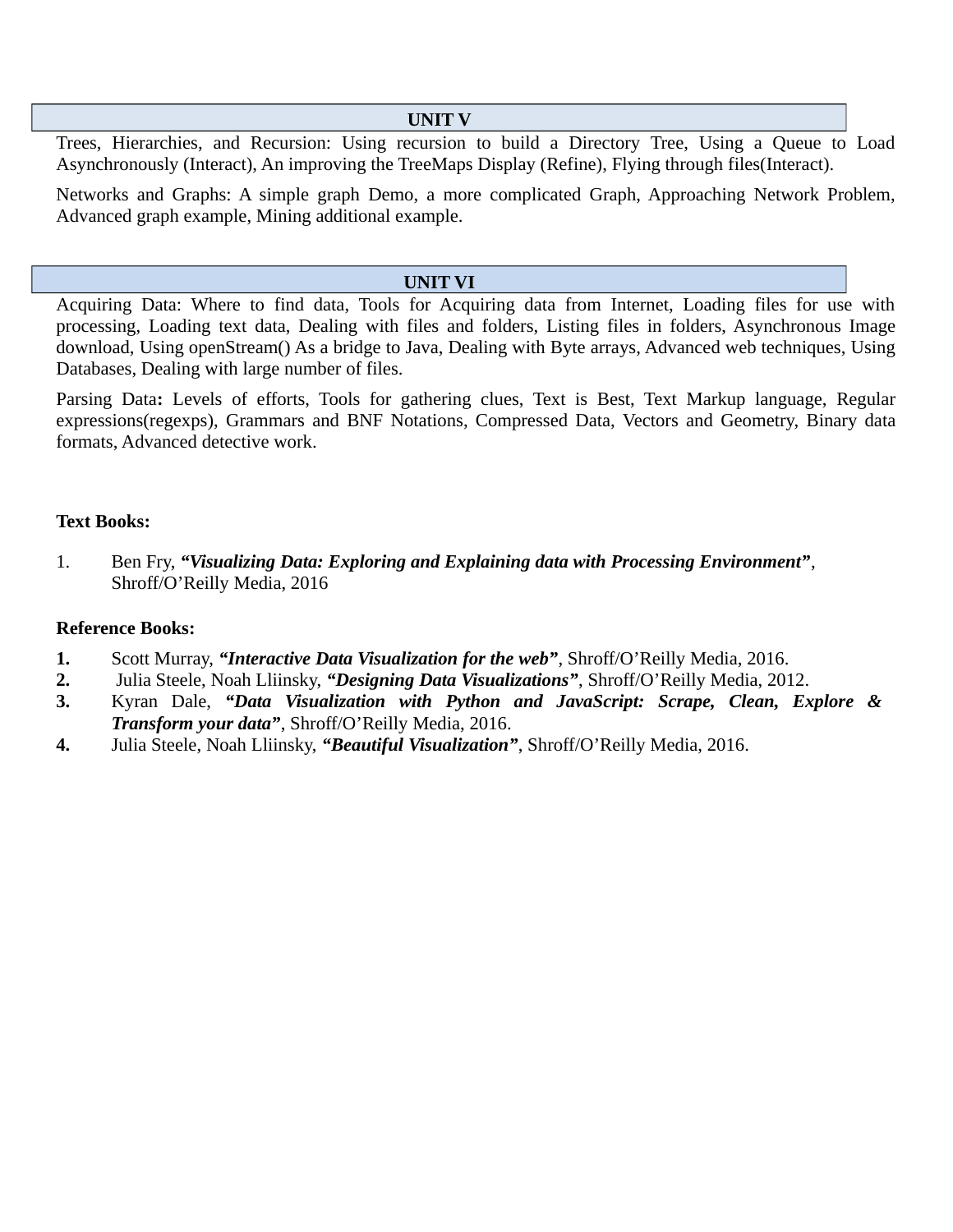## UNIT V

Trees, Hierarchies, and Recursion: Using recursion to build a Directory Tree, Using a Queue to Load Asynchronously (Interact), An improving the TreeMaps Display (Refine), Flying through files(Interact).

Networks and Graphs: A simple graph Demo, a more complicated Graph, Approaching Network Problem, Advanced graph example, Mining additional example.

## UNIT VI

Acquiring Data: Where to find data, Tools for Acquiring data from Internet, Loading files for use with processing, Loading text data, Dealing with files and folders, Listing files in folders, Asynchronous Image download, Using openStream() As a bridge to Java, Dealing with Byte arrays, Advanced web techniques, Using Databases, Dealing with large number of files.

Parsing Data**:** Levels of efforts, Tools for gathering clues, Text is Best, Text Markup language, Regular expressions(regexps), Grammars and BNF Notations, Compressed Data, Vectors and Geometry, Binary data formats, Advanced detective work.

**Text Books:**

1. Ben Fry, ***"Visualizing Data: Exploring and Explaining data with Processing Environment"***, Shroff/O'Reilly Media, 2016

**Reference Books:**

1. Scott Murray, ***"Interactive Data Visualization for the web"***, Shroff/O'Reilly Media, 2016.
2. Julia Steele, Noah Lliinsky, ***"Designing Data Visualizations"***, Shroff/O'Reilly Media, 2012.
3. Kyran Dale, ***"Data Visualization with Python and JavaScript: Scrape, Clean, Explore & Transform your data"***, Shroff/O'Reilly Media, 2016.
4. Julia Steele, Noah Lliinsky, ***"Beautiful Visualization"***, Shroff/O'Reilly Media, 2016.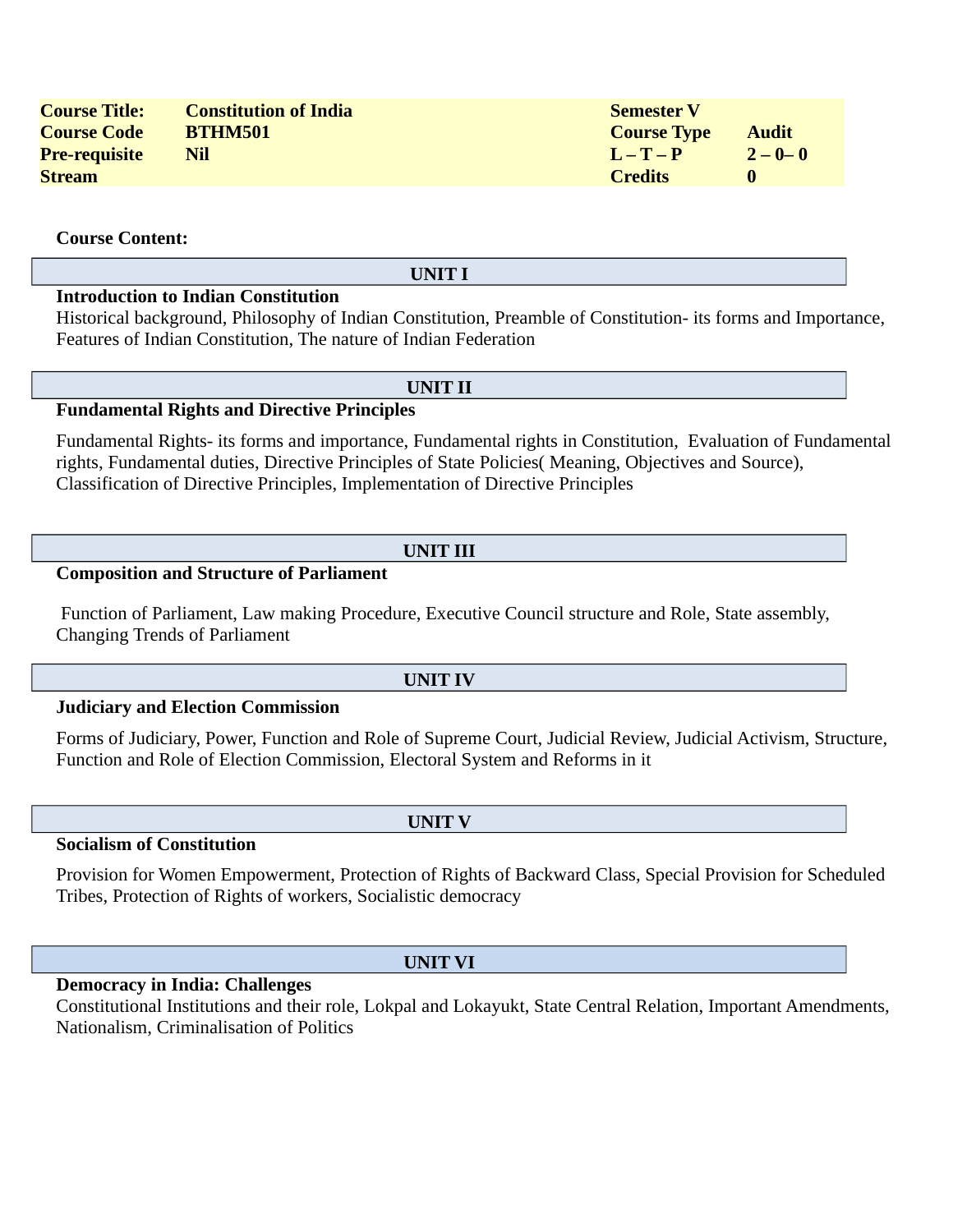| Course Title: | Constitution of India | Semester V | |
|---|---|---|---|
| Course Code | BTHM501 | Course Type | Audit |
| Pre-requisite | Nil | L – T – P | 2 – 0– 0 |
| Stream | | Credits | 0 |

**Course Content:**

## UNIT I

**Introduction to Indian Constitution**

Historical background, Philosophy of Indian Constitution, Preamble of Constitution- its forms and Importance, Features of Indian Constitution, The nature of Indian Federation

## UNIT II

**Fundamental Rights and Directive Principles**

Fundamental Rights- its forms and importance, Fundamental rights in Constitution, Evaluation of Fundamental rights, Fundamental duties, Directive Principles of State Policies( Meaning, Objectives and Source), Classification of Directive Principles, Implementation of Directive Principles

## UNIT III

**Composition and Structure of Parliament**

Function of Parliament, Law making Procedure, Executive Council structure and Role, State assembly, Changing Trends of Parliament

## UNIT IV

**Judiciary and Election Commission**

Forms of Judiciary, Power, Function and Role of Supreme Court, Judicial Review, Judicial Activism, Structure, Function and Role of Election Commission, Electoral System and Reforms in it

## UNIT V

**Socialism of Constitution**

Provision for Women Empowerment, Protection of Rights of Backward Class, Special Provision for Scheduled Tribes, Protection of Rights of workers, Socialistic democracy

## UNIT VI

**Democracy in India: Challenges**

Constitutional Institutions and their role, Lokpal and Lokayukt, State Central Relation, Important Amendments, Nationalism, Criminalisation of Politics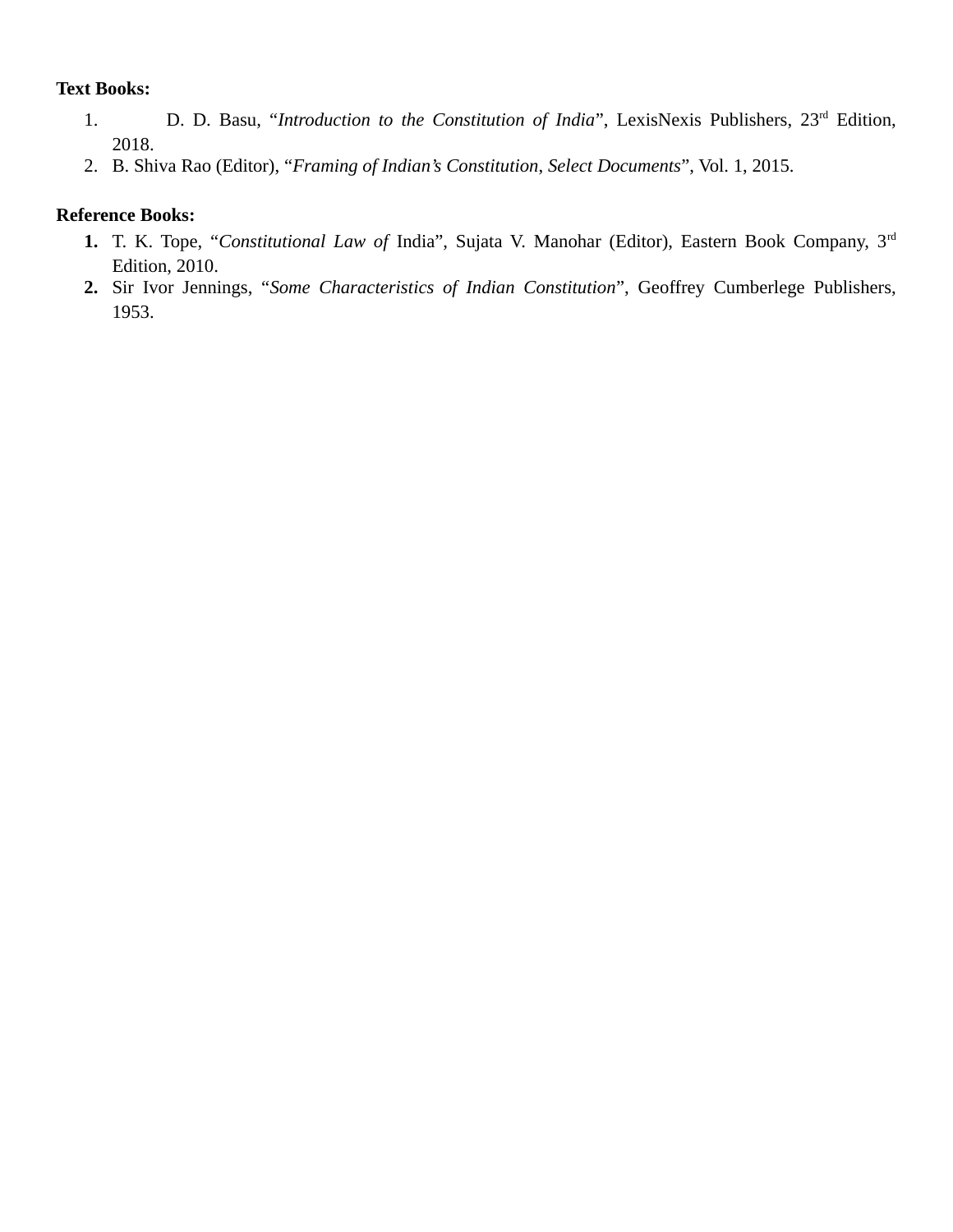**Text Books:**

1. D. D. Basu, "*Introduction to the Constitution of India*", LexisNexis Publishers, 23rd Edition, 2018.
2. B. Shiva Rao (Editor), "*Framing of Indian's Constitution, Select Documents*", Vol. 1, 2015.

**Reference Books:**

1. T. K. Tope, "*Constitutional Law of* India", Sujata V. Manohar (Editor), Eastern Book Company, 3rd Edition, 2010.
2. Sir Ivor Jennings, "*Some Characteristics of Indian Constitution*", Geoffrey Cumberlege Publishers, 1953.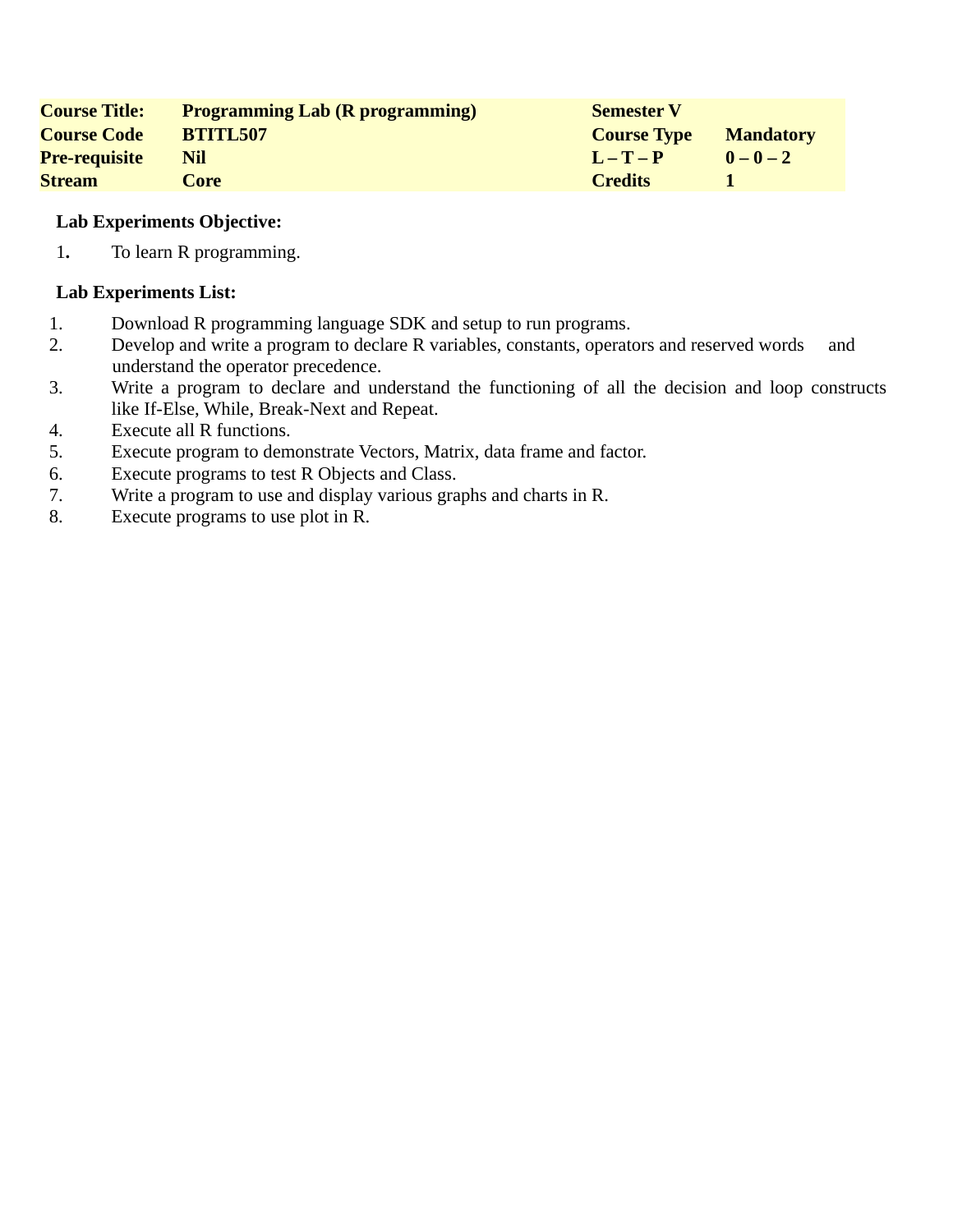| Course Title: | Programming Lab (R programming) | Semester V | |
|---|---|---|---|
| Course Code | BTITL507 | Course Type | Mandatory |
| Pre-requisite | Nil | L – T – P | 0 – 0 – 2 |
| Stream | Core | Credits | 1 |

**Lab Experiments Objective:**

1. To learn R programming.

**Lab Experiments List:**

1. Download R programming language SDK and setup to run programs.
2. Develop and write a program to declare R variables, constants, operators and reserved words and understand the operator precedence.
3. Write a program to declare and understand the functioning of all the decision and loop constructs like If-Else, While, Break-Next and Repeat.
4. Execute all R functions.
5. Execute program to demonstrate Vectors, Matrix, data frame and factor.
6. Execute programs to test R Objects and Class.
7. Write a program to use and display various graphs and charts in R.
8. Execute programs to use plot in R.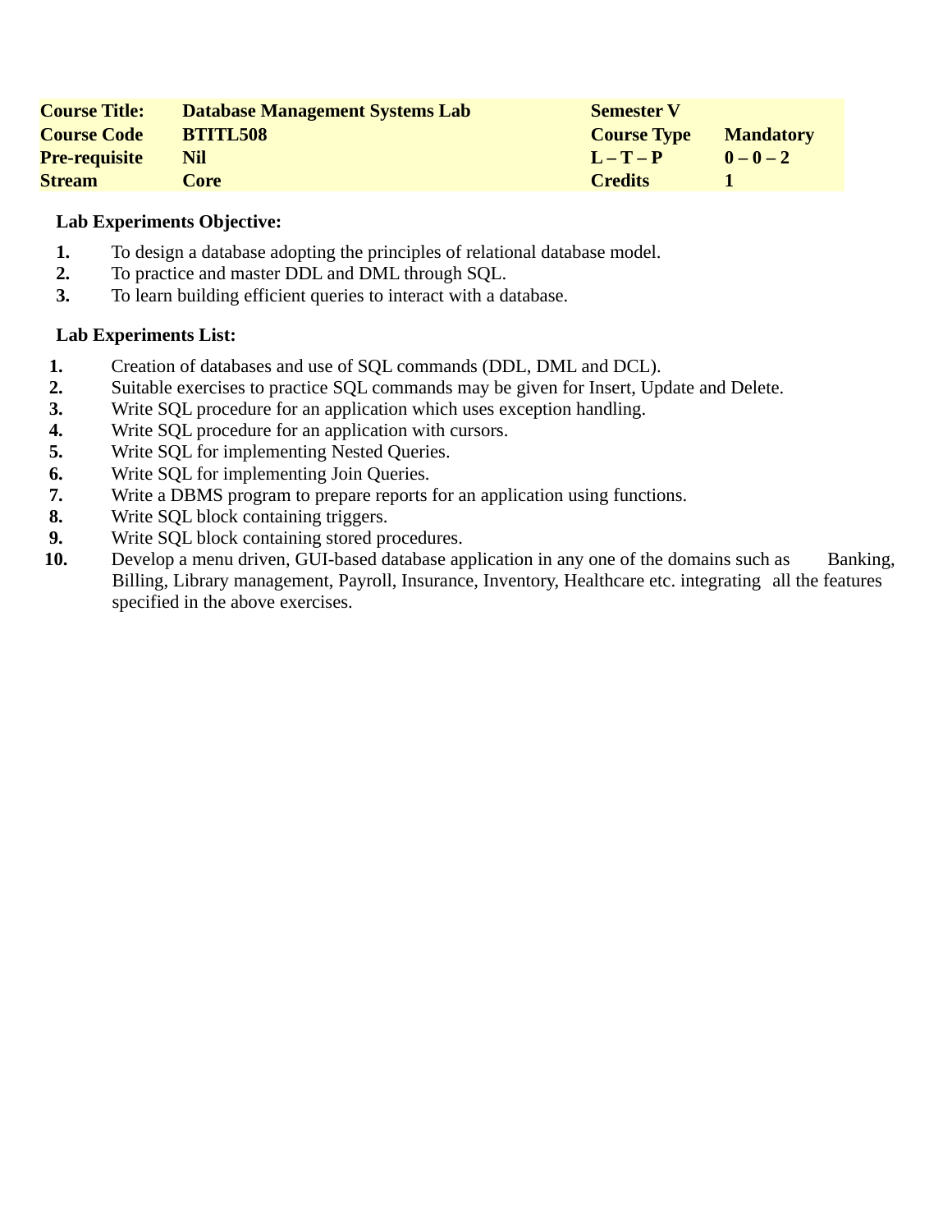| **Course Title:** | **Database Management Systems Lab** | **Semester V** | |
|---|---|---|---|
| **Course Code** | **BTITL508** | **Course Type** | **Mandatory** |
| **Pre-requisite** | **Nil** | **L – T – P** | **0 – 0 – 2** |
| **Stream** | **Core** | **Credits** | **1** |

**Lab Experiments Objective:**

1. To design a database adopting the principles of relational database model.
2. To practice and master DDL and DML through SQL.
3. To learn building efficient queries to interact with a database.

**Lab Experiments List:**

1. Creation of databases and use of SQL commands (DDL, DML and DCL).
2. Suitable exercises to practice SQL commands may be given for Insert, Update and Delete.
3. Write SQL procedure for an application which uses exception handling.
4. Write SQL procedure for an application with cursors.
5. Write SQL for implementing Nested Queries.
6. Write SQL for implementing Join Queries.
7. Write a DBMS program to prepare reports for an application using functions.
8. Write SQL block containing triggers.
9. Write SQL block containing stored procedures.
10. Develop a menu driven, GUI-based database application in any one of the domains such as Banking, Billing, Library management, Payroll, Insurance, Inventory, Healthcare etc. integrating all the features specified in the above exercises.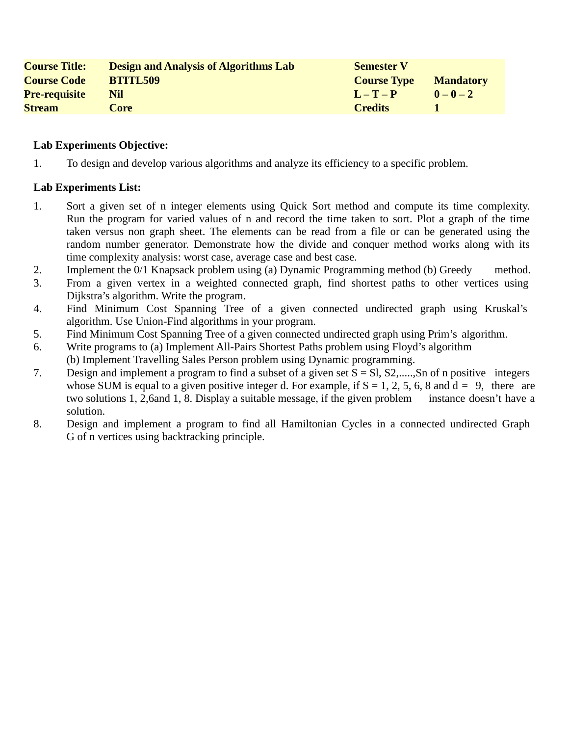| **Course Title:** | **Design and Analysis of Algorithms Lab** | **Semester V** | |
|---|---|---|---|
| **Course Code** | **BTITL509** | **Course Type** | **Mandatory** |
| **Pre-requisite** | **Nil** | **L – T – P** | **0 – 0 – 2** |
| **Stream** | **Core** | **Credits** | **1** |

**Lab Experiments Objective:**

1. To design and develop various algorithms and analyze its efficiency to a specific problem.

**Lab Experiments List:**

1. Sort a given set of n integer elements using Quick Sort method and compute its time complexity. Run the program for varied values of n and record the time taken to sort. Plot a graph of the time taken versus non graph sheet. The elements can be read from a file or can be generated using the random number generator. Demonstrate how the divide and conquer method works along with its time complexity analysis: worst case, average case and best case.
2. Implement the 0/1 Knapsack problem using (a) Dynamic Programming method (b) Greedy method.
3. From a given vertex in a weighted connected graph, find shortest paths to other vertices using Dijkstra's algorithm. Write the program.
4. Find Minimum Cost Spanning Tree of a given connected undirected graph using Kruskal's algorithm. Use Union-Find algorithms in your program.
5. Find Minimum Cost Spanning Tree of a given connected undirected graph using Prim's algorithm.
6. Write programs to (a) Implement All-Pairs Shortest Paths problem using Floyd's algorithm
   (b) Implement Travelling Sales Person problem using Dynamic programming.
7. Design and implement a program to find a subset of a given set S = Sl, S2,.....,Sn of n positive integers whose SUM is equal to a given positive integer d. For example, if S = 1, 2, 5, 6, 8 and d = 9, there are two solutions 1, 2,6and 1, 8. Display a suitable message, if the given problem instance doesn't have a solution.
8. Design and implement a program to find all Hamiltonian Cycles in a connected undirected Graph G of n vertices using backtracking principle.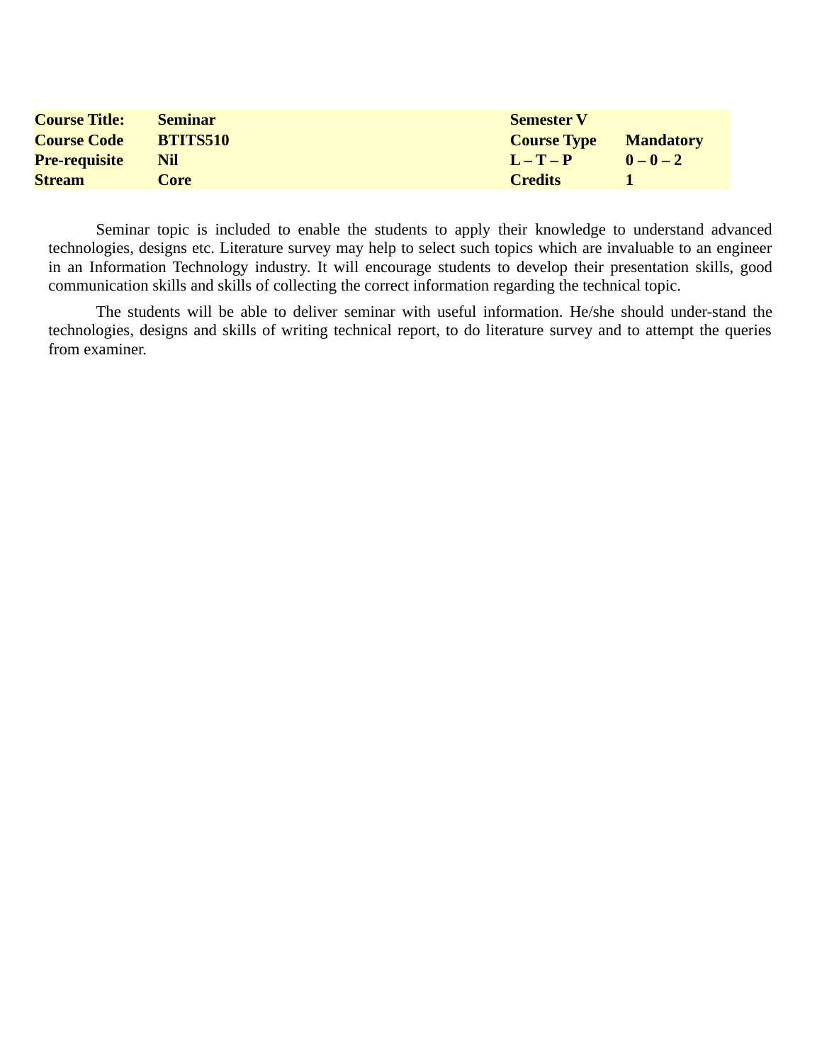| **Course Title:** | **Seminar** | **Semester V** | |
|---|---|---|---|
| **Course Code** | **BTITS510** | **Course Type** | **Mandatory** |
| **Pre-requisite** | **Nil** | **L – T – P** | **0 – 0 – 2** |
| **Stream** | **Core** | **Credits** | **1** |

Seminar topic is included to enable the students to apply their knowledge to understand advanced technologies, designs etc. Literature survey may help to select such topics which are invaluable to an engineer in an Information Technology industry. It will encourage students to develop their presentation skills, good communication skills and skills of collecting the correct information regarding the technical topic.

The students will be able to deliver seminar with useful information. He/she should under-stand the technologies, designs and skills of writing technical report, to do literature survey and to attempt the queries from examiner.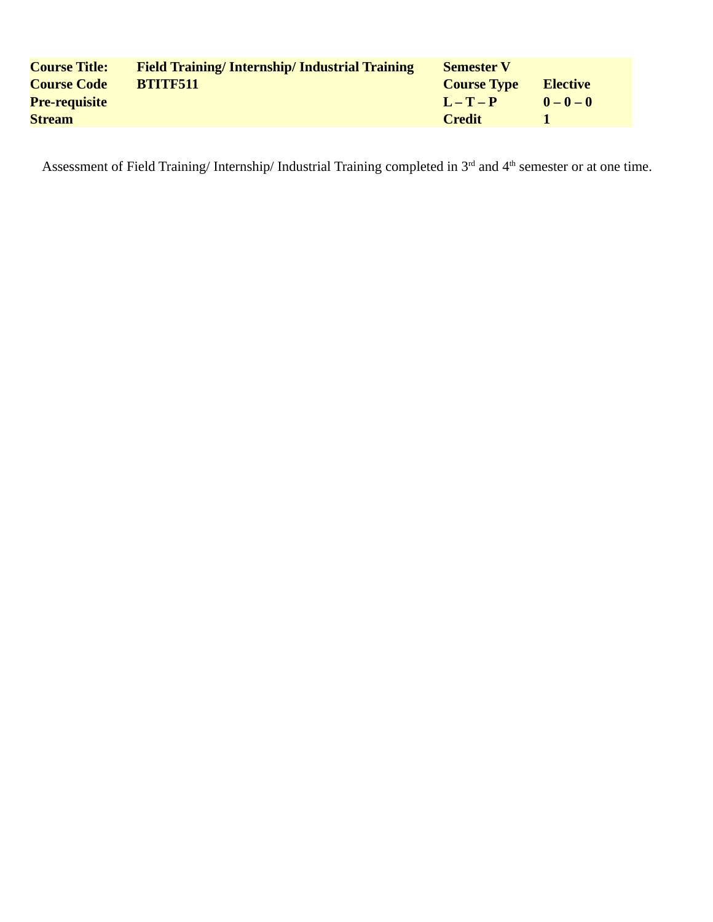| | | | |
|---|---|---|---|
| **Course Title:** | **Field Training/ Internship/ Industrial Training** | **Semester V** | |
| **Course Code** | **BTITF511** | **Course Type** | **Elective** |
| **Pre-requisite** | | **L – T – P** | **0 – 0 – 0** |
| **Stream** | | **Credit** | **1** |

Assessment of Field Training/ Internship/ Industrial Training completed in 3rd and 4th semester or at one time.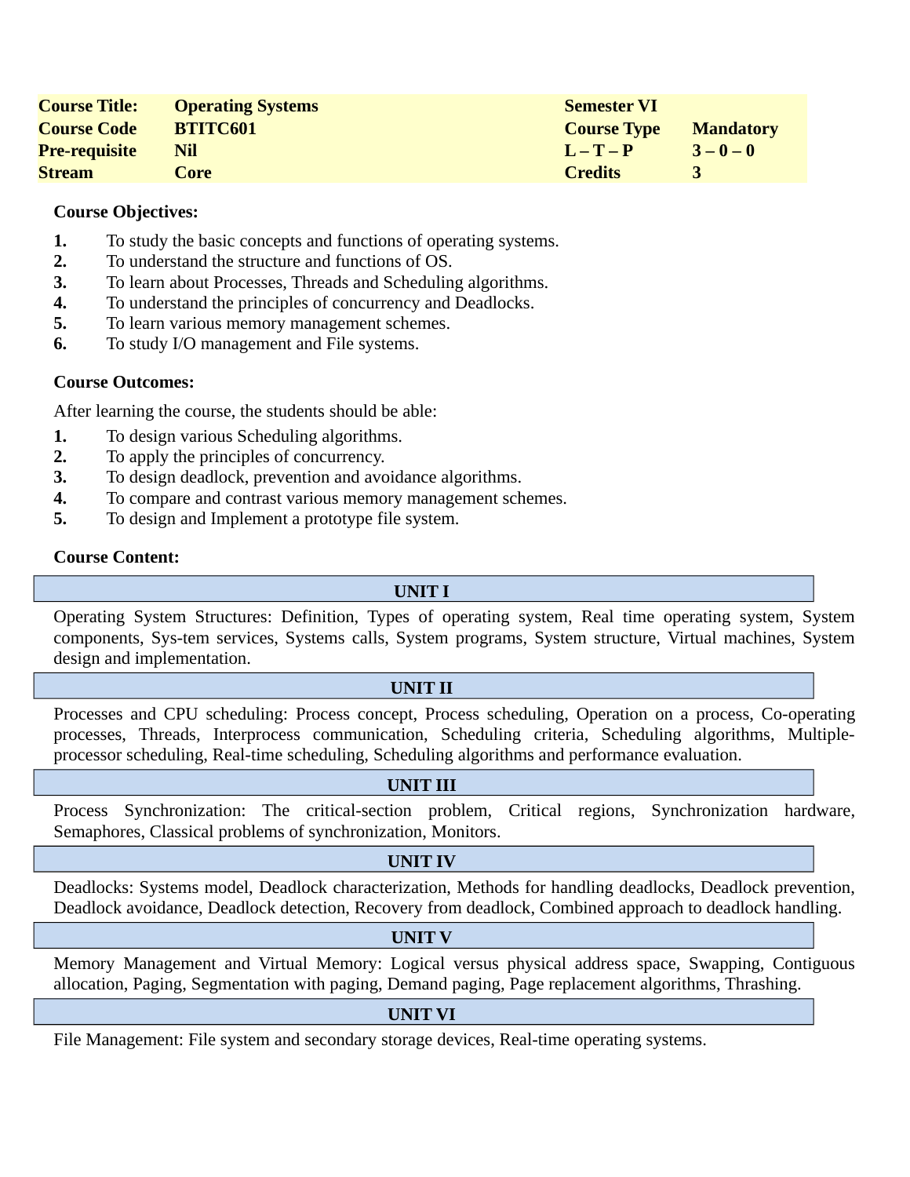| Course Title: | Operating Systems | Semester VI | |
|---|---|---|---|
| Course Code | BTITC601 | Course Type | Mandatory |
| Pre-requisite | Nil | L – T – P | 3 – 0 – 0 |
| Stream | Core | Credits | 3 |

**Course Objectives:**

1. To study the basic concepts and functions of operating systems.
2. To understand the structure and functions of OS.
3. To learn about Processes, Threads and Scheduling algorithms.
4. To understand the principles of concurrency and Deadlocks.
5. To learn various memory management schemes.
6. To study I/O management and File systems.

**Course Outcomes:**

After learning the course, the students should be able:

1. To design various Scheduling algorithms.
2. To apply the principles of concurrency.
3. To design deadlock, prevention and avoidance algorithms.
4. To compare and contrast various memory management schemes.
5. To design and Implement a prototype file system.

**Course Content:**

**UNIT I**

Operating System Structures: Definition, Types of operating system, Real time operating system, System components, Sys-tem services, Systems calls, System programs, System structure, Virtual machines, System design and implementation.

**UNIT II**

Processes and CPU scheduling: Process concept, Process scheduling, Operation on a process, Co-operating processes, Threads, Interprocess communication, Scheduling criteria, Scheduling algorithms, Multiple-processor scheduling, Real-time scheduling, Scheduling algorithms and performance evaluation.

**UNIT III**

Process Synchronization: The critical-section problem, Critical regions, Synchronization hardware, Semaphores, Classical problems of synchronization, Monitors.

**UNIT IV**

Deadlocks: Systems model, Deadlock characterization, Methods for handling deadlocks, Deadlock prevention, Deadlock avoidance, Deadlock detection, Recovery from deadlock, Combined approach to deadlock handling.

**UNIT V**

Memory Management and Virtual Memory: Logical versus physical address space, Swapping, Contiguous allocation, Paging, Segmentation with paging, Demand paging, Page replacement algorithms, Thrashing.

**UNIT VI**

File Management: File system and secondary storage devices, Real-time operating systems.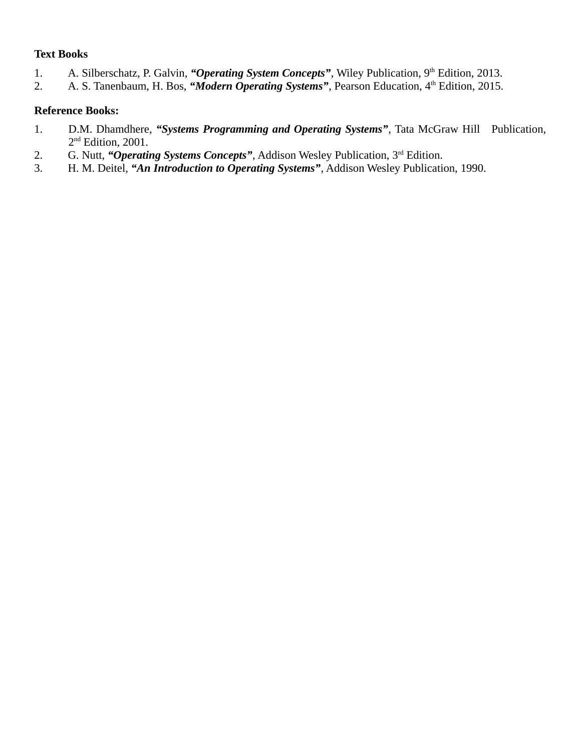**Text Books**

1. A. Silberschatz, P. Galvin, ***"Operating System Concepts"***, Wiley Publication, 9th Edition, 2013.
2. A. S. Tanenbaum, H. Bos, ***"Modern Operating Systems"***, Pearson Education, 4th Edition, 2015.

**Reference Books:**

1. D.M. Dhamdhere, ***"Systems Programming and Operating Systems"***, Tata McGraw Hill Publication, 2nd Edition, 2001.
2. G. Nutt, ***"Operating Systems Concepts"***, Addison Wesley Publication, 3rd Edition.
3. H. M. Deitel, ***"An Introduction to Operating Systems"***, Addison Wesley Publication, 1990.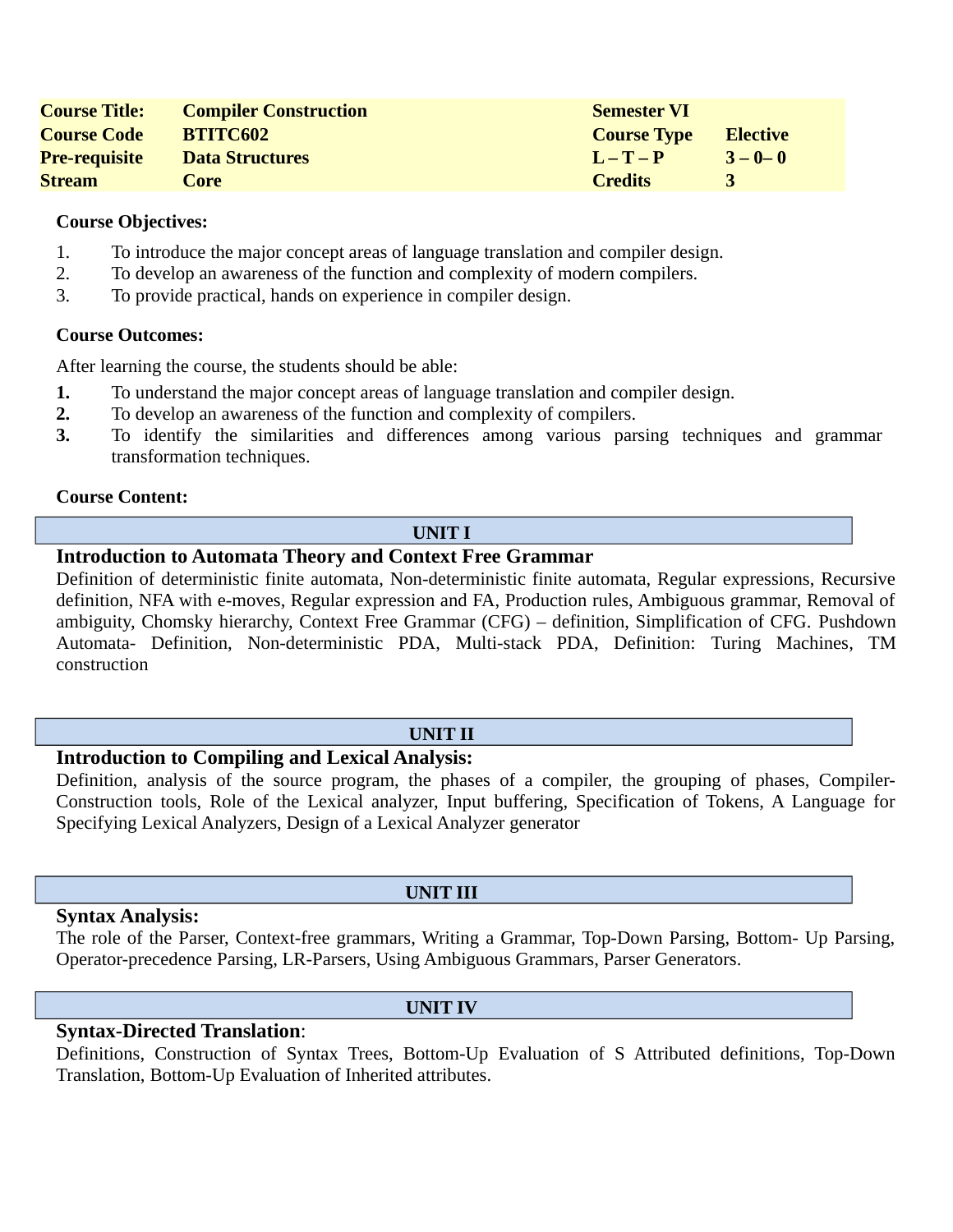| Course Title: | Compiler Construction | Semester VI | |
|---|---|---|---|
| Course Code | BTITC602 | Course Type | Elective |
| Pre-requisite | Data Structures | L – T – P | 3 – 0– 0 |
| Stream | Core | Credits | 3 |

**Course Objectives:**

1. To introduce the major concept areas of language translation and compiler design.
2. To develop an awareness of the function and complexity of modern compilers.
3. To provide practical, hands on experience in compiler design.

**Course Outcomes:**

After learning the course, the students should be able:

1. To understand the major concept areas of language translation and compiler design.
2. To develop an awareness of the function and complexity of compilers.
3. To identify the similarities and differences among various parsing techniques and grammar transformation techniques.

**Course Content:**

### UNIT I

**Introduction to Automata Theory and Context Free Grammar**

Definition of deterministic finite automata, Non-deterministic finite automata, Regular expressions, Recursive definition, NFA with e-moves, Regular expression and FA, Production rules, Ambiguous grammar, Removal of ambiguity, Chomsky hierarchy, Context Free Grammar (CFG) – definition, Simplification of CFG. Pushdown Automata- Definition, Non-deterministic PDA, Multi-stack PDA, Definition: Turing Machines, TM construction

### UNIT II

**Introduction to Compiling and Lexical Analysis:**

Definition, analysis of the source program, the phases of a compiler, the grouping of phases, Compiler-Construction tools, Role of the Lexical analyzer, Input buffering, Specification of Tokens, A Language for Specifying Lexical Analyzers, Design of a Lexical Analyzer generator

### UNIT III

**Syntax Analysis:**

The role of the Parser, Context-free grammars, Writing a Grammar, Top-Down Parsing, Bottom- Up Parsing, Operator-precedence Parsing, LR-Parsers, Using Ambiguous Grammars, Parser Generators.

### UNIT IV

**Syntax-Directed Translation**:

Definitions, Construction of Syntax Trees, Bottom-Up Evaluation of S Attributed definitions, Top-Down Translation, Bottom-Up Evaluation of Inherited attributes.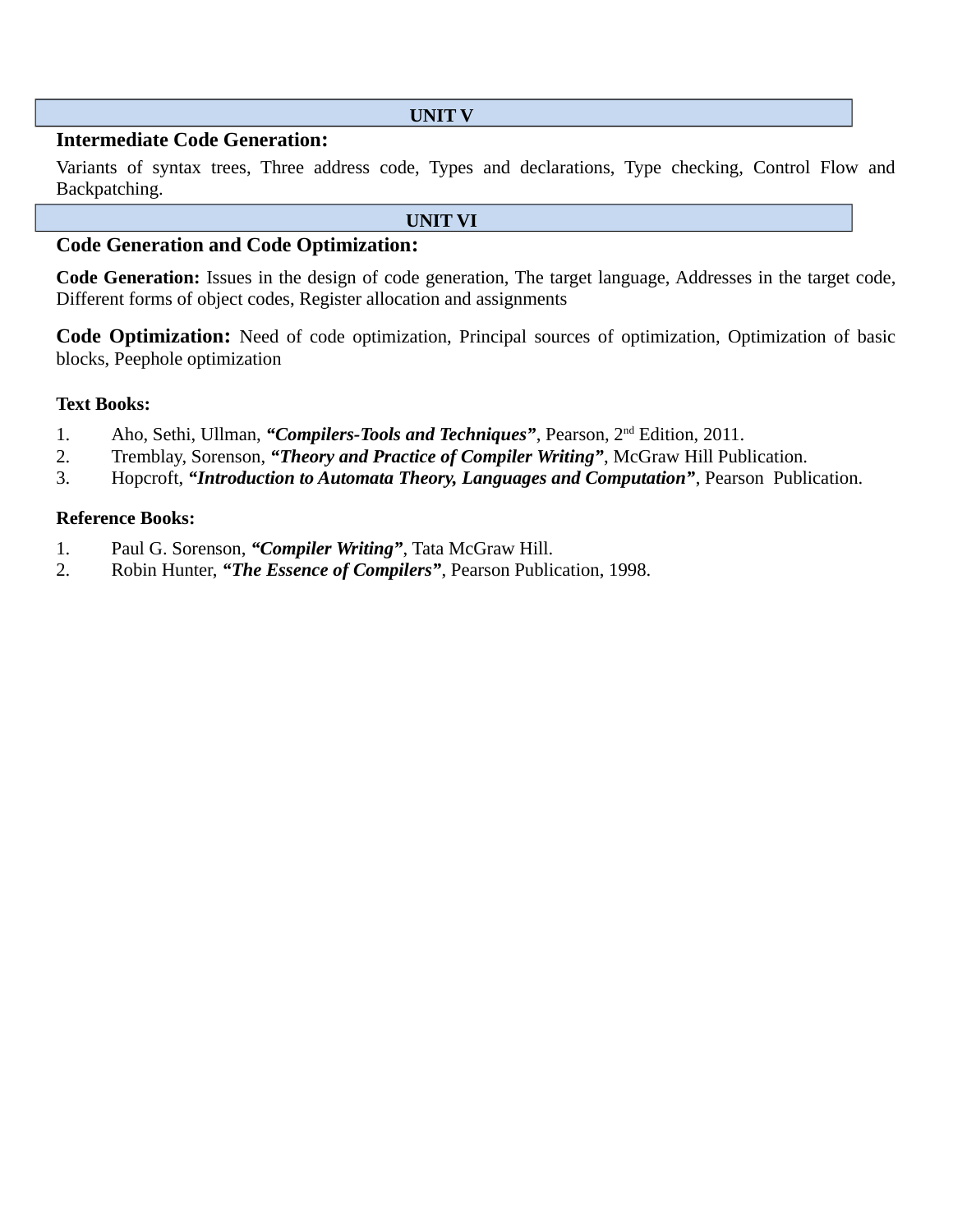## UNIT V

### Intermediate Code Generation:

Variants of syntax trees, Three address code, Types and declarations, Type checking, Control Flow and Backpatching.

## UNIT VI

### Code Generation and Code Optimization:

**Code Generation:** Issues in the design of code generation, The target language, Addresses in the target code, Different forms of object codes, Register allocation and assignments

**Code Optimization:** Need of code optimization, Principal sources of optimization, Optimization of basic blocks, Peephole optimization

**Text Books:**

1. Aho, Sethi, Ullman, ***"Compilers-Tools and Techniques"***, Pearson, 2nd Edition, 2011.
2. Tremblay, Sorenson, ***"Theory and Practice of Compiler Writing"***, McGraw Hill Publication.
3. Hopcroft, ***"Introduction to Automata Theory, Languages and Computation"***, Pearson Publication.

**Reference Books:**

1. Paul G. Sorenson, ***"Compiler Writing"***, Tata McGraw Hill.
2. Robin Hunter, ***"The Essence of Compilers"***, Pearson Publication, 1998.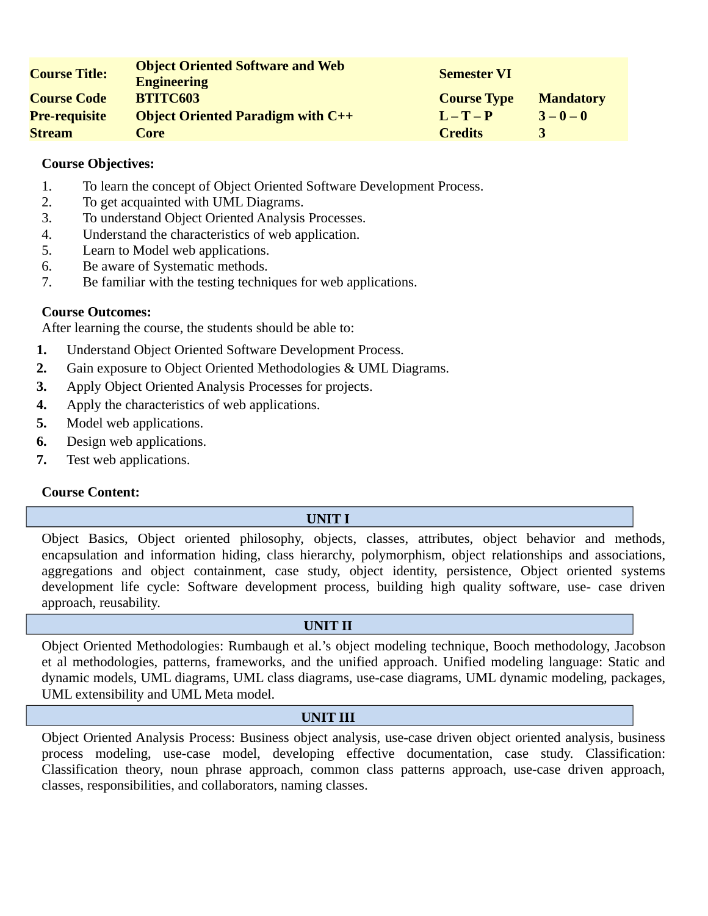| | | | |
|---|---|---|---|
| **Course Title:** | **Object Oriented Software and Web Engineering** | **Semester VI** | |
| **Course Code** | **BTITC603** | **Course Type** | **Mandatory** |
| **Pre-requisite** | **Object Oriented Paradigm with C++** | **L – T – P** | **3 – 0 – 0** |
| **Stream** | **Core** | **Credits** | **3** |

**Course Objectives:**

1. To learn the concept of Object Oriented Software Development Process.
2. To get acquainted with UML Diagrams.
3. To understand Object Oriented Analysis Processes.
4. Understand the characteristics of web application.
5. Learn to Model web applications.
6. Be aware of Systematic methods.
7. Be familiar with the testing techniques for web applications.

**Course Outcomes:**

After learning the course, the students should be able to:

1. Understand Object Oriented Software Development Process.
2. Gain exposure to Object Oriented Methodologies & UML Diagrams.
3. Apply Object Oriented Analysis Processes for projects.
4. Apply the characteristics of web applications.
5. Model web applications.
6. Design web applications.
7. Test web applications.

**Course Content:**

**UNIT I**

Object Basics, Object oriented philosophy, objects, classes, attributes, object behavior and methods, encapsulation and information hiding, class hierarchy, polymorphism, object relationships and associations, aggregations and object containment, case study, object identity, persistence, Object oriented systems development life cycle: Software development process, building high quality software, use- case driven approach, reusability.

**UNIT II**

Object Oriented Methodologies: Rumbaugh et al.'s object modeling technique, Booch methodology, Jacobson et al methodologies, patterns, frameworks, and the unified approach. Unified modeling language: Static and dynamic models, UML diagrams, UML class diagrams, use-case diagrams, UML dynamic modeling, packages, UML extensibility and UML Meta model.

**UNIT III**

Object Oriented Analysis Process: Business object analysis, use-case driven object oriented analysis, business process modeling, use-case model, developing effective documentation, case study. Classification: Classification theory, noun phrase approach, common class patterns approach, use-case driven approach, classes, responsibilities, and collaborators, naming classes.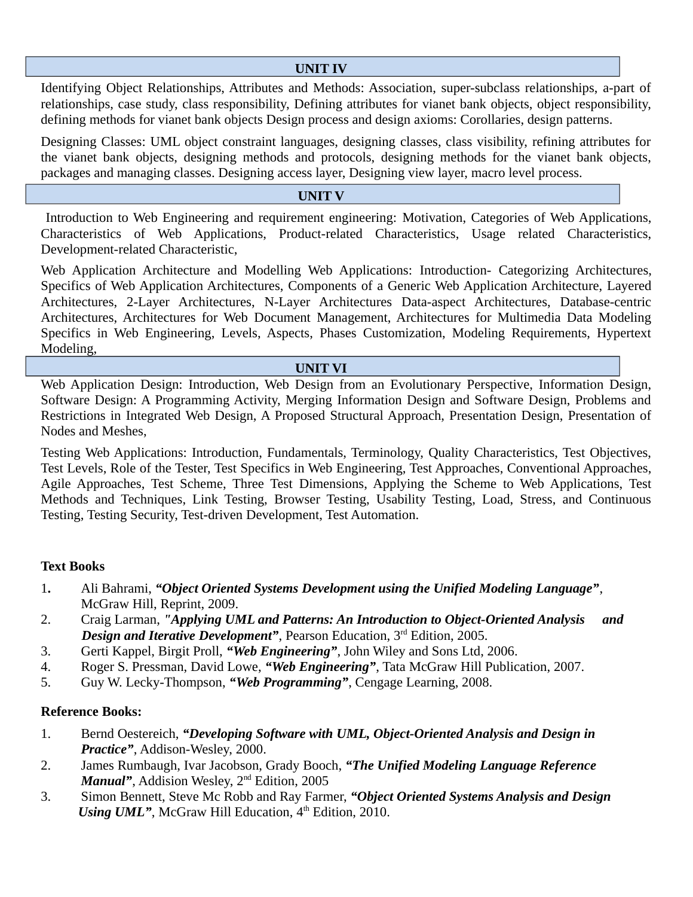## UNIT IV

Identifying Object Relationships, Attributes and Methods: Association, super-subclass relationships, a-part of relationships, case study, class responsibility, Defining attributes for vianet bank objects, object responsibility, defining methods for vianet bank objects Design process and design axioms: Corollaries, design patterns.

Designing Classes: UML object constraint languages, designing classes, class visibility, refining attributes for the vianet bank objects, designing methods and protocols, designing methods for the vianet bank objects, packages and managing classes. Designing access layer, Designing view layer, macro level process.

## UNIT V

Introduction to Web Engineering and requirement engineering: Motivation, Categories of Web Applications, Characteristics of Web Applications, Product-related Characteristics, Usage related Characteristics, Development-related Characteristic,

Web Application Architecture and Modelling Web Applications: Introduction- Categorizing Architectures, Specifics of Web Application Architectures, Components of a Generic Web Application Architecture, Layered Architectures, 2-Layer Architectures, N-Layer Architectures Data-aspect Architectures, Database-centric Architectures, Architectures for Web Document Management, Architectures for Multimedia Data Modeling Specifics in Web Engineering, Levels, Aspects, Phases Customization, Modeling Requirements, Hypertext Modeling,

## UNIT VI

Web Application Design: Introduction, Web Design from an Evolutionary Perspective, Information Design, Software Design: A Programming Activity, Merging Information Design and Software Design, Problems and Restrictions in Integrated Web Design, A Proposed Structural Approach, Presentation Design, Presentation of Nodes and Meshes,

Testing Web Applications: Introduction, Fundamentals, Terminology, Quality Characteristics, Test Objectives, Test Levels, Role of the Tester, Test Specifics in Web Engineering, Test Approaches, Conventional Approaches, Agile Approaches, Test Scheme, Three Test Dimensions, Applying the Scheme to Web Applications, Test Methods and Techniques, Link Testing, Browser Testing, Usability Testing, Load, Stress, and Continuous Testing, Testing Security, Test-driven Development, Test Automation.

**Text Books**

1. Ali Bahrami, ***"Object Oriented Systems Development using the Unified Modeling Language"***, McGraw Hill, Reprint, 2009.
2. Craig Larman, ***"Applying UML and Patterns: An Introduction to Object-Oriented Analysis and Design and Iterative Development"***, Pearson Education, 3rd Edition, 2005.
3. Gerti Kappel, Birgit Proll, ***"Web Engineering"***, John Wiley and Sons Ltd, 2006.
4. Roger S. Pressman, David Lowe, ***"Web Engineering"***, Tata McGraw Hill Publication, 2007.
5. Guy W. Lecky-Thompson, ***"Web Programming"***, Cengage Learning, 2008.

**Reference Books:**

1. Bernd Oestereich, ***"Developing Software with UML, Object-Oriented Analysis and Design in Practice"***, Addison-Wesley, 2000.
2. James Rumbaugh, Ivar Jacobson, Grady Booch, ***"The Unified Modeling Language Reference Manual"***, Addision Wesley, 2nd Edition, 2005
3. Simon Bennett, Steve Mc Robb and Ray Farmer, ***"Object Oriented Systems Analysis and Design Using UML"***, McGraw Hill Education, 4th Edition, 2010.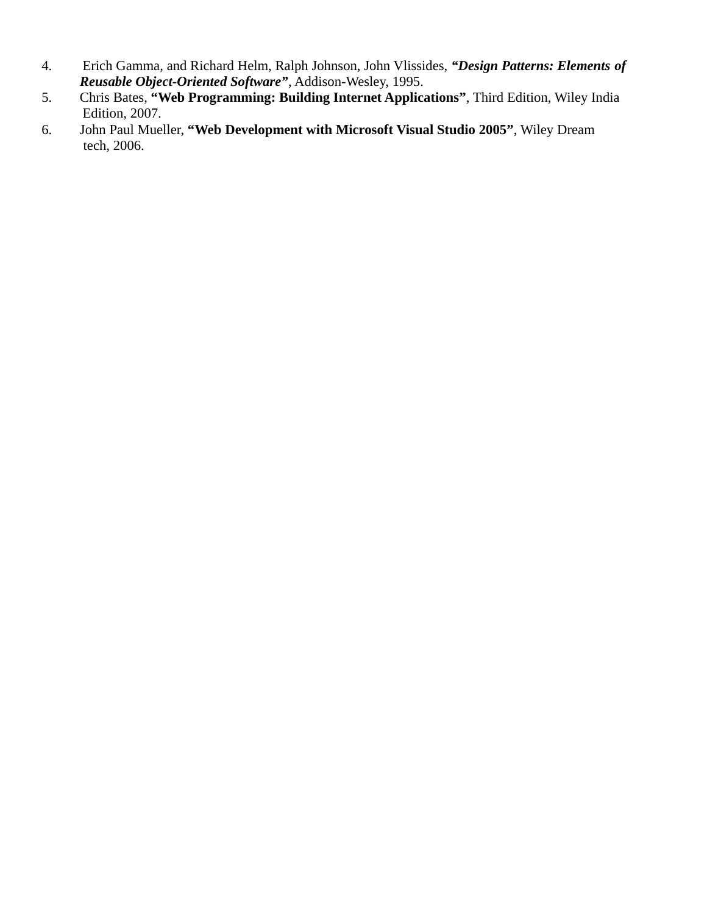4. Erich Gamma, and Richard Helm, Ralph Johnson, John Vlissides, ***“Design Patterns: Elements of Reusable Object-Oriented Software”***, Addison-Wesley, 1995.
5. Chris Bates, **“Web Programming: Building Internet Applications”**, Third Edition, Wiley India Edition, 2007.
6. John Paul Mueller, **“Web Development with Microsoft Visual Studio 2005”**, Wiley Dream tech, 2006.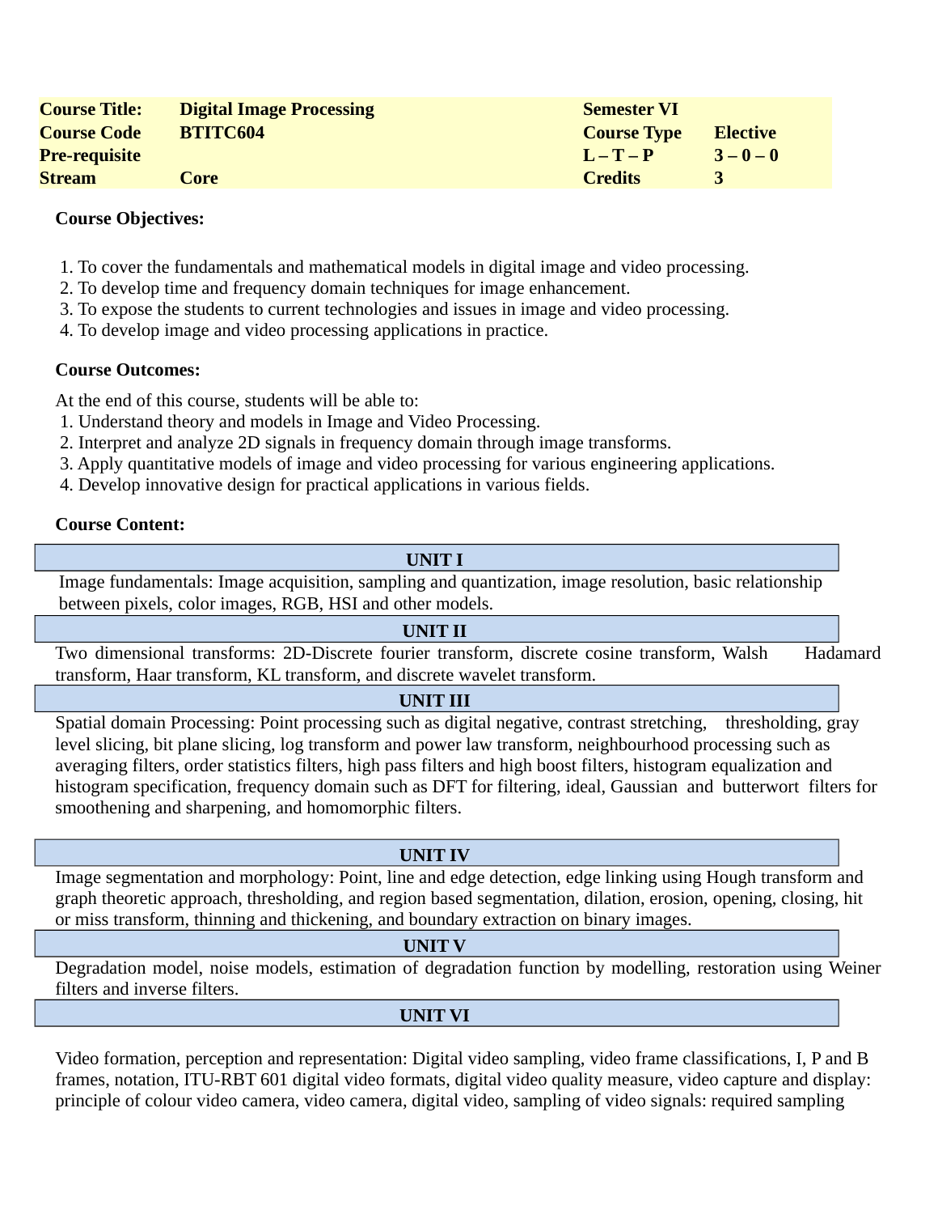| Course Title: | Digital Image Processing | Semester VI | |
|---|---|---|---|
| Course Code | BTITC604 | Course Type | Elective |
| Pre-requisite | | L – T – P | 3 – 0 – 0 |
| Stream | Core | Credits | 3 |

**Course Objectives:**

1. To cover the fundamentals and mathematical models in digital image and video processing.
2. To develop time and frequency domain techniques for image enhancement.
3. To expose the students to current technologies and issues in image and video processing.
4. To develop image and video processing applications in practice.

**Course Outcomes:**

At the end of this course, students will be able to:

1. Understand theory and models in Image and Video Processing.
2. Interpret and analyze 2D signals in frequency domain through image transforms.
3. Apply quantitative models of image and video processing for various engineering applications.
4. Develop innovative design for practical applications in various fields.

**Course Content:**

**UNIT I**

Image fundamentals: Image acquisition, sampling and quantization, image resolution, basic relationship between pixels, color images, RGB, HSI and other models.

**UNIT II**

Two dimensional transforms: 2D-Discrete fourier transform, discrete cosine transform, Walsh Hadamard transform, Haar transform, KL transform, and discrete wavelet transform.

**UNIT III**

Spatial domain Processing: Point processing such as digital negative, contrast stretching, thresholding, gray level slicing, bit plane slicing, log transform and power law transform, neighbourhood processing such as averaging filters, order statistics filters, high pass filters and high boost filters, histogram equalization and histogram specification, frequency domain such as DFT for filtering, ideal, Gaussian and butterwort filters for smoothening and sharpening, and homomorphic filters.

**UNIT IV**

Image segmentation and morphology: Point, line and edge detection, edge linking using Hough transform and graph theoretic approach, thresholding, and region based segmentation, dilation, erosion, opening, closing, hit or miss transform, thinning and thickening, and boundary extraction on binary images.

**UNIT V**

Degradation model, noise models, estimation of degradation function by modelling, restoration using Weiner filters and inverse filters.

**UNIT VI**

Video formation, perception and representation: Digital video sampling, video frame classifications, I, P and B frames, notation, ITU-RBT 601 digital video formats, digital video quality measure, video capture and display: principle of colour video camera, video camera, digital video, sampling of video signals: required sampling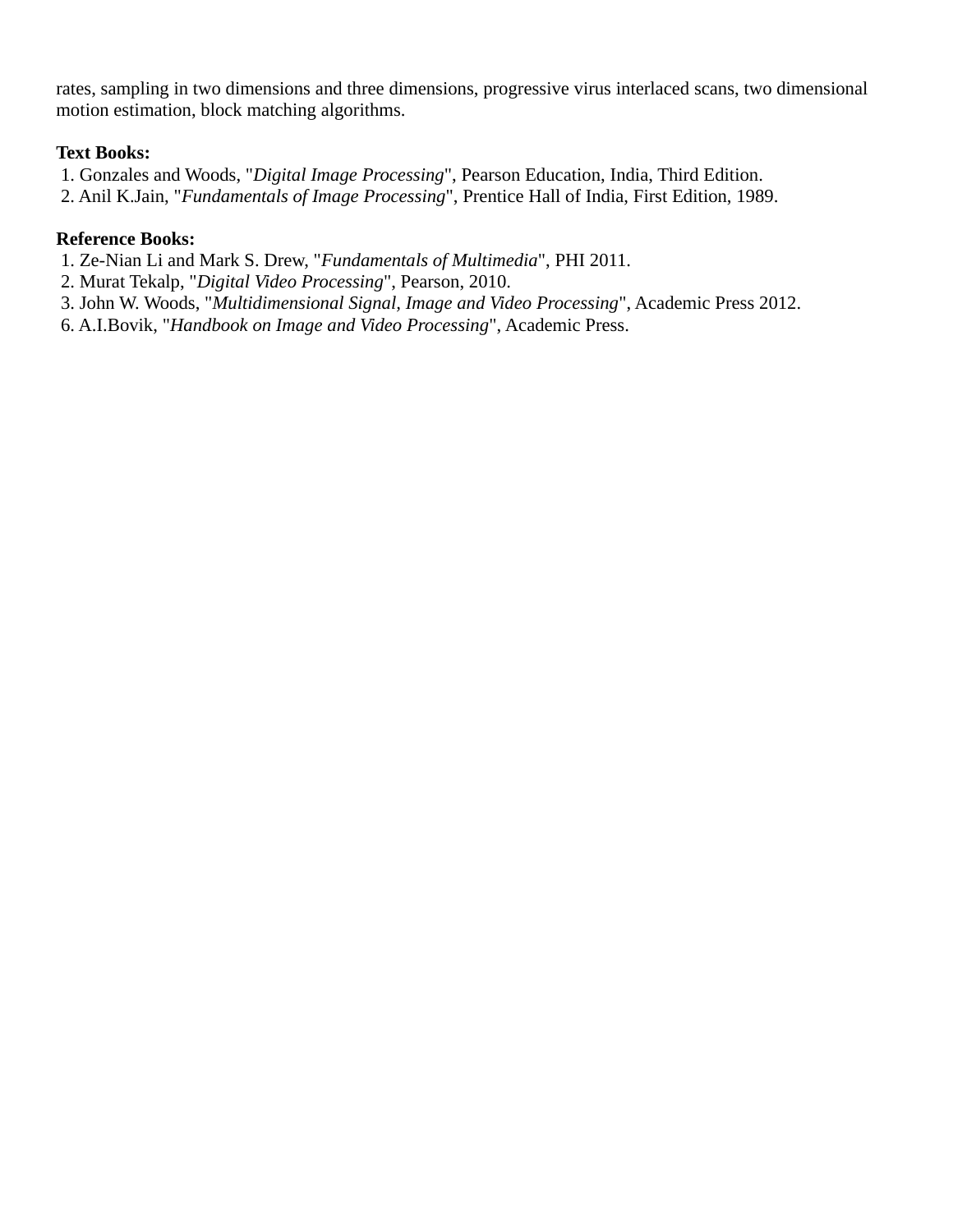rates, sampling in two dimensions and three dimensions, progressive virus interlaced scans, two dimensional motion estimation, block matching algorithms.

**Text Books:**

1. Gonzales and Woods, "*Digital Image Processing*", Pearson Education, India, Third Edition.
2. Anil K.Jain, "*Fundamentals of Image Processing*", Prentice Hall of India, First Edition, 1989.

**Reference Books:**

1. Ze-Nian Li and Mark S. Drew, "*Fundamentals of Multimedia*", PHI 2011.
2. Murat Tekalp, "*Digital Video Processing*", Pearson, 2010.
3. John W. Woods, "*Multidimensional Signal, Image and Video Processing*", Academic Press 2012.
6. A.I.Bovik, "*Handbook on Image and Video Processing*", Academic Press.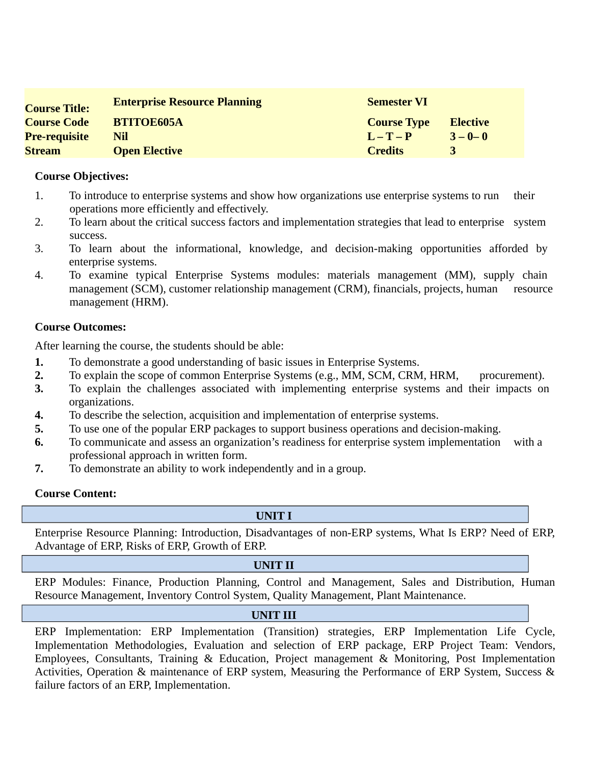| Course Title: | Enterprise Resource Planning | Semester VI | |
|---|---|---|---|
| Course Code | BTITOE605A | Course Type | Elective |
| Pre-requisite | Nil | L – T – P | 3 – 0– 0 |
| Stream | Open Elective | Credits | 3 |

**Course Objectives:**

1. To introduce to enterprise systems and show how organizations use enterprise systems to run their operations more efficiently and effectively.
2. To learn about the critical success factors and implementation strategies that lead to enterprise system success.
3. To learn about the informational, knowledge, and decision-making opportunities afforded by enterprise systems.
4. To examine typical Enterprise Systems modules: materials management (MM), supply chain management (SCM), customer relationship management (CRM), financials, projects, human resource management (HRM).

**Course Outcomes:**

After learning the course, the students should be able:

1. To demonstrate a good understanding of basic issues in Enterprise Systems.
2. To explain the scope of common Enterprise Systems (e.g., MM, SCM, CRM, HRM, procurement).
3. To explain the challenges associated with implementing enterprise systems and their impacts on organizations.
4. To describe the selection, acquisition and implementation of enterprise systems.
5. To use one of the popular ERP packages to support business operations and decision-making.
6. To communicate and assess an organization's readiness for enterprise system implementation with a professional approach in written form.
7. To demonstrate an ability to work independently and in a group.

**Course Content:**

**UNIT I**

Enterprise Resource Planning: Introduction, Disadvantages of non-ERP systems, What Is ERP? Need of ERP, Advantage of ERP, Risks of ERP, Growth of ERP.

**UNIT II**

ERP Modules: Finance, Production Planning, Control and Management, Sales and Distribution, Human Resource Management, Inventory Control System, Quality Management, Plant Maintenance.

**UNIT III**

ERP Implementation: ERP Implementation (Transition) strategies, ERP Implementation Life Cycle, Implementation Methodologies, Evaluation and selection of ERP package, ERP Project Team: Vendors, Employees, Consultants, Training & Education, Project management & Monitoring, Post Implementation Activities, Operation & maintenance of ERP system, Measuring the Performance of ERP System, Success & failure factors of an ERP, Implementation.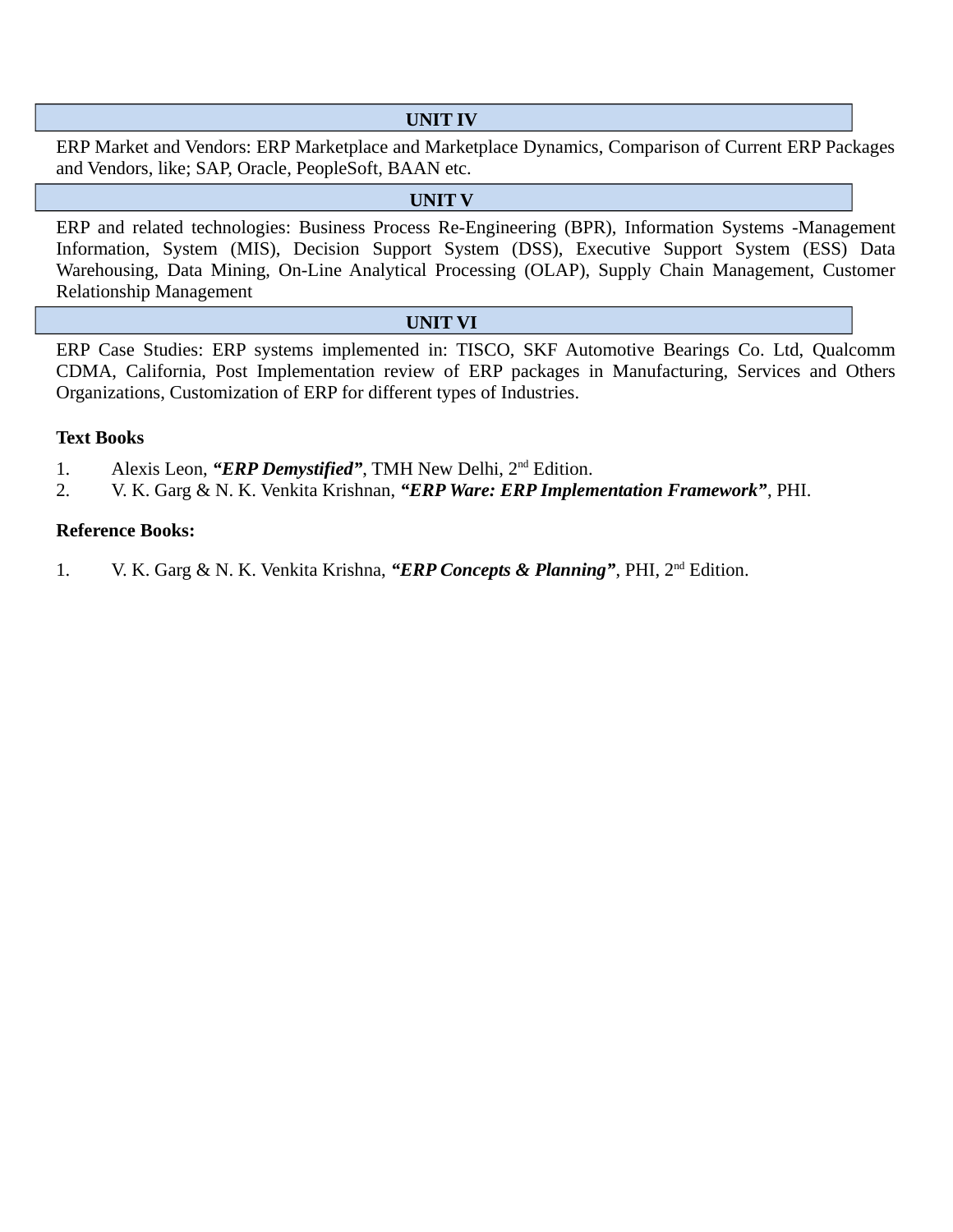## UNIT IV

ERP Market and Vendors: ERP Marketplace and Marketplace Dynamics, Comparison of Current ERP Packages and Vendors, like; SAP, Oracle, PeopleSoft, BAAN etc.

## UNIT V

ERP and related technologies: Business Process Re-Engineering (BPR), Information Systems -Management Information, System (MIS), Decision Support System (DSS), Executive Support System (ESS) Data Warehousing, Data Mining, On-Line Analytical Processing (OLAP), Supply Chain Management, Customer Relationship Management

## UNIT VI

ERP Case Studies: ERP systems implemented in: TISCO, SKF Automotive Bearings Co. Ltd, Qualcomm CDMA, California, Post Implementation review of ERP packages in Manufacturing, Services and Others Organizations, Customization of ERP for different types of Industries.

**Text Books**

1. Alexis Leon, ***"ERP Demystified"***, TMH New Delhi, 2nd Edition.
2. V. K. Garg & N. K. Venkita Krishnan, ***"ERP Ware: ERP Implementation Framework"***, PHI.

**Reference Books:**

1. V. K. Garg & N. K. Venkita Krishna, ***"ERP Concepts & Planning"***, PHI, 2nd Edition.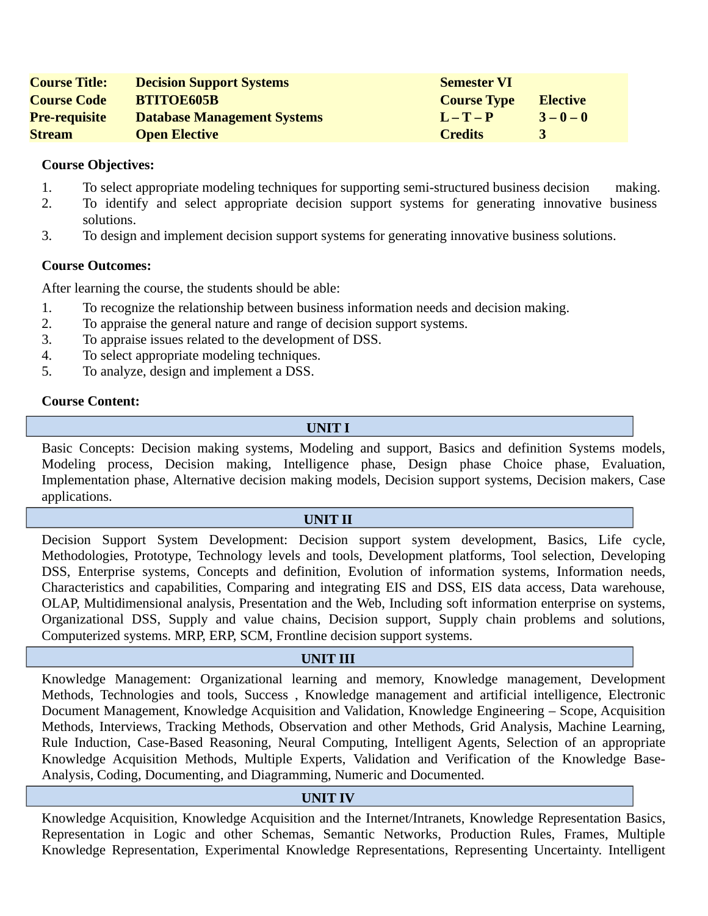| Course Title: | Decision Support Systems | Semester VI | |
|---|---|---|---|
| Course Code | BTITOE605B | Course Type | Elective |
| Pre-requisite | Database Management Systems | L – T – P | 3 – 0 – 0 |
| Stream | Open Elective | Credits | 3 |

**Course Objectives:**

1. To select appropriate modeling techniques for supporting semi-structured business decision making.
2. To identify and select appropriate decision support systems for generating innovative business solutions.
3. To design and implement decision support systems for generating innovative business solutions.

**Course Outcomes:**

After learning the course, the students should be able:

1. To recognize the relationship between business information needs and decision making.
2. To appraise the general nature and range of decision support systems.
3. To appraise issues related to the development of DSS.
4. To select appropriate modeling techniques.
5. To analyze, design and implement a DSS.

**Course Content:**

**UNIT I**

Basic Concepts: Decision making systems, Modeling and support, Basics and definition Systems models, Modeling process, Decision making, Intelligence phase, Design phase Choice phase, Evaluation, Implementation phase, Alternative decision making models, Decision support systems, Decision makers, Case applications.

**UNIT II**

Decision Support System Development: Decision support system development, Basics, Life cycle, Methodologies, Prototype, Technology levels and tools, Development platforms, Tool selection, Developing DSS, Enterprise systems, Concepts and definition, Evolution of information systems, Information needs, Characteristics and capabilities, Comparing and integrating EIS and DSS, EIS data access, Data warehouse, OLAP, Multidimensional analysis, Presentation and the Web, Including soft information enterprise on systems, Organizational DSS, Supply and value chains, Decision support, Supply chain problems and solutions, Computerized systems. MRP, ERP, SCM, Frontline decision support systems.

**UNIT III**

Knowledge Management: Organizational learning and memory, Knowledge management, Development Methods, Technologies and tools, Success , Knowledge management and artificial intelligence, Electronic Document Management, Knowledge Acquisition and Validation, Knowledge Engineering – Scope, Acquisition Methods, Interviews, Tracking Methods, Observation and other Methods, Grid Analysis, Machine Learning, Rule Induction, Case-Based Reasoning, Neural Computing, Intelligent Agents, Selection of an appropriate Knowledge Acquisition Methods, Multiple Experts, Validation and Verification of the Knowledge Base-Analysis, Coding, Documenting, and Diagramming, Numeric and Documented.

**UNIT IV**

Knowledge Acquisition, Knowledge Acquisition and the Internet/Intranets, Knowledge Representation Basics, Representation in Logic and other Schemas, Semantic Networks, Production Rules, Frames, Multiple Knowledge Representation, Experimental Knowledge Representations, Representing Uncertainty. Intelligent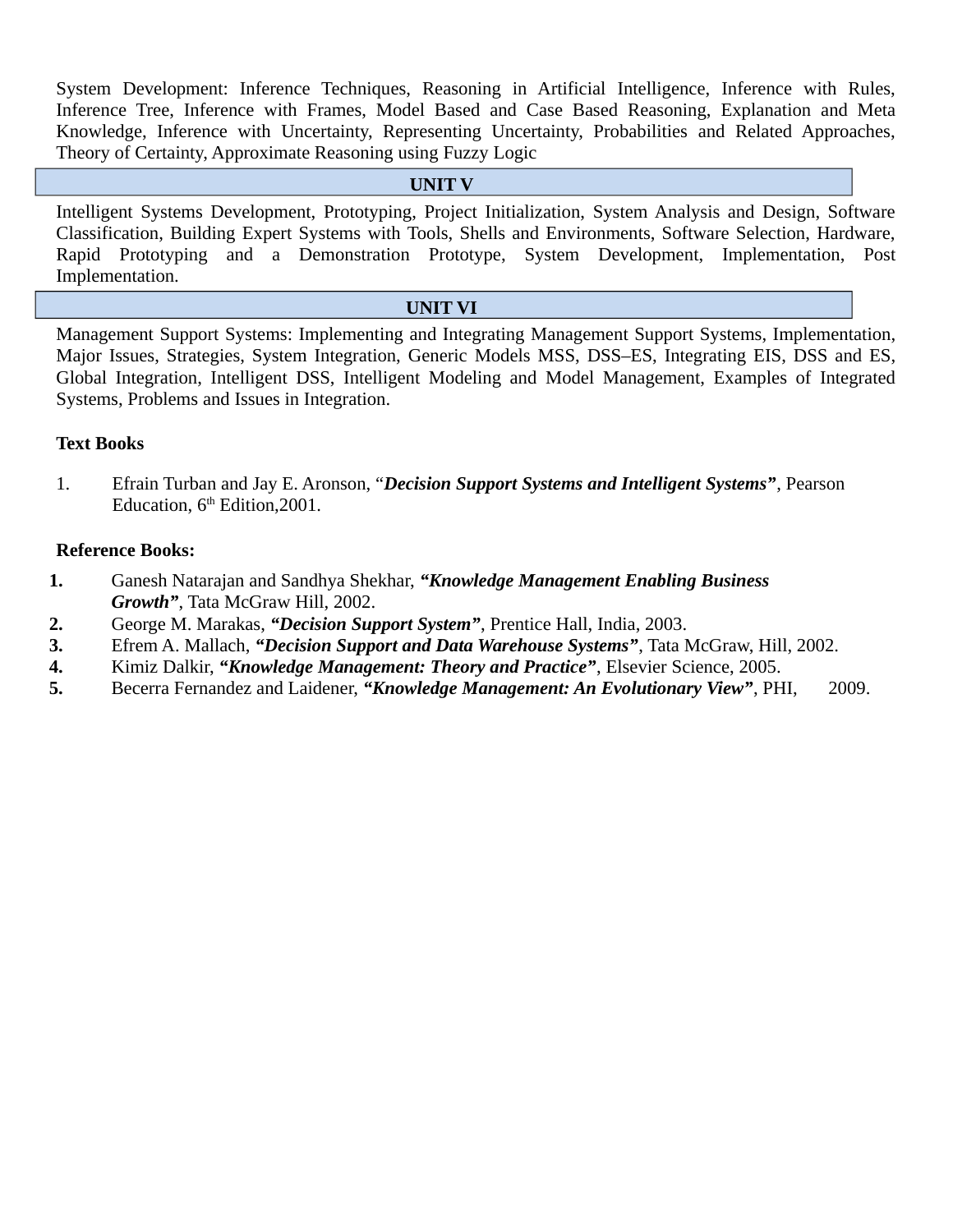System Development: Inference Techniques, Reasoning in Artificial Intelligence, Inference with Rules, Inference Tree, Inference with Frames, Model Based and Case Based Reasoning, Explanation and Meta Knowledge, Inference with Uncertainty, Representing Uncertainty, Probabilities and Related Approaches, Theory of Certainty, Approximate Reasoning using Fuzzy Logic

## UNIT V

Intelligent Systems Development, Prototyping, Project Initialization, System Analysis and Design, Software Classification, Building Expert Systems with Tools, Shells and Environments, Software Selection, Hardware, Rapid Prototyping and a Demonstration Prototype, System Development, Implementation, Post Implementation.

## UNIT VI

Management Support Systems: Implementing and Integrating Management Support Systems, Implementation, Major Issues, Strategies, System Integration, Generic Models MSS, DSS–ES, Integrating EIS, DSS and ES, Global Integration, Intelligent DSS, Intelligent Modeling and Model Management, Examples of Integrated Systems, Problems and Issues in Integration.

**Text Books**

1. Efrain Turban and Jay E. Aronson, "***Decision Support Systems and Intelligent Systems***", Pearson Education, 6th Edition,2001.

**Reference Books:**

1. Ganesh Natarajan and Sandhya Shekhar, ***"Knowledge Management Enabling Business Growth"***, Tata McGraw Hill, 2002.
2. George M. Marakas, ***"Decision Support System"***, Prentice Hall, India, 2003.
3. Efrem A. Mallach, ***"Decision Support and Data Warehouse Systems"***, Tata McGraw, Hill, 2002.
4. Kimiz Dalkir, ***"Knowledge Management: Theory and Practice"***, Elsevier Science, 2005.
5. Becerra Fernandez and Laidener, ***"Knowledge Management: An Evolutionary View"***, PHI, 2009.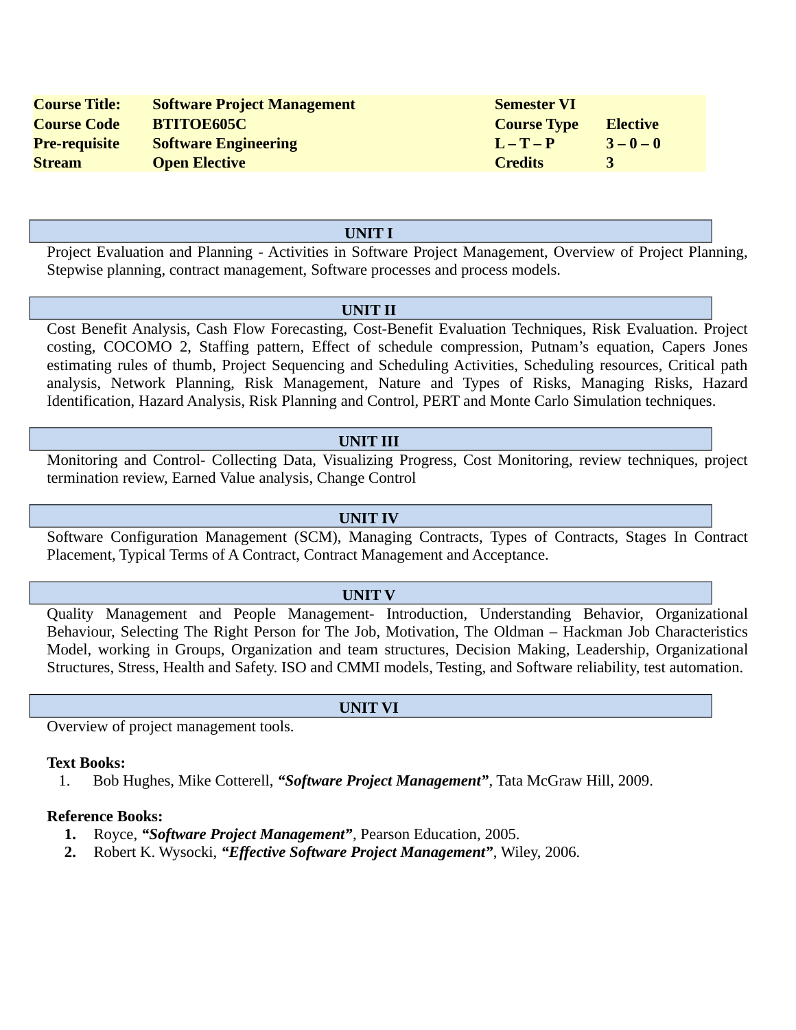| | | | |
|---|---|---|---|
| **Course Title:** | **Software Project Management** | **Semester VI** | |
| **Course Code** | **BTITOE605C** | **Course Type** | **Elective** |
| **Pre-requisite** | **Software Engineering** | **L – T – P** | **3 – 0 – 0** |
| **Stream** | **Open Elective** | **Credits** | **3** |

## UNIT I

Project Evaluation and Planning - Activities in Software Project Management, Overview of Project Planning, Stepwise planning, contract management, Software processes and process models.

## UNIT II

Cost Benefit Analysis, Cash Flow Forecasting, Cost-Benefit Evaluation Techniques, Risk Evaluation. Project costing, COCOMO 2, Staffing pattern, Effect of schedule compression, Putnam's equation, Capers Jones estimating rules of thumb, Project Sequencing and Scheduling Activities, Scheduling resources, Critical path analysis, Network Planning, Risk Management, Nature and Types of Risks, Managing Risks, Hazard Identification, Hazard Analysis, Risk Planning and Control, PERT and Monte Carlo Simulation techniques.

## UNIT III

Monitoring and Control- Collecting Data, Visualizing Progress, Cost Monitoring, review techniques, project termination review, Earned Value analysis, Change Control

## UNIT IV

Software Configuration Management (SCM), Managing Contracts, Types of Contracts, Stages In Contract Placement, Typical Terms of A Contract, Contract Management and Acceptance.

## UNIT V

Quality Management and People Management- Introduction, Understanding Behavior, Organizational Behaviour, Selecting The Right Person for The Job, Motivation, The Oldman – Hackman Job Characteristics Model, working in Groups, Organization and team structures, Decision Making, Leadership, Organizational Structures, Stress, Health and Safety. ISO and CMMI models, Testing, and Software reliability, test automation.

## UNIT VI

Overview of project management tools.

**Text Books:**

1. Bob Hughes, Mike Cotterell, ***"Software Project Management"***, Tata McGraw Hill, 2009.

**Reference Books:**

1. Royce, ***"Software Project Management"***, Pearson Education, 2005.
2. Robert K. Wysocki, ***"Effective Software Project Management"***, Wiley, 2006.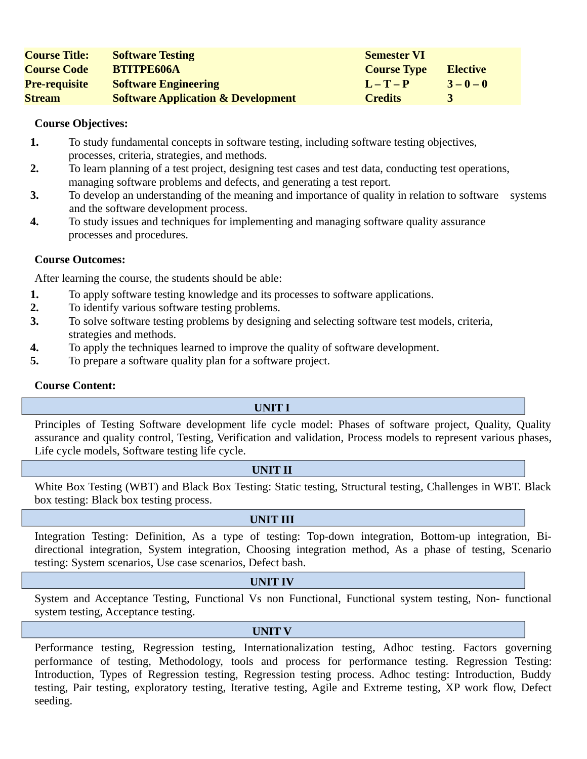| | | | |
|---|---|---|---|
| **Course Title:** | **Software Testing** | **Semester VI** | |
| **Course Code** | **BTITPE606A** | **Course Type** | **Elective** |
| **Pre-requisite** | **Software Engineering** | **L – T – P** | **3 – 0 – 0** |
| **Stream** | **Software Application & Development** | **Credits** | **3** |

**Course Objectives:**

1. To study fundamental concepts in software testing, including software testing objectives, processes, criteria, strategies, and methods.
2. To learn planning of a test project, designing test cases and test data, conducting test operations, managing software problems and defects, and generating a test report.
3. To develop an understanding of the meaning and importance of quality in relation to software systems and the software development process.
4. To study issues and techniques for implementing and managing software quality assurance processes and procedures.

**Course Outcomes:**

After learning the course, the students should be able:

1. To apply software testing knowledge and its processes to software applications.
2. To identify various software testing problems.
3. To solve software testing problems by designing and selecting software test models, criteria, strategies and methods.
4. To apply the techniques learned to improve the quality of software development.
5. To prepare a software quality plan for a software project.

**Course Content:**

**UNIT I**

Principles of Testing Software development life cycle model: Phases of software project, Quality, Quality assurance and quality control, Testing, Verification and validation, Process models to represent various phases, Life cycle models, Software testing life cycle.

**UNIT II**

White Box Testing (WBT) and Black Box Testing: Static testing, Structural testing, Challenges in WBT. Black box testing: Black box testing process.

**UNIT III**

Integration Testing: Definition, As a type of testing: Top-down integration, Bottom-up integration, Bi-directional integration, System integration, Choosing integration method, As a phase of testing, Scenario testing: System scenarios, Use case scenarios, Defect bash.

**UNIT IV**

System and Acceptance Testing, Functional Vs non Functional, Functional system testing, Non- functional system testing, Acceptance testing.

**UNIT V**

Performance testing, Regression testing, Internationalization testing, Adhoc testing. Factors governing performance of testing, Methodology, tools and process for performance testing. Regression Testing: Introduction, Types of Regression testing, Regression testing process. Adhoc testing: Introduction, Buddy testing, Pair testing, exploratory testing, Iterative testing, Agile and Extreme testing, XP work flow, Defect seeding.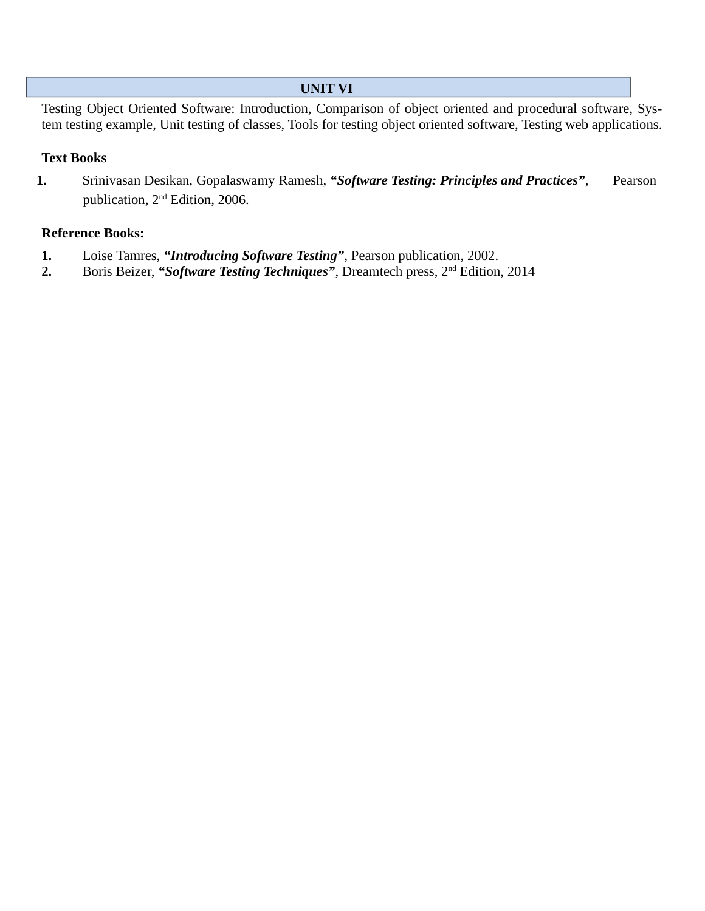## UNIT VI

Testing Object Oriented Software: Introduction, Comparison of object oriented and procedural software, System testing example, Unit testing of classes, Tools for testing object oriented software, Testing web applications.

**Text Books**

1. Srinivasan Desikan, Gopalaswamy Ramesh, ***"Software Testing: Principles and Practices"***, Pearson publication, 2nd Edition, 2006.

**Reference Books:**

1. Loise Tamres, ***"Introducing Software Testing"***, Pearson publication, 2002.
2. Boris Beizer, ***"Software Testing Techniques"***, Dreamtech press, 2nd Edition, 2014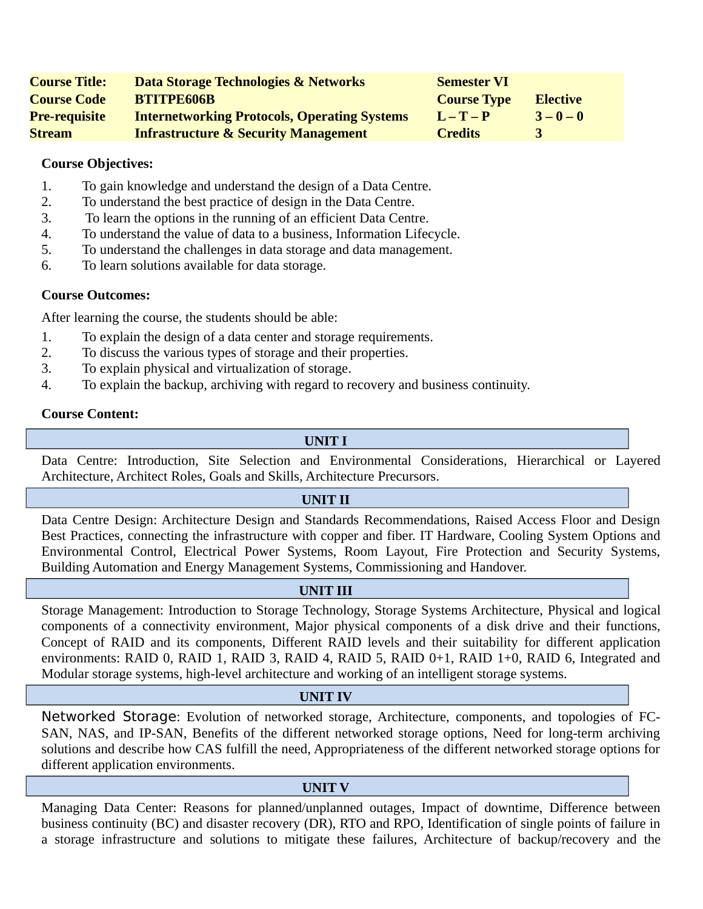| **Course Title:** | **Data Storage Technologies & Networks** | **Semester VI** | |
|---|---|---|---|
| **Course Code** | **BTITPE606B** | **Course Type** | **Elective** |
| **Pre-requisite** | **Internetworking Protocols, Operating Systems** | **L – T – P** | **3 – 0 – 0** |
| **Stream** | **Infrastructure & Security Management** | **Credits** | **3** |

**Course Objectives:**

1. To gain knowledge and understand the design of a Data Centre.
2. To understand the best practice of design in the Data Centre.
3. To learn the options in the running of an efficient Data Centre.
4. To understand the value of data to a business, Information Lifecycle.
5. To understand the challenges in data storage and data management.
6. To learn solutions available for data storage.

**Course Outcomes:**

After learning the course, the students should be able:

1. To explain the design of a data center and storage requirements.
2. To discuss the various types of storage and their properties.
3. To explain physical and virtualization of storage.
4. To explain the backup, archiving with regard to recovery and business continuity.

**Course Content:**

**UNIT I**

Data Centre: Introduction, Site Selection and Environmental Considerations, Hierarchical or Layered Architecture, Architect Roles, Goals and Skills, Architecture Precursors.

**UNIT II**

Data Centre Design: Architecture Design and Standards Recommendations, Raised Access Floor and Design Best Practices, connecting the infrastructure with copper and fiber. IT Hardware, Cooling System Options and Environmental Control, Electrical Power Systems, Room Layout, Fire Protection and Security Systems, Building Automation and Energy Management Systems, Commissioning and Handover.

**UNIT III**

Storage Management: Introduction to Storage Technology, Storage Systems Architecture, Physical and logical components of a connectivity environment, Major physical components of a disk drive and their functions, Concept of RAID and its components, Different RAID levels and their suitability for different application environments: RAID 0, RAID 1, RAID 3, RAID 4, RAID 5, RAID 0+1, RAID 1+0, RAID 6, Integrated and Modular storage systems, high-level architecture and working of an intelligent storage systems.

**UNIT IV**

Networked Storage: Evolution of networked storage, Architecture, components, and topologies of FC-SAN, NAS, and IP-SAN, Benefits of the different networked storage options, Need for long-term archiving solutions and describe how CAS fulfill the need, Appropriateness of the different networked storage options for different application environments.

**UNIT V**

Managing Data Center: Reasons for planned/unplanned outages, Impact of downtime, Difference between business continuity (BC) and disaster recovery (DR), RTO and RPO, Identification of single points of failure in a storage infrastructure and solutions to mitigate these failures, Architecture of backup/recovery and the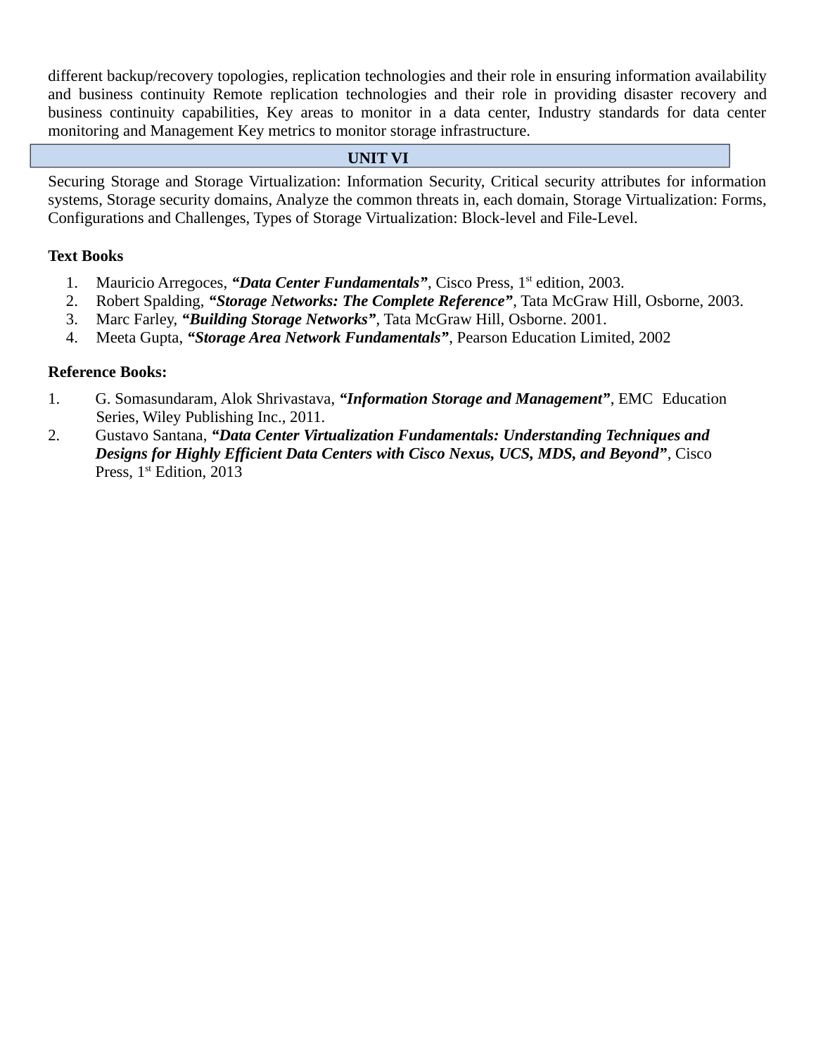different backup/recovery topologies, replication technologies and their role in ensuring information availability and business continuity Remote replication technologies and their role in providing disaster recovery and business continuity capabilities, Key areas to monitor in a data center, Industry standards for data center monitoring and Management Key metrics to monitor storage infrastructure.

## UNIT VI

Securing Storage and Storage Virtualization: Information Security, Critical security attributes for information systems, Storage security domains, Analyze the common threats in, each domain, Storage Virtualization: Forms, Configurations and Challenges, Types of Storage Virtualization: Block-level and File-Level.

**Text Books**

1. Mauricio Arregoces, ***"Data Center Fundamentals"***, Cisco Press, 1st edition, 2003.
2. Robert Spalding, ***"Storage Networks: The Complete Reference"***, Tata McGraw Hill, Osborne, 2003.
3. Marc Farley, ***"Building Storage Networks"***, Tata McGraw Hill, Osborne. 2001.
4. Meeta Gupta, ***"Storage Area Network Fundamentals"***, Pearson Education Limited, 2002

**Reference Books:**

1. G. Somasundaram, Alok Shrivastava, ***"Information Storage and Management"***, EMC Education Series, Wiley Publishing Inc., 2011.
2. Gustavo Santana, ***"Data Center Virtualization Fundamentals: Understanding Techniques and Designs for Highly Efficient Data Centers with Cisco Nexus, UCS, MDS, and Beyond"***, Cisco Press, 1st Edition, 2013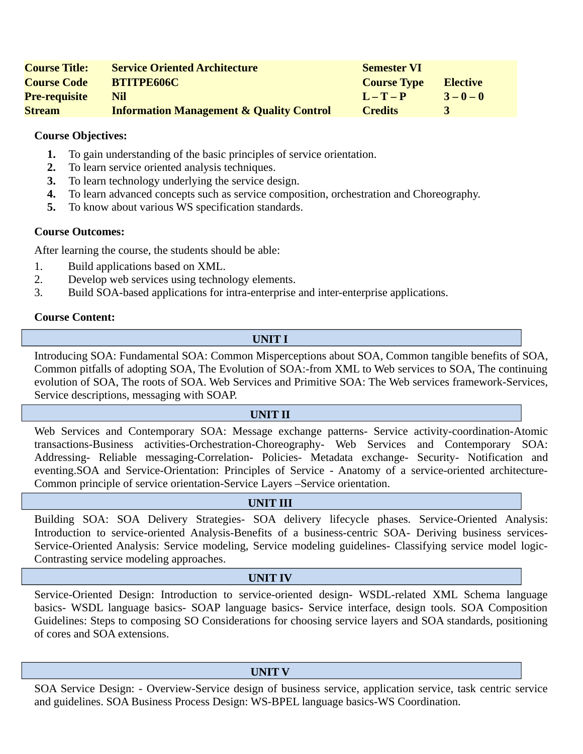| Course Title: | Service Oriented Architecture | Semester VI | |
|---|---|---|---|
| Course Code | BTITPE606C | Course Type | Elective |
| Pre-requisite | Nil | L – T – P | 3 – 0 – 0 |
| Stream | Information Management & Quality Control | Credits | 3 |

**Course Objectives:**

1. To gain understanding of the basic principles of service orientation.
2. To learn service oriented analysis techniques.
3. To learn technology underlying the service design.
4. To learn advanced concepts such as service composition, orchestration and Choreography.
5. To know about various WS specification standards.

**Course Outcomes:**

After learning the course, the students should be able:

1. Build applications based on XML.
2. Develop web services using technology elements.
3. Build SOA-based applications for intra-enterprise and inter-enterprise applications.

**Course Content:**

**UNIT I**

Introducing SOA: Fundamental SOA: Common Misperceptions about SOA, Common tangible benefits of SOA, Common pitfalls of adopting SOA, The Evolution of SOA:-from XML to Web services to SOA, The continuing evolution of SOA, The roots of SOA. Web Services and Primitive SOA: The Web services framework-Services, Service descriptions, messaging with SOAP.

**UNIT II**

Web Services and Contemporary SOA: Message exchange patterns- Service activity-coordination-Atomic transactions-Business activities-Orchestration-Choreography- Web Services and Contemporary SOA: Addressing- Reliable messaging-Correlation- Policies- Metadata exchange- Security- Notification and eventing.SOA and Service-Orientation: Principles of Service - Anatomy of a service-oriented architecture-Common principle of service orientation-Service Layers –Service orientation.

**UNIT III**

Building SOA: SOA Delivery Strategies- SOA delivery lifecycle phases. Service-Oriented Analysis: Introduction to service-oriented Analysis-Benefits of a business-centric SOA- Deriving business services-Service-Oriented Analysis: Service modeling, Service modeling guidelines- Classifying service model logic-Contrasting service modeling approaches.

**UNIT IV**

Service-Oriented Design: Introduction to service-oriented design- WSDL-related XML Schema language basics- WSDL language basics- SOAP language basics- Service interface, design tools. SOA Composition Guidelines: Steps to composing SO Considerations for choosing service layers and SOA standards, positioning of cores and SOA extensions.

**UNIT V**

SOA Service Design: - Overview-Service design of business service, application service, task centric service and guidelines. SOA Business Process Design: WS-BPEL language basics-WS Coordination.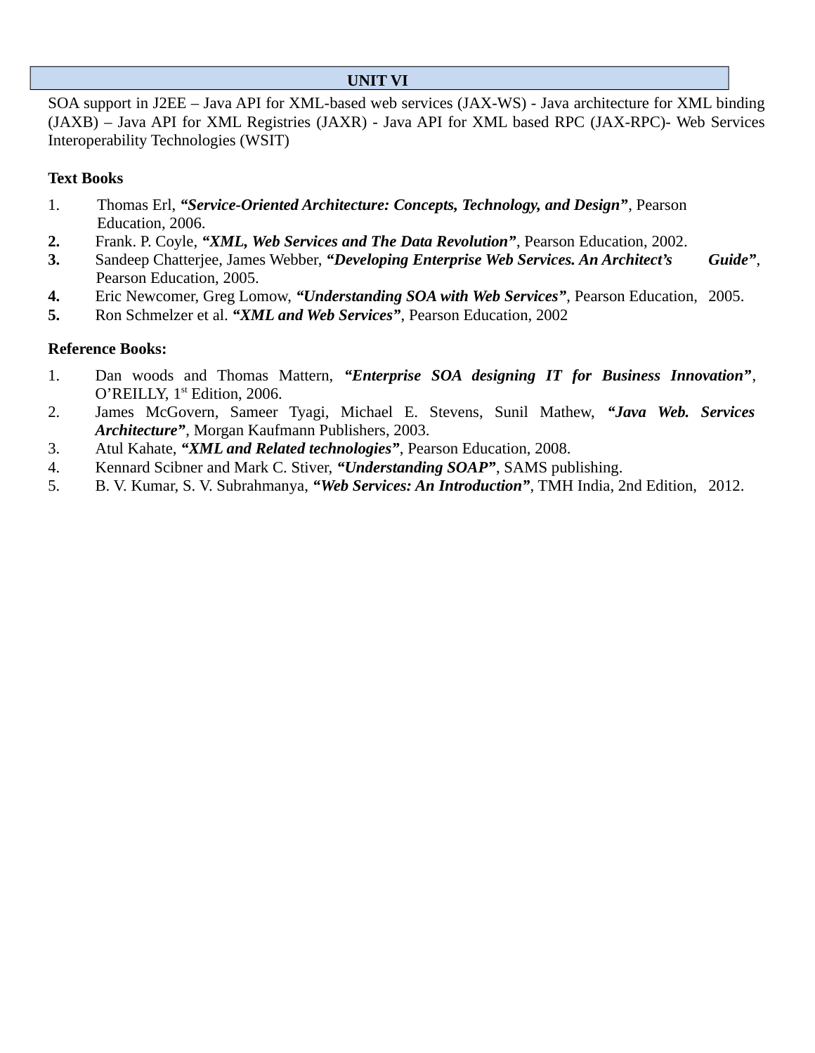## UNIT VI

SOA support in J2EE – Java API for XML-based web services (JAX-WS) - Java architecture for XML binding (JAXB) – Java API for XML Registries (JAXR) - Java API for XML based RPC (JAX-RPC)- Web Services Interoperability Technologies (WSIT)

**Text Books**

1. Thomas Erl, ***"Service-Oriented Architecture: Concepts, Technology, and Design"***, Pearson Education, 2006.
2. Frank. P. Coyle, ***"XML, Web Services and The Data Revolution"***, Pearson Education, 2002.
3. Sandeep Chatterjee, James Webber, ***"Developing Enterprise Web Services. An Architect's Guide"***, Pearson Education, 2005.
4. Eric Newcomer, Greg Lomow, ***"Understanding SOA with Web Services"***, Pearson Education, 2005.
5. Ron Schmelzer et al. ***"XML and Web Services"***, Pearson Education, 2002

**Reference Books:**

1. Dan woods and Thomas Mattern, ***"Enterprise SOA designing IT for Business Innovation"***, O'REILLY, 1st Edition, 2006.
2. James McGovern, Sameer Tyagi, Michael E. Stevens, Sunil Mathew, ***"Java Web. Services Architecture"***, Morgan Kaufmann Publishers, 2003.
3. Atul Kahate, ***"XML and Related technologies"***, Pearson Education, 2008.
4. Kennard Scibner and Mark C. Stiver, ***"Understanding SOAP"***, SAMS publishing.
5. B. V. Kumar, S. V. Subrahmanya, ***"Web Services: An Introduction"***, TMH India, 2nd Edition, 2012.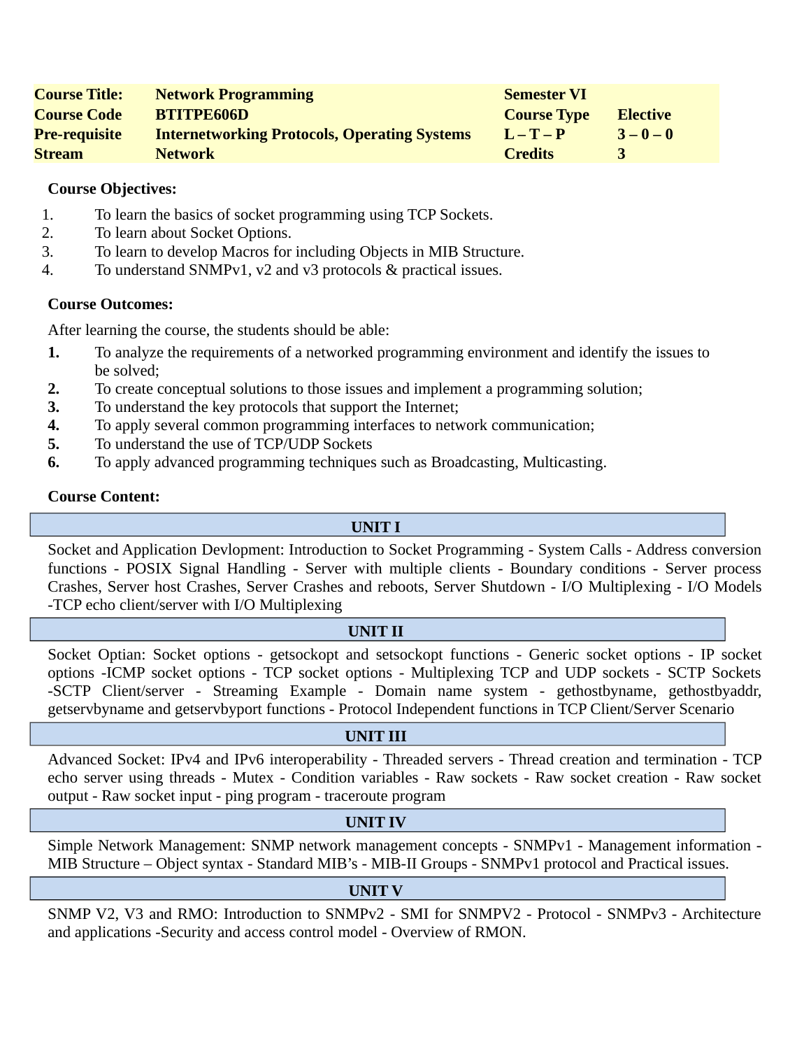| Course Title: | Network Programming | Semester VI | |
|---|---|---|---|
| Course Code | BTITPE606D | Course Type | Elective |
| Pre-requisite | Internetworking Protocols, Operating Systems | L – T – P | 3 – 0 – 0 |
| Stream | Network | Credits | 3 |

**Course Objectives:**

1. To learn the basics of socket programming using TCP Sockets.
2. To learn about Socket Options.
3. To learn to develop Macros for including Objects in MIB Structure.
4. To understand SNMPv1, v2 and v3 protocols & practical issues.

**Course Outcomes:**

After learning the course, the students should be able:

1. To analyze the requirements of a networked programming environment and identify the issues to be solved;
2. To create conceptual solutions to those issues and implement a programming solution;
3. To understand the key protocols that support the Internet;
4. To apply several common programming interfaces to network communication;
5. To understand the use of TCP/UDP Sockets
6. To apply advanced programming techniques such as Broadcasting, Multicasting.

**Course Content:**

**UNIT I**

Socket and Application Devlopment: Introduction to Socket Programming - System Calls - Address conversion functions - POSIX Signal Handling - Server with multiple clients - Boundary conditions - Server process Crashes, Server host Crashes, Server Crashes and reboots, Server Shutdown - I/O Multiplexing - I/O Models -TCP echo client/server with I/O Multiplexing

**UNIT II**

Socket Optian: Socket options - getsockopt and setsockopt functions - Generic socket options - IP socket options -ICMP socket options - TCP socket options - Multiplexing TCP and UDP sockets - SCTP Sockets -SCTP Client/server - Streaming Example - Domain name system - gethostbyname, gethostbyaddr, getservbyname and getservbyport functions - Protocol Independent functions in TCP Client/Server Scenario

**UNIT III**

Advanced Socket: IPv4 and IPv6 interoperability - Threaded servers - Thread creation and termination - TCP echo server using threads - Mutex - Condition variables - Raw sockets - Raw socket creation - Raw socket output - Raw socket input - ping program - traceroute program

**UNIT IV**

Simple Network Management: SNMP network management concepts - SNMPv1 - Management information - MIB Structure – Object syntax - Standard MIB's - MIB-II Groups - SNMPv1 protocol and Practical issues.

**UNIT V**

SNMP V2, V3 and RMO: Introduction to SNMPv2 - SMI for SNMPV2 - Protocol - SNMPv3 - Architecture and applications -Security and access control model - Overview of RMON.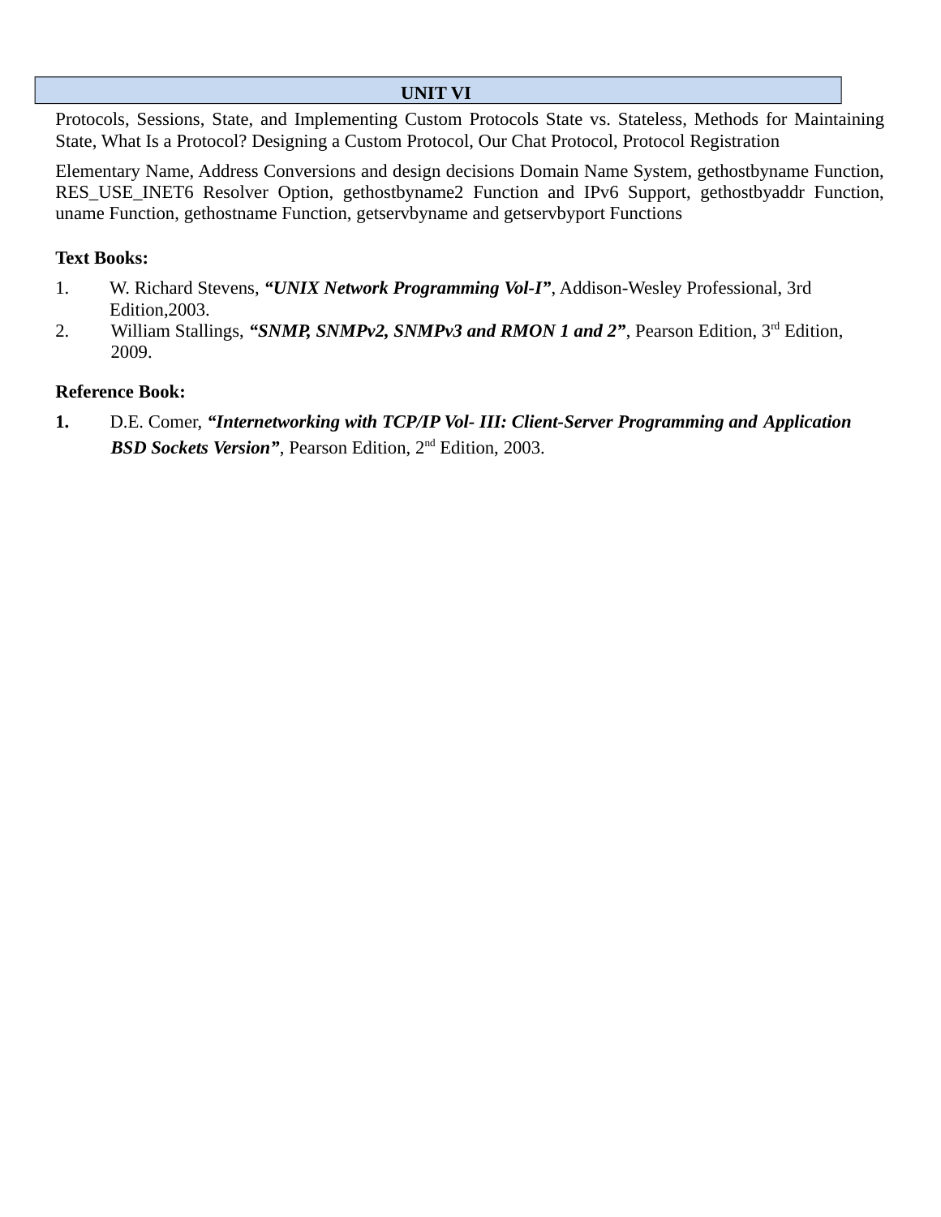## UNIT VI

Protocols, Sessions, State, and Implementing Custom Protocols State vs. Stateless, Methods for Maintaining State, What Is a Protocol? Designing a Custom Protocol, Our Chat Protocol, Protocol Registration

Elementary Name, Address Conversions and design decisions Domain Name System, gethostbyname Function, RES_USE_INET6 Resolver Option, gethostbyname2 Function and IPv6 Support, gethostbyaddr Function, uname Function, gethostname Function, getservbyname and getservbyport Functions

**Text Books:**

1. W. Richard Stevens, ***"UNIX Network Programming Vol-I"***, Addison-Wesley Professional, 3rd Edition,2003.
2. William Stallings, ***"SNMP, SNMPv2, SNMPv3 and RMON 1 and 2"***, Pearson Edition, 3rd Edition, 2009.

**Reference Book:**

1. D.E. Comer, ***"Internetworking with TCP/IP Vol- III: Client-Server Programming and Application BSD Sockets Version"***, Pearson Edition, 2nd Edition, 2003.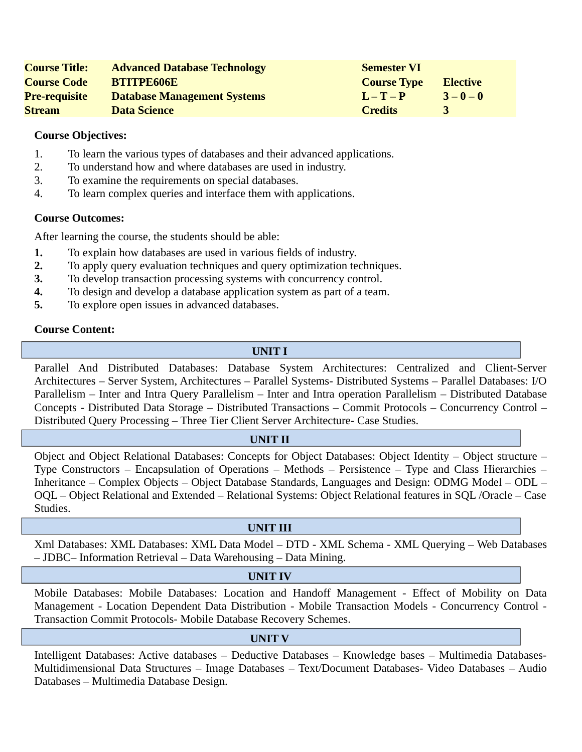| | | | |
|---|---|---|---|
| **Course Title:** | **Advanced Database Technology** | **Semester VI** | |
| **Course Code** | **BTITPE606E** | **Course Type** | **Elective** |
| **Pre-requisite** | **Database Management Systems** | **L – T – P** | **3 – 0 – 0** |
| **Stream** | **Data Science** | **Credits** | **3** |

**Course Objectives:**

1. To learn the various types of databases and their advanced applications.
2. To understand how and where databases are used in industry.
3. To examine the requirements on special databases.
4. To learn complex queries and interface them with applications.

**Course Outcomes:**

After learning the course, the students should be able:

1. To explain how databases are used in various fields of industry.
2. To apply query evaluation techniques and query optimization techniques.
3. To develop transaction processing systems with concurrency control.
4. To design and develop a database application system as part of a team.
5. To explore open issues in advanced databases.

**Course Content:**

**UNIT I**

Parallel And Distributed Databases: Database System Architectures: Centralized and Client-Server Architectures – Server System, Architectures – Parallel Systems- Distributed Systems – Parallel Databases: I/O Parallelism – Inter and Intra Query Parallelism – Inter and Intra operation Parallelism – Distributed Database Concepts - Distributed Data Storage – Distributed Transactions – Commit Protocols – Concurrency Control – Distributed Query Processing – Three Tier Client Server Architecture- Case Studies.

**UNIT II**

Object and Object Relational Databases: Concepts for Object Databases: Object Identity – Object structure – Type Constructors – Encapsulation of Operations – Methods – Persistence – Type and Class Hierarchies – Inheritance – Complex Objects – Object Database Standards, Languages and Design: ODMG Model – ODL – OQL – Object Relational and Extended – Relational Systems: Object Relational features in SQL /Oracle – Case Studies.

**UNIT III**

Xml Databases: XML Databases: XML Data Model – DTD - XML Schema - XML Querying – Web Databases – JDBC– Information Retrieval – Data Warehousing – Data Mining.

**UNIT IV**

Mobile Databases: Mobile Databases: Location and Handoff Management - Effect of Mobility on Data Management - Location Dependent Data Distribution - Mobile Transaction Models - Concurrency Control - Transaction Commit Protocols- Mobile Database Recovery Schemes.

**UNIT V**

Intelligent Databases: Active databases – Deductive Databases – Knowledge bases – Multimedia Databases- Multidimensional Data Structures – Image Databases – Text/Document Databases- Video Databases – Audio Databases – Multimedia Database Design.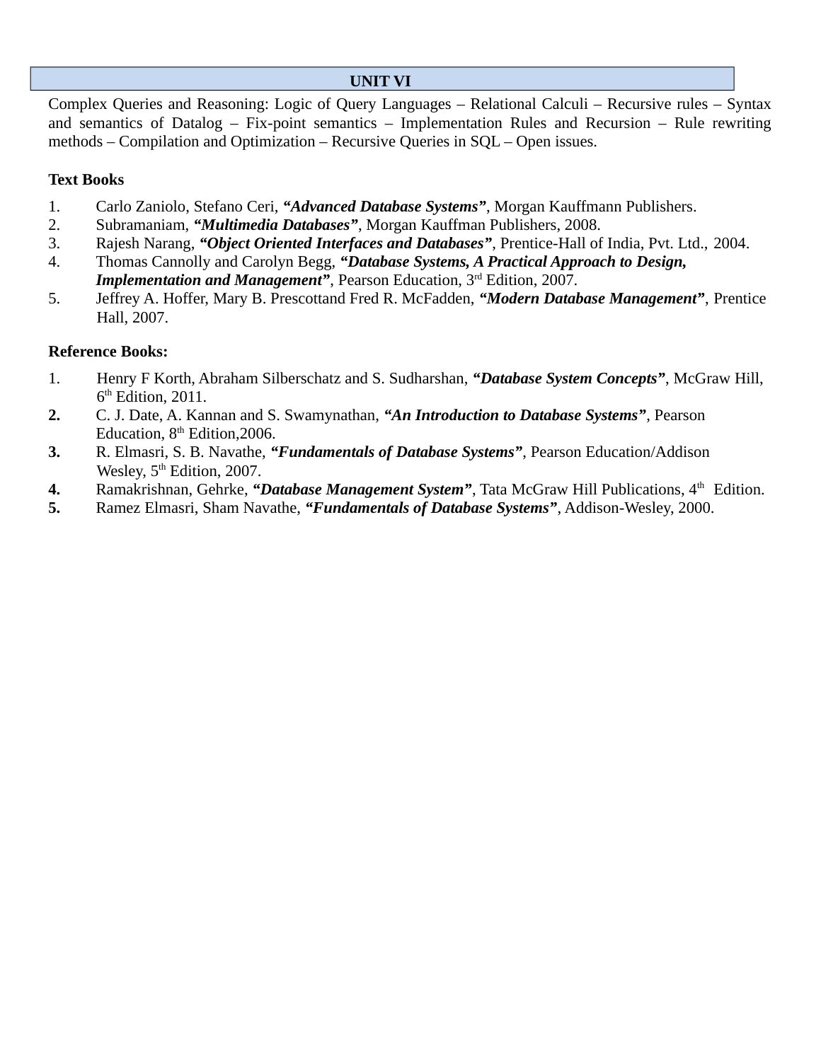## UNIT VI

Complex Queries and Reasoning: Logic of Query Languages – Relational Calculi – Recursive rules – Syntax and semantics of Datalog – Fix-point semantics – Implementation Rules and Recursion – Rule rewriting methods – Compilation and Optimization – Recursive Queries in SQL – Open issues.

**Text Books**

1. Carlo Zaniolo, Stefano Ceri, ***"Advanced Database Systems"***, Morgan Kauffmann Publishers.
2. Subramaniam, ***"Multimedia Databases"***, Morgan Kauffman Publishers, 2008.
3. Rajesh Narang, ***"Object Oriented Interfaces and Databases"***, Prentice-Hall of India, Pvt. Ltd., 2004.
4. Thomas Cannolly and Carolyn Begg, ***"Database Systems, A Practical Approach to Design, Implementation and Management"***, Pearson Education, 3rd Edition, 2007.
5. Jeffrey A. Hoffer, Mary B. Prescottand Fred R. McFadden, ***"Modern Database Management"***, Prentice Hall, 2007.

**Reference Books:**

1. Henry F Korth, Abraham Silberschatz and S. Sudharshan, ***"Database System Concepts"***, McGraw Hill, 6th Edition, 2011.
2. C. J. Date, A. Kannan and S. Swamynathan, ***"An Introduction to Database Systems"***, Pearson Education, 8th Edition,2006.
3. R. Elmasri, S. B. Navathe, ***"Fundamentals of Database Systems"***, Pearson Education/Addison Wesley, 5th Edition, 2007.
4. Ramakrishnan, Gehrke, ***"Database Management System"***, Tata McGraw Hill Publications, 4th Edition.
5. Ramez Elmasri, Sham Navathe, ***"Fundamentals of Database Systems"***, Addison-Wesley, 2000.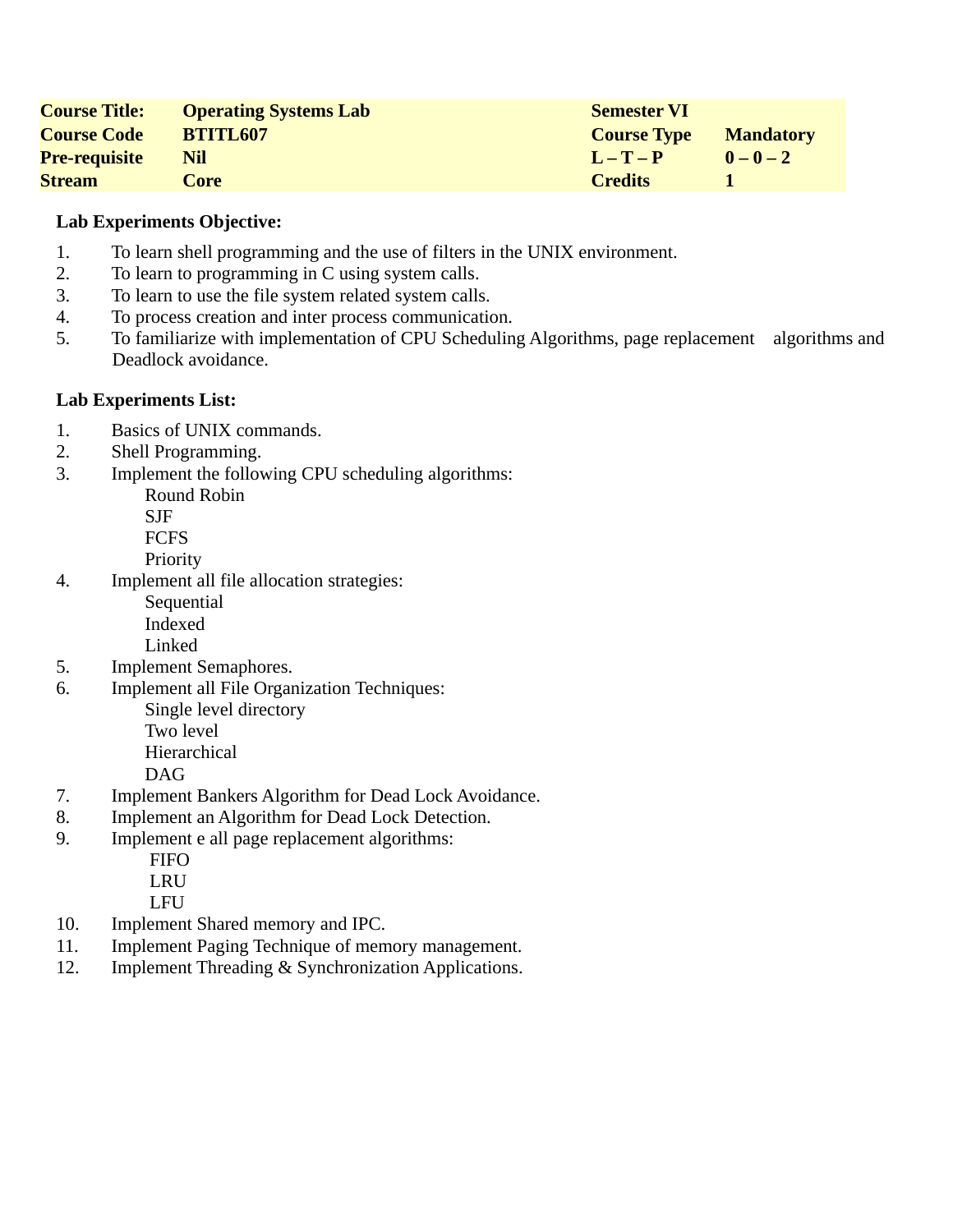| **Course Title:** | **Operating Systems Lab** | **Semester VI** | |
|---|---|---|---|
| **Course Code** | **BTITL607** | **Course Type** | **Mandatory** |
| **Pre-requisite** | **Nil** | **L – T – P** | **0 – 0 – 2** |
| **Stream** | **Core** | **Credits** | **1** |

**Lab Experiments Objective:**

1. To learn shell programming and the use of filters in the UNIX environment.
2. To learn to programming in C using system calls.
3. To learn to use the file system related system calls.
4. To process creation and inter process communication.
5. To familiarize with implementation of CPU Scheduling Algorithms, page replacement algorithms and Deadlock avoidance.

**Lab Experiments List:**

1. Basics of UNIX commands.
2. Shell Programming.
3. Implement the following CPU scheduling algorithms:
   - Round Robin
   - SJF
   - FCFS
   - Priority
4. Implement all file allocation strategies:
   - Sequential
   - Indexed
   - Linked
5. Implement Semaphores.
6. Implement all File Organization Techniques:
   - Single level directory
   - Two level
   - Hierarchical
   - DAG
7. Implement Bankers Algorithm for Dead Lock Avoidance.
8. Implement an Algorithm for Dead Lock Detection.
9. Implement e all page replacement algorithms:
   - FIFO
   - LRU
   - LFU
10. Implement Shared memory and IPC.
11. Implement Paging Technique of memory management.
12. Implement Threading & Synchronization Applications.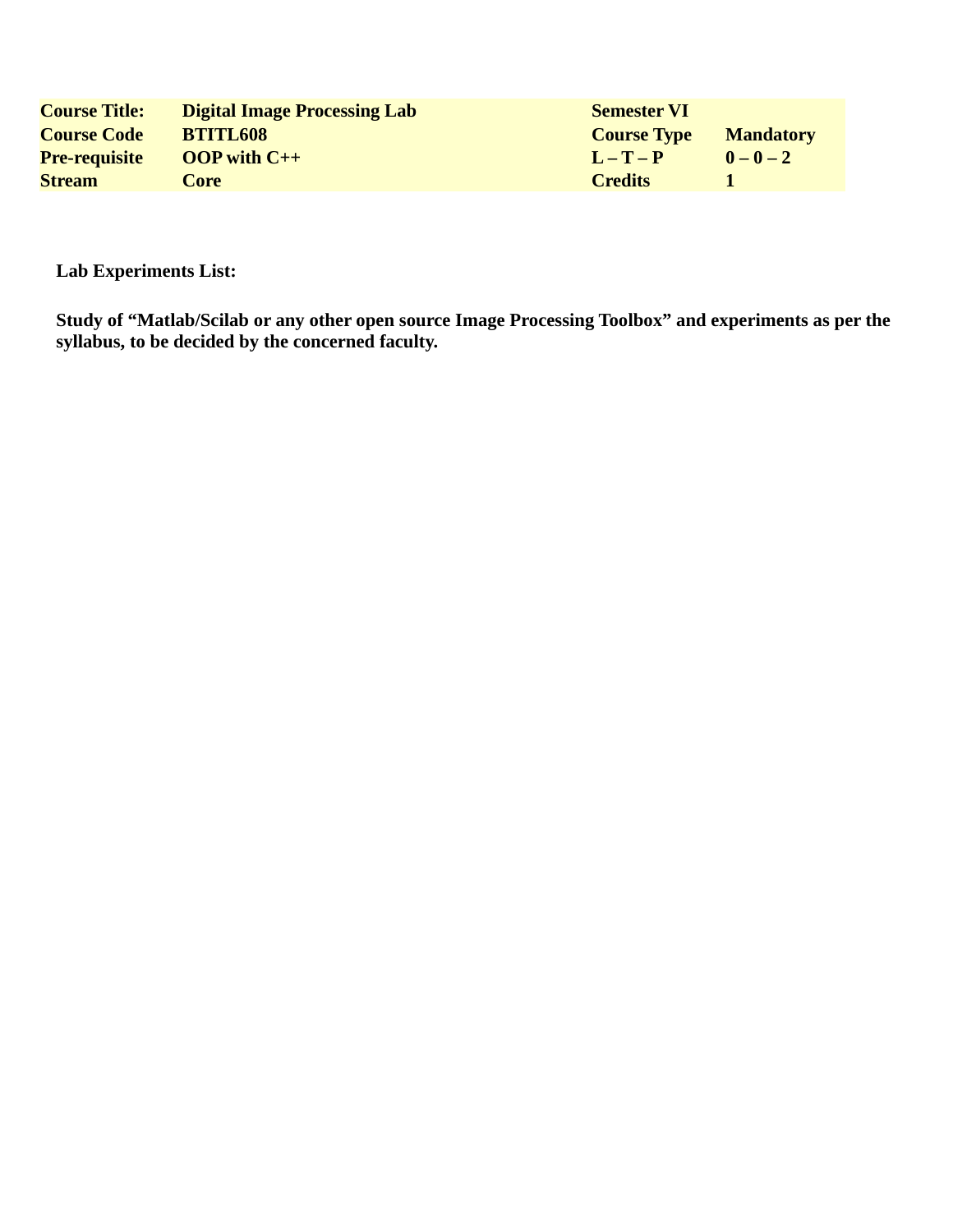| **Course Title:** | **Digital Image Processing Lab** | **Semester VI** | |
|---|---|---|---|
| **Course Code** | **BTITL608** | **Course Type** | **Mandatory** |
| **Pre-requisite** | **OOP with C++** | **L – T – P** | **0 – 0 – 2** |
| **Stream** | **Core** | **Credits** | **1** |

**Lab Experiments List:**

**Study of “Matlab/Scilab or any other open source Image Processing Toolbox” and experiments as per the syllabus, to be decided by the concerned faculty.**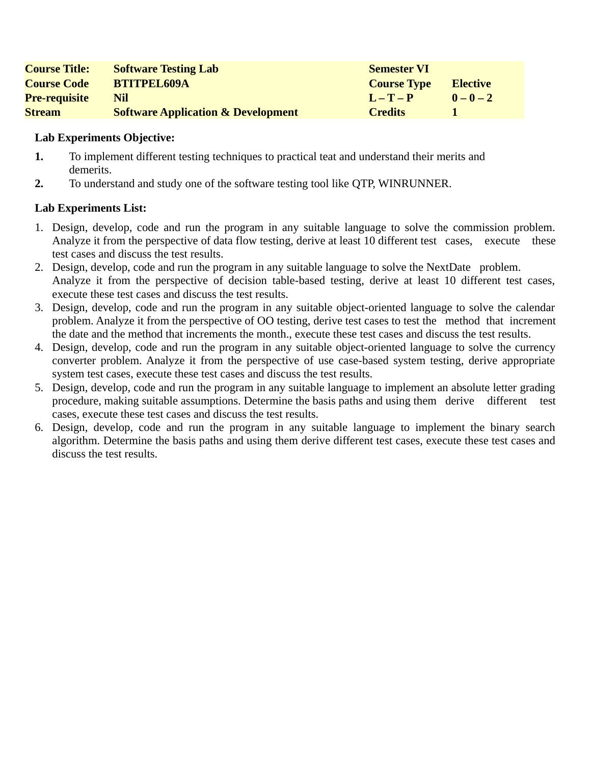| Course Title: | Software Testing Lab | Semester VI | |
|---|---|---|---|
| Course Code | BTITPEL609A | Course Type | Elective |
| Pre-requisite | Nil | L – T – P | 0 – 0 – 2 |
| Stream | Software Application & Development | Credits | 1 |

**Lab Experiments Objective:**

1. To implement different testing techniques to practical teat and understand their merits and demerits.
2. To understand and study one of the software testing tool like QTP, WINRUNNER.

**Lab Experiments List:**

1. Design, develop, code and run the program in any suitable language to solve the commission problem. Analyze it from the perspective of data flow testing, derive at least 10 different test cases, execute these test cases and discuss the test results.
2. Design, develop, code and run the program in any suitable language to solve the NextDate problem. Analyze it from the perspective of decision table-based testing, derive at least 10 different test cases, execute these test cases and discuss the test results.
3. Design, develop, code and run the program in any suitable object-oriented language to solve the calendar problem. Analyze it from the perspective of OO testing, derive test cases to test the method that increment the date and the method that increments the month., execute these test cases and discuss the test results.
4. Design, develop, code and run the program in any suitable object-oriented language to solve the currency converter problem. Analyze it from the perspective of use case-based system testing, derive appropriate system test cases, execute these test cases and discuss the test results.
5. Design, develop, code and run the program in any suitable language to implement an absolute letter grading procedure, making suitable assumptions. Determine the basis paths and using them derive different test cases, execute these test cases and discuss the test results.
6. Design, develop, code and run the program in any suitable language to implement the binary search algorithm. Determine the basis paths and using them derive different test cases, execute these test cases and discuss the test results.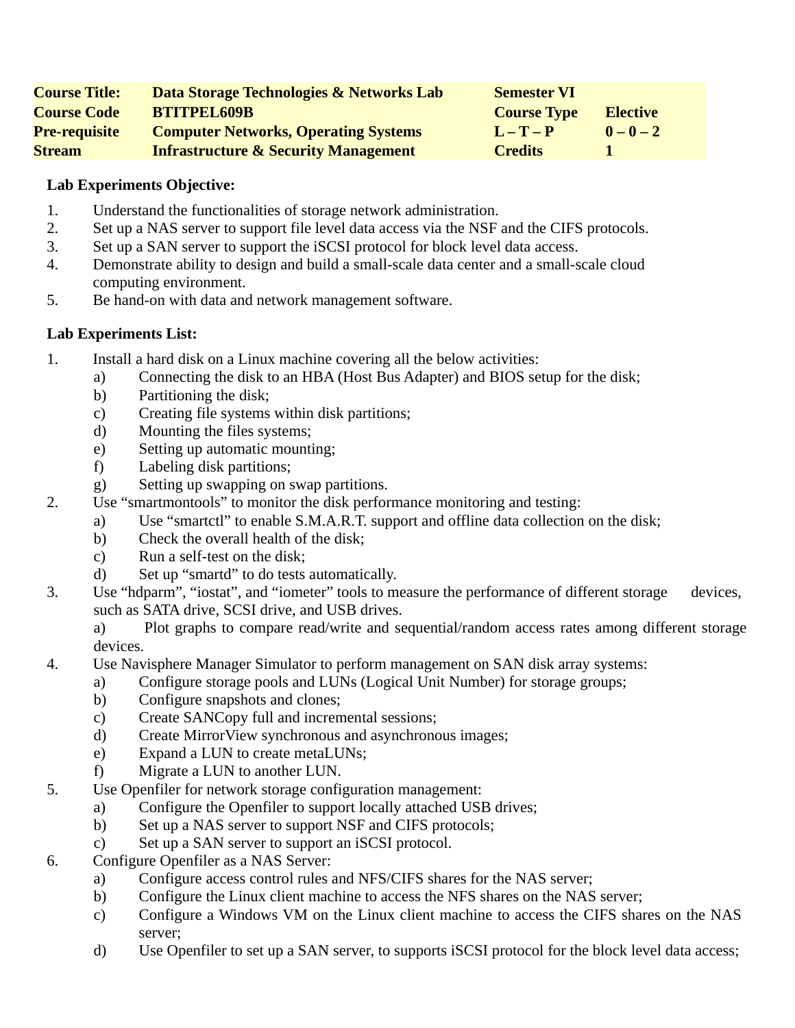| **Course Title:** | **Data Storage Technologies & Networks Lab** | **Semester VI** | |
|---|---|---|---|
| **Course Code** | **BTITPEL609B** | **Course Type** | **Elective** |
| **Pre-requisite** | **Computer Networks, Operating Systems** | **L – T – P** | **0 – 0 – 2** |
| **Stream** | **Infrastructure & Security Management** | **Credits** | **1** |

**Lab Experiments Objective:**

1. Understand the functionalities of storage network administration.
2. Set up a NAS server to support file level data access via the NSF and the CIFS protocols.
3. Set up a SAN server to support the iSCSI protocol for block level data access.
4. Demonstrate ability to design and build a small-scale data center and a small-scale cloud computing environment.
5. Be hand-on with data and network management software.

**Lab Experiments List:**

1. Install a hard disk on a Linux machine covering all the below activities:
   a) Connecting the disk to an HBA (Host Bus Adapter) and BIOS setup for the disk;
   b) Partitioning the disk;
   c) Creating file systems within disk partitions;
   d) Mounting the files systems;
   e) Setting up automatic mounting;
   f) Labeling disk partitions;
   g) Setting up swapping on swap partitions.
2. Use “smartmontools” to monitor the disk performance monitoring and testing:
   a) Use “smartctl” to enable S.M.A.R.T. support and offline data collection on the disk;
   b) Check the overall health of the disk;
   c) Run a self-test on the disk;
   d) Set up “smartd” to do tests automatically.
3. Use “hdparm”, “iostat”, and “iometer” tools to measure the performance of different storage devices, such as SATA drive, SCSI drive, and USB drives.
   a) Plot graphs to compare read/write and sequential/random access rates among different storage devices.
4. Use Navisphere Manager Simulator to perform management on SAN disk array systems:
   a) Configure storage pools and LUNs (Logical Unit Number) for storage groups;
   b) Configure snapshots and clones;
   c) Create SANCopy full and incremental sessions;
   d) Create MirrorView synchronous and asynchronous images;
   e) Expand a LUN to create metaLUNs;
   f) Migrate a LUN to another LUN.
5. Use Openfiler for network storage configuration management:
   a) Configure the Openfiler to support locally attached USB drives;
   b) Set up a NAS server to support NSF and CIFS protocols;
   c) Set up a SAN server to support an iSCSI protocol.
6. Configure Openfiler as a NAS Server:
   a) Configure access control rules and NFS/CIFS shares for the NAS server;
   b) Configure the Linux client machine to access the NFS shares on the NAS server;
   c) Configure a Windows VM on the Linux client machine to access the CIFS shares on the NAS server;
   d) Use Openfiler to set up a SAN server, to supports iSCSI protocol for the block level data access;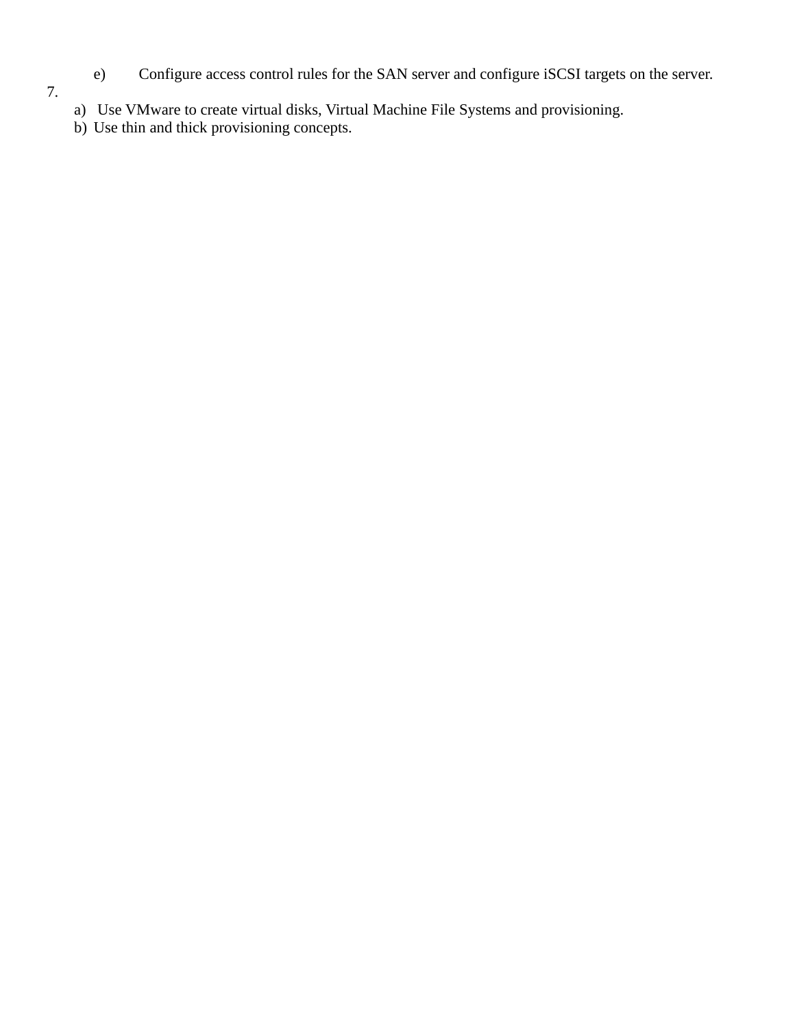e) Configure access control rules for the SAN server and configure iSCSI targets on the server.

7.

a) Use VMware to create virtual disks, Virtual Machine File Systems and provisioning.

b) Use thin and thick provisioning concepts.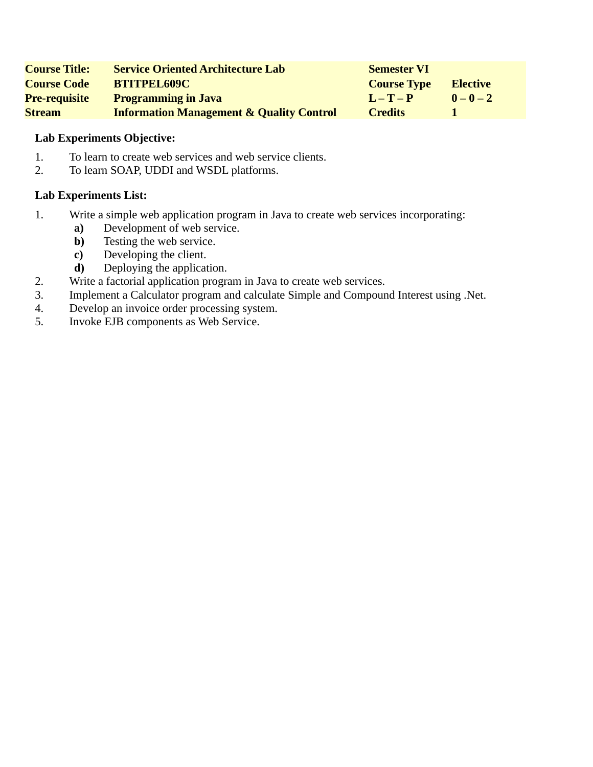| **Course Title:** | **Service Oriented Architecture Lab** | **Semester VI** | |
|---|---|---|---|
| **Course Code** | **BTITPEL609C** | **Course Type** | **Elective** |
| **Pre-requisite** | **Programming in Java** | **L – T – P** | **0 – 0 – 2** |
| **Stream** | **Information Management & Quality Control** | **Credits** | **1** |

**Lab Experiments Objective:**

1. To learn to create web services and web service clients.
2. To learn SOAP, UDDI and WSDL platforms.

**Lab Experiments List:**

1. Write a simple web application program in Java to create web services incorporating:
   - **a)** Development of web service.
   - **b)** Testing the web service.
   - **c)** Developing the client.
   - **d)** Deploying the application.
2. Write a factorial application program in Java to create web services.
3. Implement a Calculator program and calculate Simple and Compound Interest using .Net.
4. Develop an invoice order processing system.
5. Invoke EJB components as Web Service.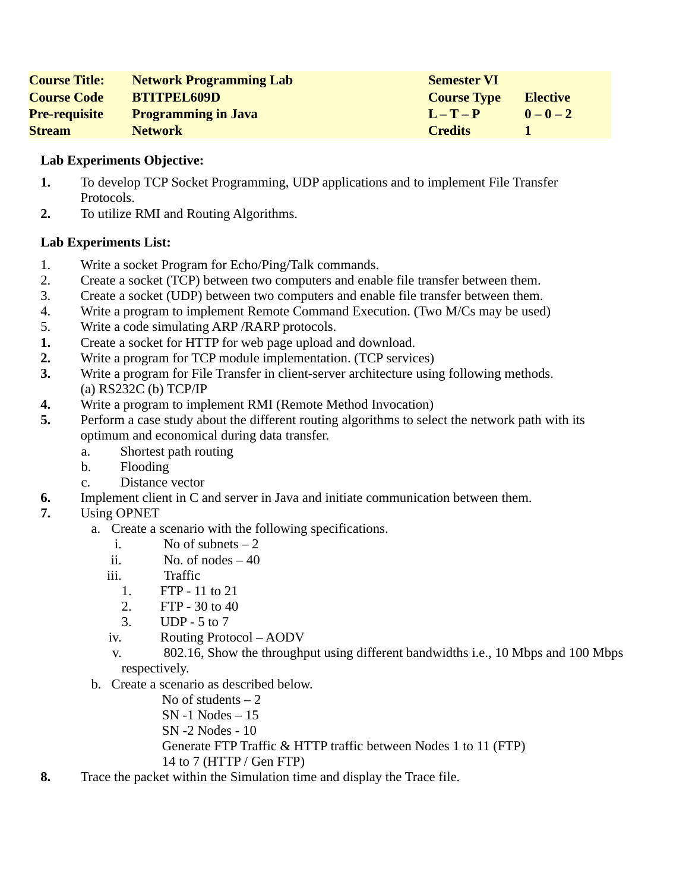| Course Title: | Network Programming Lab | Semester VI | |
|---|---|---|---|
| Course Code | BTITPEL609D | Course Type | Elective |
| Pre-requisite | Programming in Java | L – T – P | 0 – 0 – 2 |
| Stream | Network | Credits | 1 |

**Lab Experiments Objective:**

1. To develop TCP Socket Programming, UDP applications and to implement File Transfer Protocols.
2. To utilize RMI and Routing Algorithms.

**Lab Experiments List:**

1. Write a socket Program for Echo/Ping/Talk commands.
2. Create a socket (TCP) between two computers and enable file transfer between them.
3. Create a socket (UDP) between two computers and enable file transfer between them.
4. Write a program to implement Remote Command Execution. (Two M/Cs may be used)
5. Write a code simulating ARP /RARP protocols.

**1.** Create a socket for HTTP for web page upload and download.

**2.** Write a program for TCP module implementation. (TCP services)

**3.** Write a program for File Transfer in client-server architecture using following methods.
(a) RS232C (b) TCP/IP

**4.** Write a program to implement RMI (Remote Method Invocation)

**5.** Perform a case study about the different routing algorithms to select the network path with its optimum and economical during data transfer.
   a. Shortest path routing
   b. Flooding
   c. Distance vector

**6.** Implement client in C and server in Java and initiate communication between them.

**7.** Using OPNET
   a. Create a scenario with the following specifications.
      i. No of subnets – 2
      ii. No. of nodes – 40
      iii. Traffic
         1. FTP - 11 to 21
         2. FTP - 30 to 40
         3. UDP - 5 to 7
      iv. Routing Protocol – AODV
      v. 802.16, Show the throughput using different bandwidths i.e., 10 Mbps and 100 Mbps respectively.
   b. Create a scenario as described below.
      No of students – 2
      SN -1 Nodes – 15
      SN -2 Nodes - 10
      Generate FTP Traffic & HTTP traffic between Nodes 1 to 11 (FTP)
      14 to 7 (HTTP / Gen FTP)

**8.** Trace the packet within the Simulation time and display the Trace file.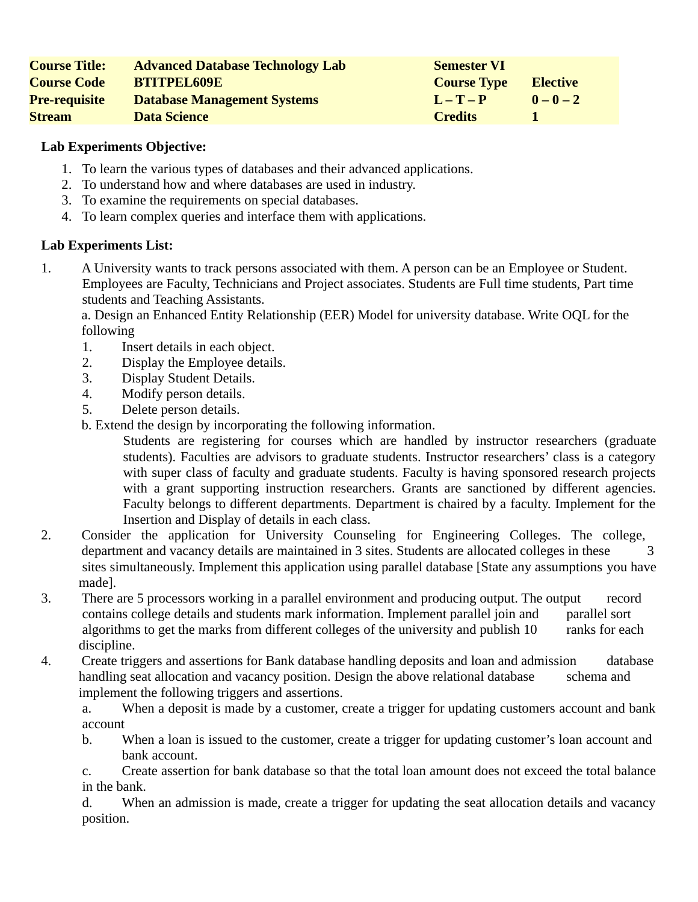| **Course Title:** | **Advanced Database Technology Lab** | **Semester VI** | |
|---|---|---|---|
| **Course Code** | **BTITPEL609E** | **Course Type** | **Elective** |
| **Pre-requisite** | **Database Management Systems** | **L – T – P** | **0 – 0 – 2** |
| **Stream** | **Data Science** | **Credits** | **1** |

**Lab Experiments Objective:**

1. To learn the various types of databases and their advanced applications.
2. To understand how and where databases are used in industry.
3. To examine the requirements on special databases.
4. To learn complex queries and interface them with applications.

**Lab Experiments List:**

1. A University wants to track persons associated with them. A person can be an Employee or Student. Employees are Faculty, Technicians and Project associates. Students are Full time students, Part time students and Teaching Assistants.

   a. Design an Enhanced Entity Relationship (EER) Model for university database. Write OQL for the following

   1. Insert details in each object.
   2. Display the Employee details.
   3. Display Student Details.
   4. Modify person details.
   5. Delete person details.

   b. Extend the design by incorporating the following information.

   Students are registering for courses which are handled by instructor researchers (graduate students). Faculties are advisors to graduate students. Instructor researchers' class is a category with super class of faculty and graduate students. Faculty is having sponsored research projects with a grant supporting instruction researchers. Grants are sanctioned by different agencies. Faculty belongs to different departments. Department is chaired by a faculty. Implement for the Insertion and Display of details in each class.

2. Consider the application for University Counseling for Engineering Colleges. The college, department and vacancy details are maintained in 3 sites. Students are allocated colleges in these 3 sites simultaneously. Implement this application using parallel database [State any assumptions you have made].

3. There are 5 processors working in a parallel environment and producing output. The output record contains college details and students mark information. Implement parallel join and parallel sort algorithms to get the marks from different colleges of the university and publish 10 ranks for each discipline.

4. Create triggers and assertions for Bank database handling deposits and loan and admission database handling seat allocation and vacancy position. Design the above relational database schema and implement the following triggers and assertions.

   a. When a deposit is made by a customer, create a trigger for updating customers account and bank account

   b. When a loan is issued to the customer, create a trigger for updating customer's loan account and bank account.

   c. Create assertion for bank database so that the total loan amount does not exceed the total balance in the bank.

   d. When an admission is made, create a trigger for updating the seat allocation details and vacancy position.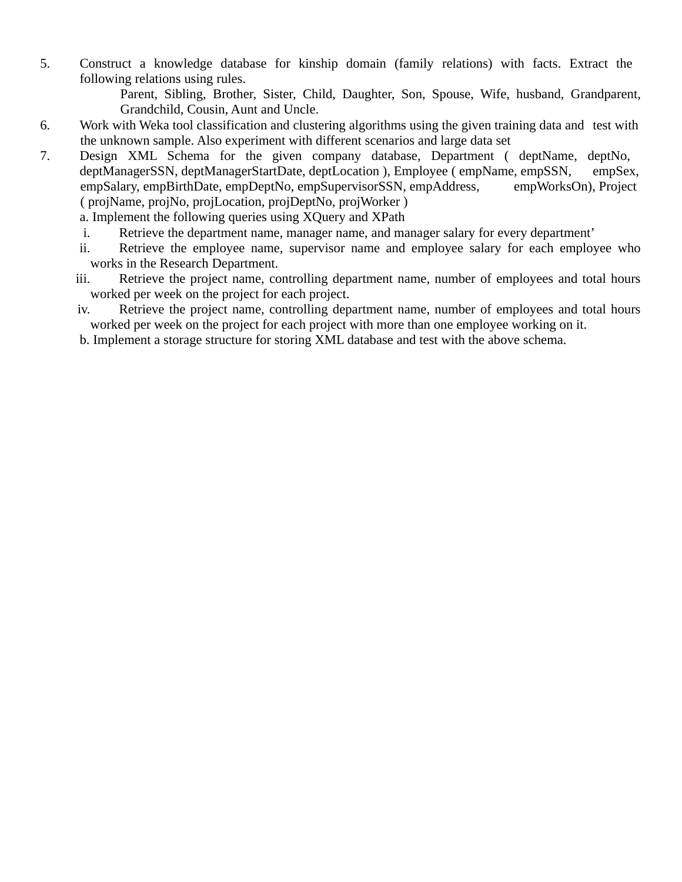5. Construct a knowledge database for kinship domain (family relations) with facts. Extract the following relations using rules.

    Parent, Sibling, Brother, Sister, Child, Daughter, Son, Spouse, Wife, husband, Grandparent, Grandchild, Cousin, Aunt and Uncle.

6. Work with Weka tool classification and clustering algorithms using the given training data and test with the unknown sample. Also experiment with different scenarios and large data set

7. Design XML Schema for the given company database, Department ( deptName, deptNo, deptManagerSSN, deptManagerStartDate, deptLocation ), Employee ( empName, empSSN, empSex, empSalary, empBirthDate, empDeptNo, empSupervisorSSN, empAddress, empWorksOn), Project ( projName, projNo, projLocation, projDeptNo, projWorker )

    a. Implement the following queries using XQuery and XPath

    i. Retrieve the department name, manager name, and manager salary for every department'

    ii. Retrieve the employee name, supervisor name and employee salary for each employee who works in the Research Department.

    iii. Retrieve the project name, controlling department name, number of employees and total hours worked per week on the project for each project.

    iv. Retrieve the project name, controlling department name, number of employees and total hours worked per week on the project for each project with more than one employee working on it.

    b. Implement a storage structure for storing XML database and test with the above schema.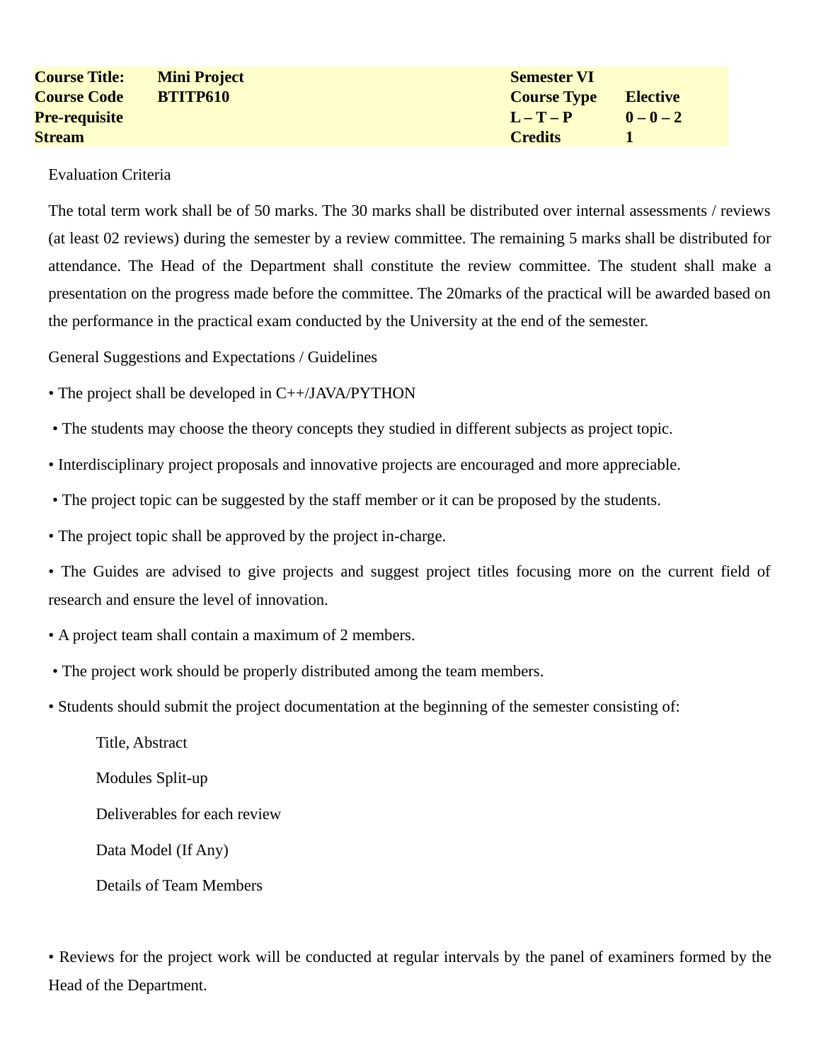| | | | |
|---|---|---|---|
| **Course Title:** | **Mini Project** | **Semester VI** | |
| **Course Code** | **BTITP610** | **Course Type** | **Elective** |
| **Pre-requisite** | | **L – T – P** | **0 – 0 – 2** |
| **Stream** | | **Credits** | **1** |

Evaluation Criteria

The total term work shall be of 50 marks. The 30 marks shall be distributed over internal assessments / reviews (at least 02 reviews) during the semester by a review committee. The remaining 5 marks shall be distributed for attendance. The Head of the Department shall constitute the review committee. The student shall make a presentation on the progress made before the committee. The 20marks of the practical will be awarded based on the performance in the practical exam conducted by the University at the end of the semester.

General Suggestions and Expectations / Guidelines

- The project shall be developed in C++/JAVA/PYTHON
- The students may choose the theory concepts they studied in different subjects as project topic.
- Interdisciplinary project proposals and innovative projects are encouraged and more appreciable.
- The project topic can be suggested by the staff member or it can be proposed by the students.
- The project topic shall be approved by the project in-charge.
- The Guides are advised to give projects and suggest project titles focusing more on the current field of research and ensure the level of innovation.
- A project team shall contain a maximum of 2 members.
- The project work should be properly distributed among the team members.
- Students should submit the project documentation at the beginning of the semester consisting of:

  Title, Abstract

  Modules Split-up

  Deliverables for each review

  Data Model (If Any)

  Details of Team Members

- Reviews for the project work will be conducted at regular intervals by the panel of examiners formed by the Head of the Department.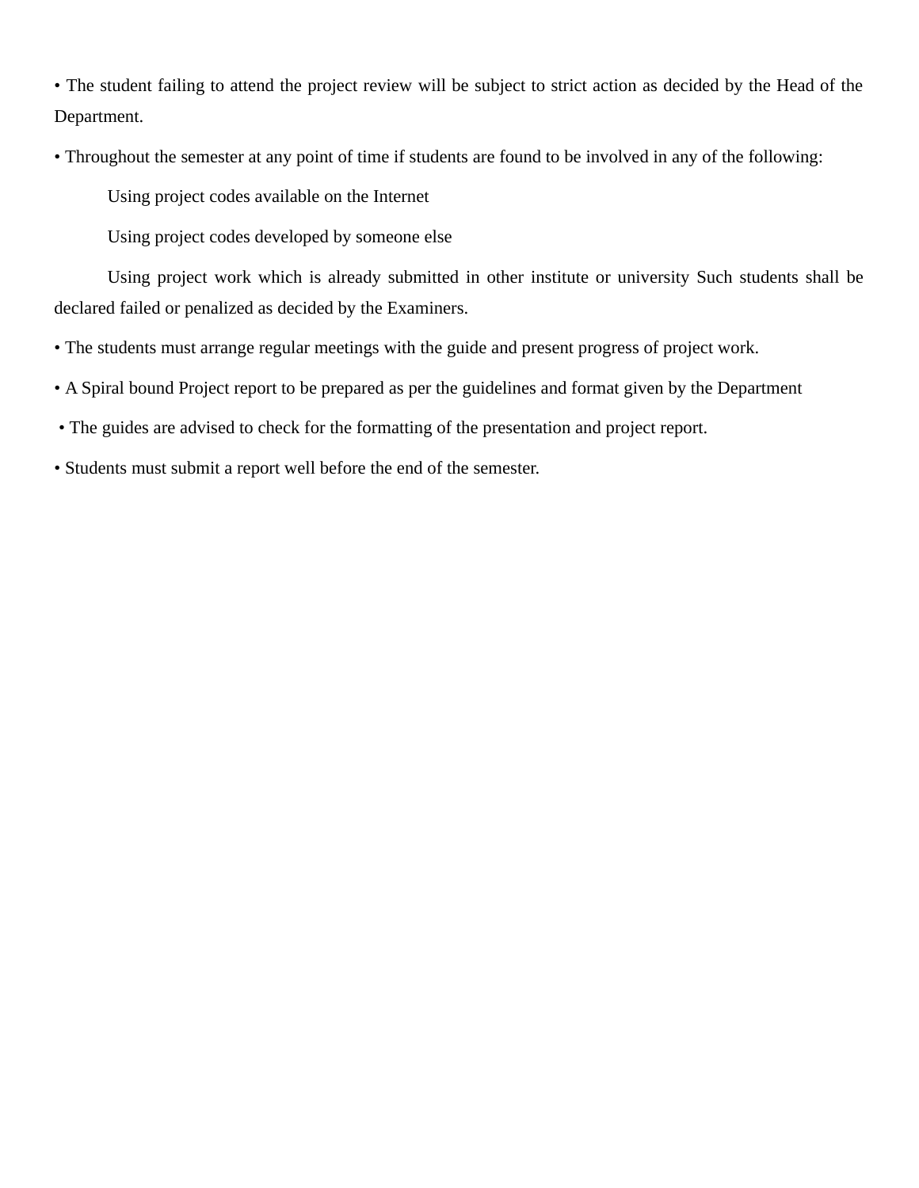- The student failing to attend the project review will be subject to strict action as decided by the Head of the Department.

- Throughout the semester at any point of time if students are found to be involved in any of the following:

  Using project codes available on the Internet

  Using project codes developed by someone else

  Using project work which is already submitted in other institute or university Such students shall be declared failed or penalized as decided by the Examiners.

- The students must arrange regular meetings with the guide and present progress of project work.

- A Spiral bound Project report to be prepared as per the guidelines and format given by the Department

- The guides are advised to check for the formatting of the presentation and project report.

- Students must submit a report well before the end of the semester.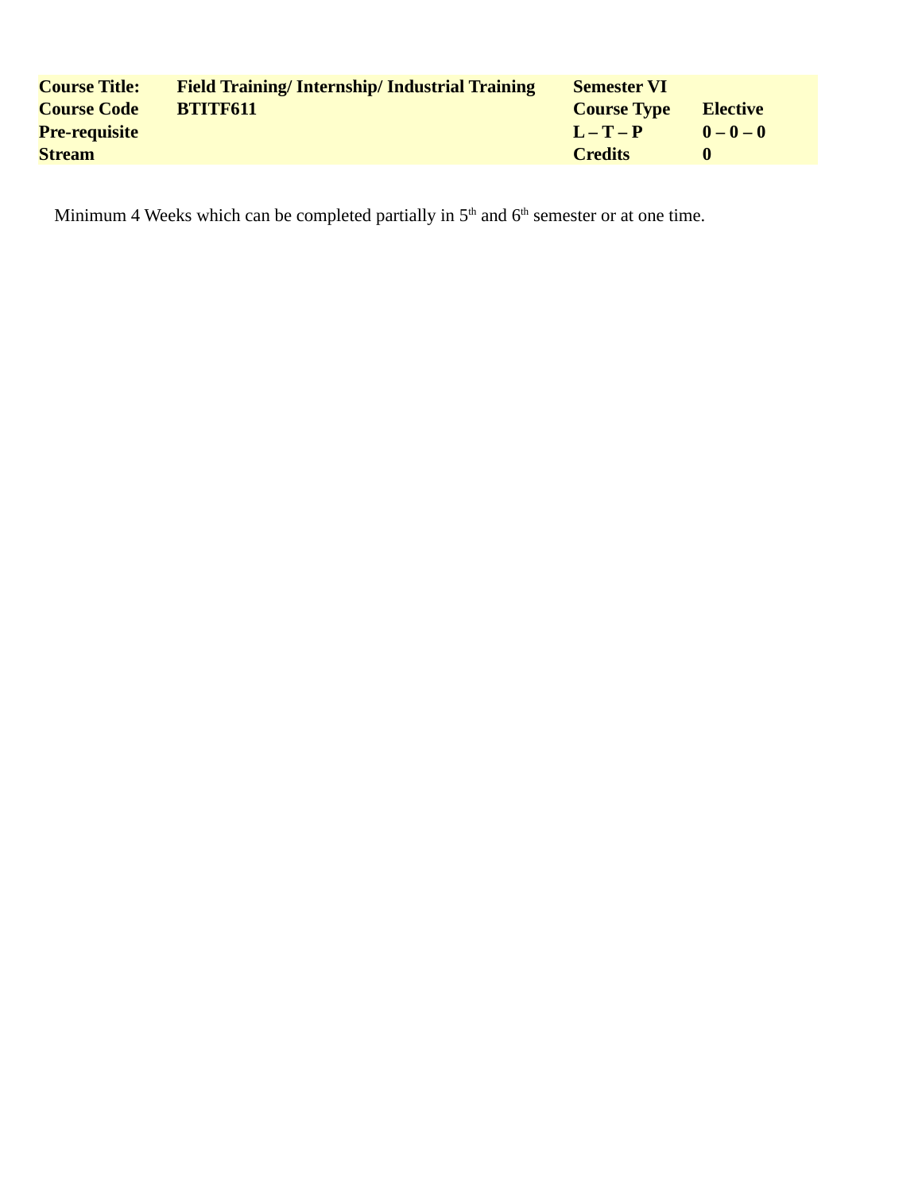| | | | |
|---|---|---|---|
| **Course Title:** | **Field Training/ Internship/ Industrial Training** | **Semester VI** | |
| **Course Code** | **BTITF611** | **Course Type** | **Elective** |
| **Pre-requisite** | | **L – T – P** | **0 – 0 – 0** |
| **Stream** | | **Credits** | **0** |

Minimum 4 Weeks which can be completed partially in $5^{th}$ and $6^{th}$ semester or at one time.